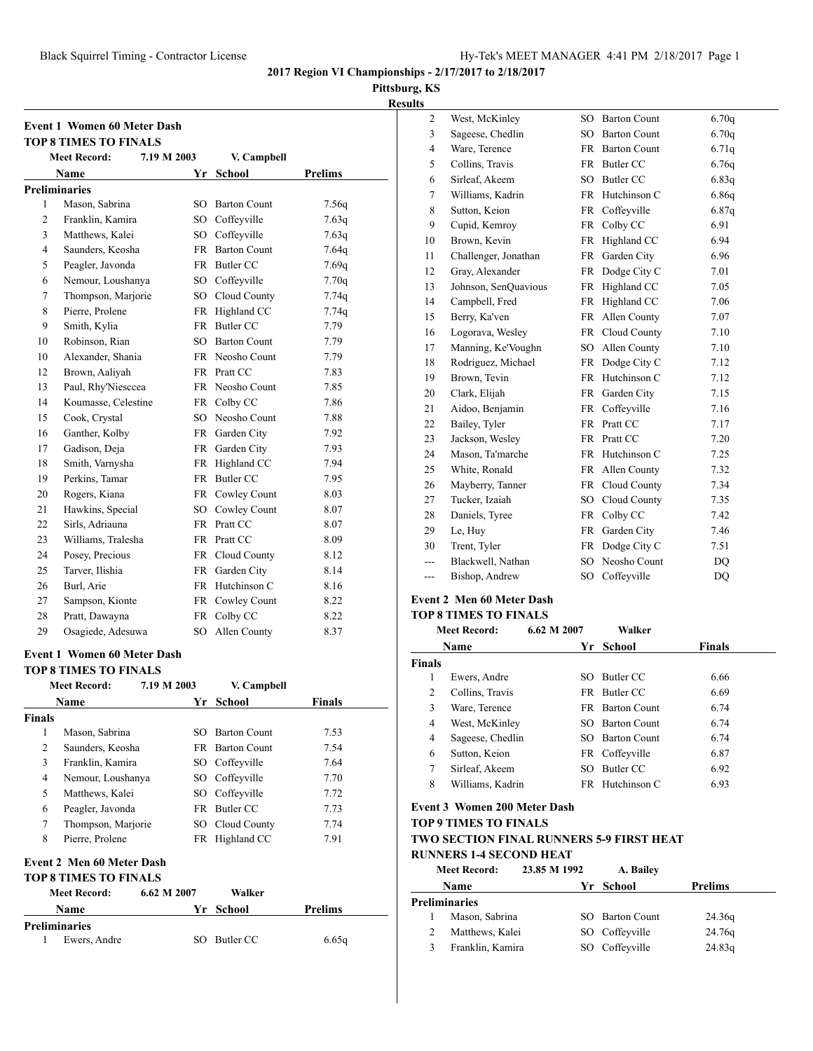## 2017 Region VI Championships - 2/17/2017 to 2/18/2017

**Pittsburg, KS**

**Results**

### Event 1 Women 60 Meter Dash

**TOP 8 TIMES TO FINALS**

Meet Record: 7.19 M 2003 V. Campbell

| | Name | Yr | School | Prelims |
|---|---|---|---|---|
| **Preliminaries** | | | | |
| 1 | Mason, Sabrina | SO | Barton Count | 7.56q |
| 2 | Franklin, Kamira | SO | Coffeyville | 7.63q |
| 3 | Matthews, Kalei | SO | Coffeyville | 7.63q |
| 4 | Saunders, Keosha | FR | Barton Count | 7.64q |
| 5 | Peagler, Javonda | FR | Butler CC | 7.69q |
| 6 | Nemour, Loushanya | SO | Coffeyville | 7.70q |
| 7 | Thompson, Marjorie | SO | Cloud County | 7.74q |
| 8 | Pierre, Prolene | FR | Highland CC | 7.74q |
| 9 | Smith, Kylia | FR | Butler CC | 7.79 |
| 10 | Robinson, Rian | SO | Barton Count | 7.79 |
| 10 | Alexander, Shania | FR | Neosho Count | 7.79 |
| 12 | Brown, Aaliyah | FR | Pratt CC | 7.83 |
| 13 | Paul, Rhy'Niesccea | FR | Neosho Count | 7.85 |
| 14 | Koumasse, Celestine | FR | Colby CC | 7.86 |
| 15 | Cook, Crystal | SO | Neosho Count | 7.88 |
| 16 | Ganther, Kolby | FR | Garden City | 7.92 |
| 17 | Gadison, Deja | FR | Garden City | 7.93 |
| 18 | Smith, Varnysha | FR | Highland CC | 7.94 |
| 19 | Perkins, Tamar | FR | Butler CC | 7.95 |
| 20 | Rogers, Kiana | FR | Cowley Count | 8.03 |
| 21 | Hawkins, Special | SO | Cowley Count | 8.07 |
| 22 | Sirls, Adriauna | FR | Pratt CC | 8.07 |
| 23 | Williams, Tralesha | FR | Pratt CC | 8.09 |
| 24 | Posey, Precious | FR | Cloud County | 8.12 |
| 25 | Tarver, Ilishia | FR | Garden City | 8.14 |
| 26 | Burl, Arie | FR | Hutchinson C | 8.16 |
| 27 | Sampson, Kionte | FR | Cowley Count | 8.22 |
| 28 | Pratt, Dawayna | FR | Colby CC | 8.22 |
| 29 | Osagiede, Adesuwa | SO | Allen County | 8.37 |

### Event 1 Women 60 Meter Dash

**TOP 8 TIMES TO FINALS**

Meet Record: 7.19 M 2003 V. Campbell

| | Name | Yr | School | Finals |
|---|---|---|---|---|
| **Finals** | | | | |
| 1 | Mason, Sabrina | SO | Barton Count | 7.53 |
| 2 | Saunders, Keosha | FR | Barton Count | 7.54 |
| 3 | Franklin, Kamira | SO | Coffeyville | 7.64 |
| 4 | Nemour, Loushanya | SO | Coffeyville | 7.70 |
| 5 | Matthews, Kalei | SO | Coffeyville | 7.72 |
| 6 | Peagler, Javonda | FR | Butler CC | 7.73 |
| 7 | Thompson, Marjorie | SO | Cloud County | 7.74 |
| 8 | Pierre, Prolene | FR | Highland CC | 7.91 |

### Event 2 Men 60 Meter Dash

**TOP 8 TIMES TO FINALS**

Meet Record: 6.62 M 2007 Walker

| | Name | Yr | School | Prelims |
|---|---|---|---|---|
| **Preliminaries** | | | | |
| 1 | Ewers, Andre | SO | Butler CC | 6.65q |
| 2 | West, McKinley | SO | Barton Count | 6.70q |
| 3 | Sageese, Chedlin | SO | Barton Count | 6.70q |
| 4 | Ware, Terence | FR | Barton Count | 6.71q |
| 5 | Collins, Travis | FR | Butler CC | 6.76q |
| 6 | Sirleaf, Akeem | SO | Butler CC | 6.83q |
| 7 | Williams, Kadrin | FR | Hutchinson C | 6.86q |
| 8 | Sutton, Keion | FR | Coffeyville | 6.87q |
| 9 | Cupid, Kemroy | FR | Colby CC | 6.91 |
| 10 | Brown, Kevin | FR | Highland CC | 6.94 |
| 11 | Challenger, Jonathan | FR | Garden City | 6.96 |
| 12 | Gray, Alexander | FR | Dodge City C | 7.01 |
| 13 | Johnson, SenQuavious | FR | Highland CC | 7.05 |
| 14 | Campbell, Fred | FR | Highland CC | 7.06 |
| 15 | Berry, Ka'ven | FR | Allen County | 7.07 |
| 16 | Logorava, Wesley | FR | Cloud County | 7.10 |
| 17 | Manning, Ke'Voughn | SO | Allen County | 7.10 |
| 18 | Rodriguez, Michael | FR | Dodge City C | 7.12 |
| 19 | Brown, Tevin | FR | Hutchinson C | 7.12 |
| 20 | Clark, Elijah | FR | Garden City | 7.15 |
| 21 | Aidoo, Benjamin | FR | Coffeyville | 7.16 |
| 22 | Bailey, Tyler | FR | Pratt CC | 7.17 |
| 23 | Jackson, Wesley | FR | Pratt CC | 7.20 |
| 24 | Mason, Ta'marche | FR | Hutchinson C | 7.25 |
| 25 | White, Ronald | FR | Allen County | 7.32 |
| 26 | Mayberry, Tanner | FR | Cloud County | 7.34 |
| 27 | Tucker, Izaiah | SO | Cloud County | 7.35 |
| 28 | Daniels, Tyree | FR | Colby CC | 7.42 |
| 29 | Le, Huy | FR | Garden City | 7.46 |
| 30 | Trent, Tyler | FR | Dodge City C | 7.51 |
| --- | Blackwell, Nathan | SO | Neosho Count | DQ |
| --- | Bishop, Andrew | SO | Coffeyville | DQ |

### Event 2 Men 60 Meter Dash

**TOP 8 TIMES TO FINALS**

Meet Record: 6.62 M 2007 Walker

| | Name | Yr | School | Finals |
|---|---|---|---|---|
| **Finals** | | | | |
| 1 | Ewers, Andre | SO | Butler CC | 6.66 |
| 2 | Collins, Travis | FR | Butler CC | 6.69 |
| 3 | Ware, Terence | FR | Barton Count | 6.74 |
| 4 | West, McKinley | SO | Barton Count | 6.74 |
| 4 | Sageese, Chedlin | SO | Barton Count | 6.74 |
| 6 | Sutton, Keion | FR | Coffeyville | 6.87 |
| 7 | Sirleaf, Akeem | SO | Butler CC | 6.92 |
| 8 | Williams, Kadrin | FR | Hutchinson C | 6.93 |

### Event 3 Women 200 Meter Dash

**TOP 9 TIMES TO FINALS**

**TWO SECTION FINAL RUNNERS 5-9 FIRST HEAT**

**RUNNERS 1-4 SECOND HEAT**

Meet Record: 23.85 M 1992 A. Bailey

| | Name | Yr | School | Prelims |
|---|---|---|---|---|
| **Preliminaries** | | | | |
| 1 | Mason, Sabrina | SO | Barton Count | 24.36q |
| 2 | Matthews, Kalei | SO | Coffeyville | 24.76q |
| 3 | Franklin, Kamira | SO | Coffeyville | 24.83q |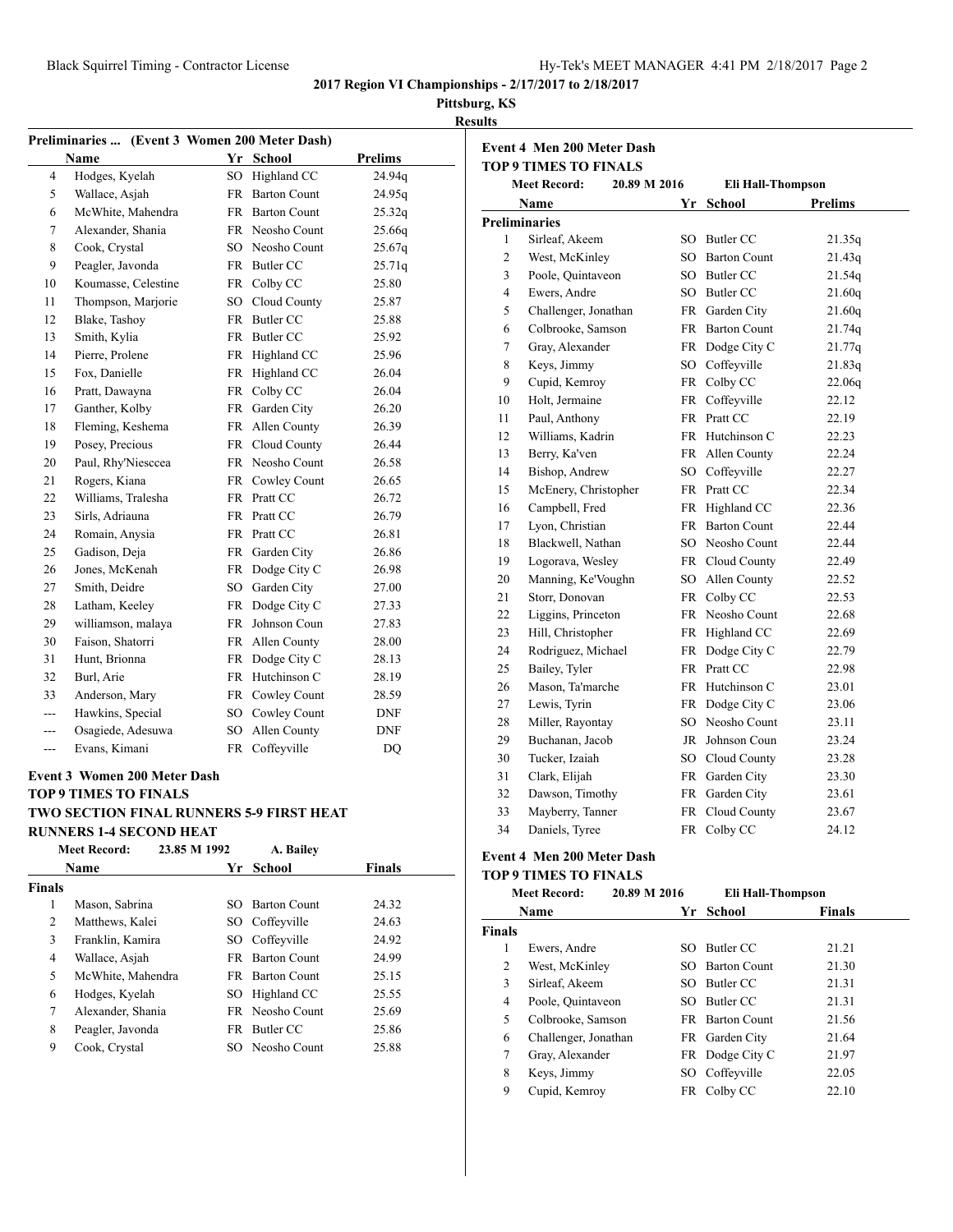**2017 Region VI Championships - 2/17/2017 to 2/18/2017**

**Pittsburg, KS**

**Results**

### Preliminaries ... (Event 3 Women 200 Meter Dash)

| | Name | Yr | School | Prelims |
|---|---|---|---|---|
| 4 | Hodges, Kyelah | SO | Highland CC | 24.94q |
| 5 | Wallace, Asjah | FR | Barton Count | 24.95q |
| 6 | McWhite, Mahendra | FR | Barton Count | 25.32q |
| 7 | Alexander, Shania | FR | Neosho Count | 25.66q |
| 8 | Cook, Crystal | SO | Neosho Count | 25.67q |
| 9 | Peagler, Javonda | FR | Butler CC | 25.71q |
| 10 | Koumasse, Celestine | FR | Colby CC | 25.80 |
| 11 | Thompson, Marjorie | SO | Cloud County | 25.87 |
| 12 | Blake, Tashoy | FR | Butler CC | 25.88 |
| 13 | Smith, Kylia | FR | Butler CC | 25.92 |
| 14 | Pierre, Prolene | FR | Highland CC | 25.96 |
| 15 | Fox, Danielle | FR | Highland CC | 26.04 |
| 16 | Pratt, Dawayna | FR | Colby CC | 26.04 |
| 17 | Ganther, Kolby | FR | Garden City | 26.20 |
| 18 | Fleming, Keshema | FR | Allen County | 26.39 |
| 19 | Posey, Precious | FR | Cloud County | 26.44 |
| 20 | Paul, Rhy'Niesccea | FR | Neosho Count | 26.58 |
| 21 | Rogers, Kiana | FR | Cowley Count | 26.65 |
| 22 | Williams, Tralesha | FR | Pratt CC | 26.72 |
| 23 | Sirls, Adriauna | FR | Pratt CC | 26.79 |
| 24 | Romain, Anysia | FR | Pratt CC | 26.81 |
| 25 | Gadison, Deja | FR | Garden City | 26.86 |
| 26 | Jones, McKenah | FR | Dodge City C | 26.98 |
| 27 | Smith, Deidre | SO | Garden City | 27.00 |
| 28 | Latham, Keeley | FR | Dodge City C | 27.33 |
| 29 | williamson, malaya | FR | Johnson Coun | 27.83 |
| 30 | Faison, Shatorri | FR | Allen County | 28.00 |
| 31 | Hunt, Brionna | FR | Dodge City C | 28.13 |
| 32 | Burl, Arie | FR | Hutchinson C | 28.19 |
| 33 | Anderson, Mary | FR | Cowley Count | 28.59 |
| --- | Hawkins, Special | SO | Cowley Count | DNF |
| --- | Osagiede, Adesuwa | SO | Allen County | DNF |
| --- | Evans, Kimani | FR | Coffeyville | DQ |

### Event 3 Women 200 Meter Dash

**TOP 9 TIMES TO FINALS**

**TWO SECTION FINAL RUNNERS 5-9 FIRST HEAT**

**RUNNERS 1-4 SECOND HEAT**

Meet Record: 23.85 M 1992 A. Bailey

| | Name | Yr | School | Finals |
|---|---|---|---|---|
| **Finals** | | | | |
| 1 | Mason, Sabrina | SO | Barton Count | 24.32 |
| 2 | Matthews, Kalei | SO | Coffeyville | 24.63 |
| 3 | Franklin, Kamira | SO | Coffeyville | 24.92 |
| 4 | Wallace, Asjah | FR | Barton Count | 24.99 |
| 5 | McWhite, Mahendra | FR | Barton Count | 25.15 |
| 6 | Hodges, Kyelah | SO | Highland CC | 25.55 |
| 7 | Alexander, Shania | FR | Neosho Count | 25.69 |
| 8 | Peagler, Javonda | FR | Butler CC | 25.86 |
| 9 | Cook, Crystal | SO | Neosho Count | 25.88 |

### Event 4 Men 200 Meter Dash

**TOP 9 TIMES TO FINALS**

Meet Record: 20.89 M 2016 Eli Hall-Thompson

| | Name | Yr | School | Prelims |
|---|---|---|---|---|
| **Preliminaries** | | | | |
| 1 | Sirleaf, Akeem | SO | Butler CC | 21.35q |
| 2 | West, McKinley | SO | Barton Count | 21.43q |
| 3 | Poole, Quintaveon | SO | Butler CC | 21.54q |
| 4 | Ewers, Andre | SO | Butler CC | 21.60q |
| 5 | Challenger, Jonathan | FR | Garden City | 21.60q |
| 6 | Colbrooke, Samson | FR | Barton Count | 21.74q |
| 7 | Gray, Alexander | FR | Dodge City C | 21.77q |
| 8 | Keys, Jimmy | SO | Coffeyville | 21.83q |
| 9 | Cupid, Kemroy | FR | Colby CC | 22.06q |
| 10 | Holt, Jermaine | FR | Coffeyville | 22.12 |
| 11 | Paul, Anthony | FR | Pratt CC | 22.19 |
| 12 | Williams, Kadrin | FR | Hutchinson C | 22.23 |
| 13 | Berry, Ka'ven | FR | Allen County | 22.24 |
| 14 | Bishop, Andrew | SO | Coffeyville | 22.27 |
| 15 | McEnery, Christopher | FR | Pratt CC | 22.34 |
| 16 | Campbell, Fred | FR | Highland CC | 22.36 |
| 17 | Lyon, Christian | FR | Barton Count | 22.44 |
| 18 | Blackwell, Nathan | SO | Neosho Count | 22.44 |
| 19 | Logorava, Wesley | FR | Cloud County | 22.49 |
| 20 | Manning, Ke'Voughn | SO | Allen County | 22.52 |
| 21 | Storr, Donovan | FR | Colby CC | 22.53 |
| 22 | Liggins, Princeton | FR | Neosho Count | 22.68 |
| 23 | Hill, Christopher | FR | Highland CC | 22.69 |
| 24 | Rodriguez, Michael | FR | Dodge City C | 22.79 |
| 25 | Bailey, Tyler | FR | Pratt CC | 22.98 |
| 26 | Mason, Ta'marche | FR | Hutchinson C | 23.01 |
| 27 | Lewis, Tyrin | FR | Dodge City C | 23.06 |
| 28 | Miller, Rayontay | SO | Neosho Count | 23.11 |
| 29 | Buchanan, Jacob | JR | Johnson Coun | 23.24 |
| 30 | Tucker, Izaiah | SO | Cloud County | 23.28 |
| 31 | Clark, Elijah | FR | Garden City | 23.30 |
| 32 | Dawson, Timothy | FR | Garden City | 23.61 |
| 33 | Mayberry, Tanner | FR | Cloud County | 23.67 |
| 34 | Daniels, Tyree | FR | Colby CC | 24.12 |

### Event 4 Men 200 Meter Dash

**TOP 9 TIMES TO FINALS**

Meet Record: 20.89 M 2016 Eli Hall-Thompson

| | Name | Yr | School | Finals |
|---|---|---|---|---|
| **Finals** | | | | |
| 1 | Ewers, Andre | SO | Butler CC | 21.21 |
| 2 | West, McKinley | SO | Barton Count | 21.30 |
| 3 | Sirleaf, Akeem | SO | Butler CC | 21.31 |
| 4 | Poole, Quintaveon | SO | Butler CC | 21.31 |
| 5 | Colbrooke, Samson | FR | Barton Count | 21.56 |
| 6 | Challenger, Jonathan | FR | Garden City | 21.64 |
| 7 | Gray, Alexander | FR | Dodge City C | 21.97 |
| 8 | Keys, Jimmy | SO | Coffeyville | 22.05 |
| 9 | Cupid, Kemroy | FR | Colby CC | 22.10 |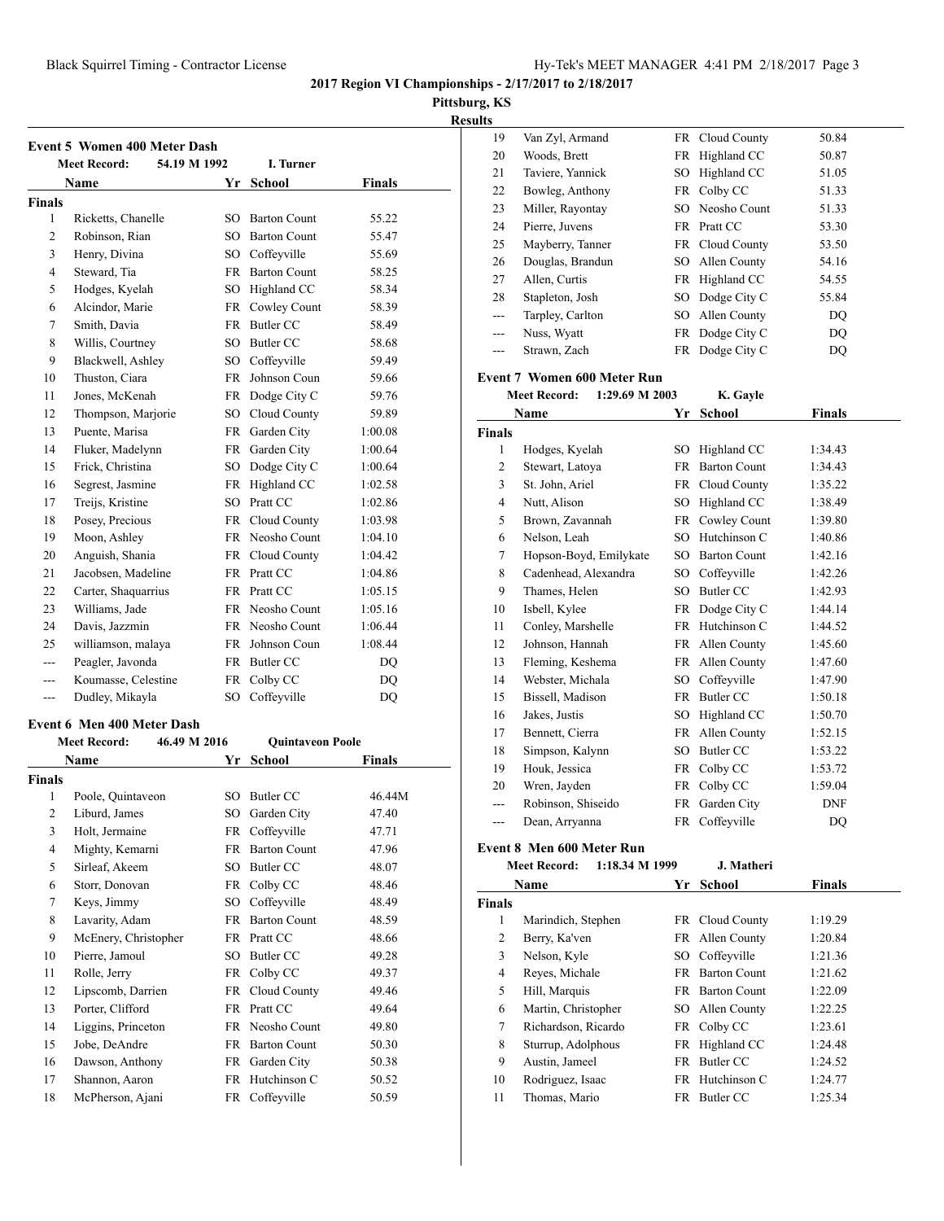**2017 Region VI Championships - 2/17/2017 to 2/18/2017**

**Pittsburg, KS**

**Results**

### Event 5 Women 400 Meter Dash

Meet Record: 54.19 M 1992 I. Turner

| | Name | Yr | School | Finals |
|---|---|---|---|---|
| **Finals** | | | | |
| 1 | Ricketts, Chanelle | SO | Barton Count | 55.22 |
| 2 | Robinson, Rian | SO | Barton Count | 55.47 |
| 3 | Henry, Divina | SO | Coffeyville | 55.69 |
| 4 | Steward, Tia | FR | Barton Count | 58.25 |
| 5 | Hodges, Kyelah | SO | Highland CC | 58.34 |
| 6 | Alcindor, Marie | FR | Cowley Count | 58.39 |
| 7 | Smith, Davia | FR | Butler CC | 58.49 |
| 8 | Willis, Courtney | SO | Butler CC | 58.68 |
| 9 | Blackwell, Ashley | SO | Coffeyville | 59.49 |
| 10 | Thuston, Ciara | FR | Johnson Coun | 59.66 |
| 11 | Jones, McKenah | FR | Dodge City C | 59.76 |
| 12 | Thompson, Marjorie | SO | Cloud County | 59.89 |
| 13 | Puente, Marisa | FR | Garden City | 1:00.08 |
| 14 | Fluker, Madelynn | FR | Garden City | 1:00.64 |
| 15 | Frick, Christina | SO | Dodge City C | 1:00.64 |
| 16 | Segrest, Jasmine | FR | Highland CC | 1:02.58 |
| 17 | Treijs, Kristine | SO | Pratt CC | 1:02.86 |
| 18 | Posey, Precious | FR | Cloud County | 1:03.98 |
| 19 | Moon, Ashley | FR | Neosho Count | 1:04.10 |
| 20 | Anguish, Shania | FR | Cloud County | 1:04.42 |
| 21 | Jacobsen, Madeline | FR | Pratt CC | 1:04.86 |
| 22 | Carter, Shaquarrius | FR | Pratt CC | 1:05.15 |
| 23 | Williams, Jade | FR | Neosho Count | 1:05.16 |
| 24 | Davis, Jazzmin | FR | Neosho Count | 1:06.44 |
| 25 | williamson, malaya | FR | Johnson Coun | 1:08.44 |
| --- | Peagler, Javonda | FR | Butler CC | DQ |
| --- | Koumasse, Celestine | FR | Colby CC | DQ |
| --- | Dudley, Mikayla | SO | Coffeyville | DQ |

### Event 6 Men 400 Meter Dash

Meet Record: 46.49 M 2016 Quintaveon Poole

| | Name | Yr | School | Finals |
|---|---|---|---|---|
| **Finals** | | | | |
| 1 | Poole, Quintaveon | SO | Butler CC | 46.44M |
| 2 | Liburd, James | SO | Garden City | 47.40 |
| 3 | Holt, Jermaine | FR | Coffeyville | 47.71 |
| 4 | Mighty, Kemarni | FR | Barton Count | 47.96 |
| 5 | Sirleaf, Akeem | SO | Butler CC | 48.07 |
| 6 | Storr, Donovan | FR | Colby CC | 48.46 |
| 7 | Keys, Jimmy | SO | Coffeyville | 48.49 |
| 8 | Lavarity, Adam | FR | Barton Count | 48.59 |
| 9 | McEnery, Christopher | FR | Pratt CC | 48.66 |
| 10 | Pierre, Jamoul | SO | Butler CC | 49.28 |
| 11 | Rolle, Jerry | FR | Colby CC | 49.37 |
| 12 | Lipscomb, Darrien | FR | Cloud County | 49.46 |
| 13 | Porter, Clifford | FR | Pratt CC | 49.64 |
| 14 | Liggins, Princeton | FR | Neosho Count | 49.80 |
| 15 | Jobe, DeAndre | FR | Barton Count | 50.30 |
| 16 | Dawson, Anthony | FR | Garden City | 50.38 |
| 17 | Shannon, Aaron | FR | Hutchinson C | 50.52 |
| 18 | McPherson, Ajani | FR | Coffeyville | 50.59 |
| 19 | Van Zyl, Armand | FR | Cloud County | 50.84 |
| 20 | Woods, Brett | FR | Highland CC | 50.87 |
| 21 | Taviere, Yannick | SO | Highland CC | 51.05 |
| 22 | Bowleg, Anthony | FR | Colby CC | 51.33 |
| 23 | Miller, Rayontay | SO | Neosho Count | 51.33 |
| 24 | Pierre, Juvens | FR | Pratt CC | 53.30 |
| 25 | Mayberry, Tanner | FR | Cloud County | 53.50 |
| 26 | Douglas, Brandun | SO | Allen County | 54.16 |
| 27 | Allen, Curtis | FR | Highland CC | 54.55 |
| 28 | Stapleton, Josh | SO | Dodge City C | 55.84 |
| --- | Tarpley, Carlton | SO | Allen County | DQ |
| --- | Nuss, Wyatt | FR | Dodge City C | DQ |
| --- | Strawn, Zach | FR | Dodge City C | DQ |

### Event 7 Women 600 Meter Run

Meet Record: 1:29.69 M 2003 K. Gayle

| | Name | Yr | School | Finals |
|---|---|---|---|---|
| **Finals** | | | | |
| 1 | Hodges, Kyelah | SO | Highland CC | 1:34.43 |
| 2 | Stewart, Latoya | FR | Barton Count | 1:34.43 |
| 3 | St. John, Ariel | FR | Cloud County | 1:35.22 |
| 4 | Nutt, Alison | SO | Highland CC | 1:38.49 |
| 5 | Brown, Zavannah | FR | Cowley Count | 1:39.80 |
| 6 | Nelson, Leah | SO | Hutchinson C | 1:40.86 |
| 7 | Hopson-Boyd, Emilykate | SO | Barton Count | 1:42.16 |
| 8 | Cadenhead, Alexandra | SO | Coffeyville | 1:42.26 |
| 9 | Thames, Helen | SO | Butler CC | 1:42.93 |
| 10 | Isbell, Kylee | FR | Dodge City C | 1:44.14 |
| 11 | Conley, Marshelle | FR | Hutchinson C | 1:44.52 |
| 12 | Johnson, Hannah | FR | Allen County | 1:45.60 |
| 13 | Fleming, Keshema | FR | Allen County | 1:47.60 |
| 14 | Webster, Michala | SO | Coffeyville | 1:47.90 |
| 15 | Bissell, Madison | FR | Butler CC | 1:50.18 |
| 16 | Jakes, Justis | SO | Highland CC | 1:50.70 |
| 17 | Bennett, Cierra | FR | Allen County | 1:52.15 |
| 18 | Simpson, Kalynn | SO | Butler CC | 1:53.22 |
| 19 | Houk, Jessica | FR | Colby CC | 1:53.72 |
| 20 | Wren, Jayden | FR | Colby CC | 1:59.04 |
| --- | Robinson, Shiseido | FR | Garden City | DNF |
| --- | Dean, Arryanna | FR | Coffeyville | DQ |

### Event 8 Men 600 Meter Run

Meet Record: 1:18.34 M 1999 J. Matheri

| | Name | Yr | School | Finals |
|---|---|---|---|---|
| **Finals** | | | | |
| 1 | Marindich, Stephen | FR | Cloud County | 1:19.29 |
| 2 | Berry, Ka'ven | FR | Allen County | 1:20.84 |
| 3 | Nelson, Kyle | SO | Coffeyville | 1:21.36 |
| 4 | Reyes, Michale | FR | Barton Count | 1:21.62 |
| 5 | Hill, Marquis | FR | Barton Count | 1:22.09 |
| 6 | Martin, Christopher | SO | Allen County | 1:22.25 |
| 7 | Richardson, Ricardo | FR | Colby CC | 1:23.61 |
| 8 | Sturrup, Adolphous | FR | Highland CC | 1:24.48 |
| 9 | Austin, Jameel | FR | Butler CC | 1:24.52 |
| 10 | Rodriguez, Isaac | FR | Hutchinson C | 1:24.77 |
| 11 | Thomas, Mario | FR | Butler CC | 1:25.34 |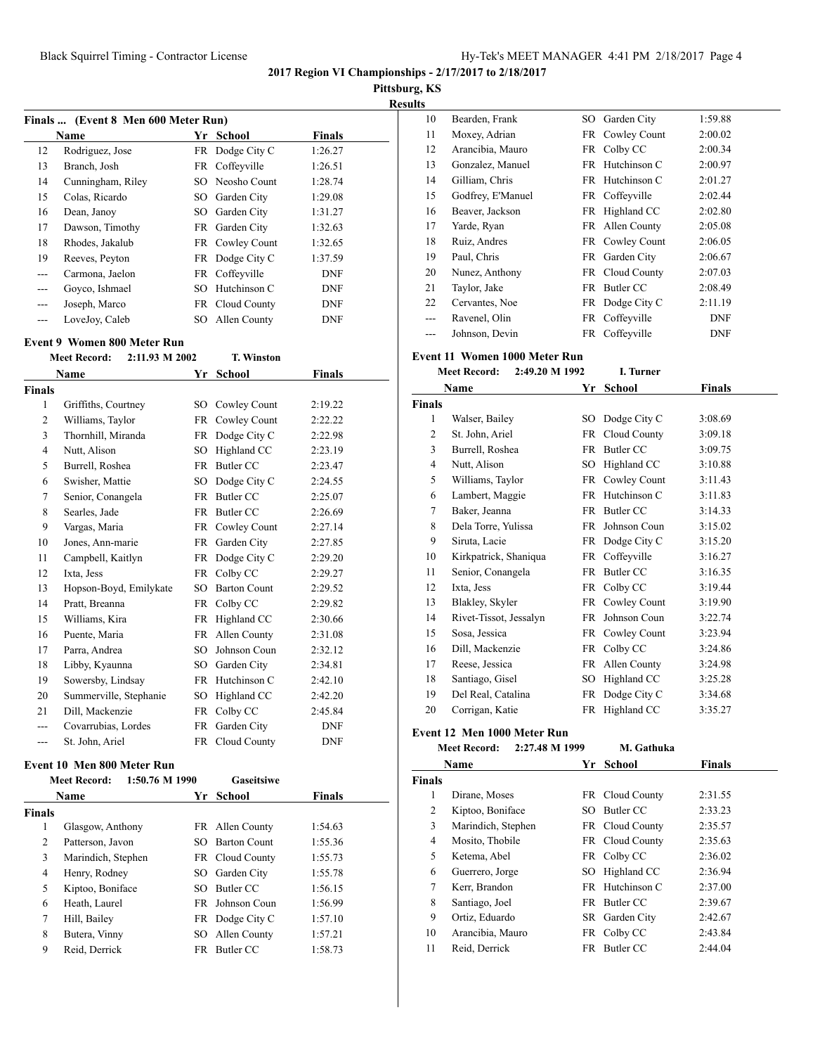**2017 Region VI Championships - 2/17/2017 to 2/18/2017**

**Pittsburg, KS**

**Results**

### Finals ... (Event 8 Men 600 Meter Run)

| | Name | Yr | School | Finals |
|---|---|---|---|---|
| 12 | Rodriguez, Jose | FR | Dodge City C | 1:26.27 |
| 13 | Branch, Josh | FR | Coffeyville | 1:26.51 |
| 14 | Cunningham, Riley | SO | Neosho Count | 1:28.74 |
| 15 | Colas, Ricardo | SO | Garden City | 1:29.08 |
| 16 | Dean, Janoy | SO | Garden City | 1:31.27 |
| 17 | Dawson, Timothy | FR | Garden City | 1:32.63 |
| 18 | Rhodes, Jakalub | FR | Cowley Count | 1:32.65 |
| 19 | Reeves, Peyton | FR | Dodge City C | 1:37.59 |
| --- | Carmona, Jaelon | FR | Coffeyville | DNF |
| --- | Goyco, Ishmael | SO | Hutchinson C | DNF |
| --- | Joseph, Marco | FR | Cloud County | DNF |
| --- | LoveJoy, Caleb | SO | Allen County | DNF |

### Event 9 Women 800 Meter Run

**Meet Record:** 2:11.93 M 2002 **T. Winston**

| | Name | Yr | School | Finals |
|---|---|---|---|---|
| **Finals** | | | | |
| 1 | Griffiths, Courtney | SO | Cowley Count | 2:19.22 |
| 2 | Williams, Taylor | FR | Cowley Count | 2:22.22 |
| 3 | Thornhill, Miranda | FR | Dodge City C | 2:22.98 |
| 4 | Nutt, Alison | SO | Highland CC | 2:23.19 |
| 5 | Burrell, Roshea | FR | Butler CC | 2:23.47 |
| 6 | Swisher, Mattie | SO | Dodge City C | 2:24.55 |
| 7 | Senior, Conangela | FR | Butler CC | 2:25.07 |
| 8 | Searles, Jade | FR | Butler CC | 2:26.69 |
| 9 | Vargas, Maria | FR | Cowley Count | 2:27.14 |
| 10 | Jones, Ann-marie | FR | Garden City | 2:27.85 |
| 11 | Campbell, Kaitlyn | FR | Dodge City C | 2:29.20 |
| 12 | Ixta, Jess | FR | Colby CC | 2:29.27 |
| 13 | Hopson-Boyd, Emilykate | SO | Barton Count | 2:29.52 |
| 14 | Pratt, Breanna | FR | Colby CC | 2:29.82 |
| 15 | Williams, Kira | FR | Highland CC | 2:30.66 |
| 16 | Puente, Maria | FR | Allen County | 2:31.08 |
| 17 | Parra, Andrea | SO | Johnson Coun | 2:32.12 |
| 18 | Libby, Kyaunna | SO | Garden City | 2:34.81 |
| 19 | Sowersby, Lindsay | FR | Hutchinson C | 2:42.10 |
| 20 | Summerville, Stephanie | SO | Highland CC | 2:42.20 |
| 21 | Dill, Mackenzie | FR | Colby CC | 2:45.84 |
| --- | Covarrubias, Lordes | FR | Garden City | DNF |
| --- | St. John, Ariel | FR | Cloud County | DNF |

### Event 10 Men 800 Meter Run

**Meet Record:** 1:50.76 M 1990 **Gaseitsiwe**

| | Name | Yr | School | Finals |
|---|---|---|---|---|
| **Finals** | | | | |
| 1 | Glasgow, Anthony | FR | Allen County | 1:54.63 |
| 2 | Patterson, Javon | SO | Barton Count | 1:55.36 |
| 3 | Marindich, Stephen | FR | Cloud County | 1:55.73 |
| 4 | Henry, Rodney | SO | Garden City | 1:55.78 |
| 5 | Kiptoo, Boniface | SO | Butler CC | 1:56.15 |
| 6 | Heath, Laurel | FR | Johnson Coun | 1:56.99 |
| 7 | Hill, Bailey | FR | Dodge City C | 1:57.10 |
| 8 | Butera, Vinny | SO | Allen County | 1:57.21 |
| 9 | Reid, Derrick | FR | Butler CC | 1:58.73 |
| 10 | Bearden, Frank | SO | Garden City | 1:59.88 |
| 11 | Moxey, Adrian | FR | Cowley Count | 2:00.02 |
| 12 | Arancibia, Mauro | FR | Colby CC | 2:00.34 |
| 13 | Gonzalez, Manuel | FR | Hutchinson C | 2:00.97 |
| 14 | Gilliam, Chris | FR | Hutchinson C | 2:01.27 |
| 15 | Godfrey, E'Manuel | FR | Coffeyville | 2:02.44 |
| 16 | Beaver, Jackson | FR | Highland CC | 2:02.80 |
| 17 | Yarde, Ryan | FR | Allen County | 2:05.08 |
| 18 | Ruiz, Andres | FR | Cowley Count | 2:06.05 |
| 19 | Paul, Chris | FR | Garden City | 2:06.67 |
| 20 | Nunez, Anthony | FR | Cloud County | 2:07.03 |
| 21 | Taylor, Jake | FR | Butler CC | 2:08.49 |
| 22 | Cervantes, Noe | FR | Dodge City C | 2:11.19 |
| --- | Ravenel, Olin | FR | Coffeyville | DNF |
| --- | Johnson, Devin | FR | Coffeyville | DNF |

### Event 11 Women 1000 Meter Run

**Meet Record:** 2:49.20 M 1992 **I. Turner**

| | Name | Yr | School | Finals |
|---|---|---|---|---|
| **Finals** | | | | |
| 1 | Walser, Bailey | SO | Dodge City C | 3:08.69 |
| 2 | St. John, Ariel | FR | Cloud County | 3:09.18 |
| 3 | Burrell, Roshea | FR | Butler CC | 3:09.75 |
| 4 | Nutt, Alison | SO | Highland CC | 3:10.88 |
| 5 | Williams, Taylor | FR | Cowley Count | 3:11.43 |
| 6 | Lambert, Maggie | FR | Hutchinson C | 3:11.83 |
| 7 | Baker, Jeanna | FR | Butler CC | 3:14.33 |
| 8 | Dela Torre, Yulissa | FR | Johnson Coun | 3:15.02 |
| 9 | Siruta, Lacie | FR | Dodge City C | 3:15.20 |
| 10 | Kirkpatrick, Shaniqua | FR | Coffeyville | 3:16.27 |
| 11 | Senior, Conangela | FR | Butler CC | 3:16.35 |
| 12 | Ixta, Jess | FR | Colby CC | 3:19.44 |
| 13 | Blakley, Skyler | FR | Cowley Count | 3:19.90 |
| 14 | Rivet-Tissot, Jessalyn | FR | Johnson Coun | 3:22.74 |
| 15 | Sosa, Jessica | FR | Cowley Count | 3:23.94 |
| 16 | Dill, Mackenzie | FR | Colby CC | 3:24.86 |
| 17 | Reese, Jessica | FR | Allen County | 3:24.98 |
| 18 | Santiago, Gisel | SO | Highland CC | 3:25.28 |
| 19 | Del Real, Catalina | FR | Dodge City C | 3:34.68 |
| 20 | Corrigan, Katie | FR | Highland CC | 3:35.27 |

### Event 12 Men 1000 Meter Run

**Meet Record:** 2:27.48 M 1999 **M. Gathuka**

| | Name | Yr | School | Finals |
|---|---|---|---|---|
| **Finals** | | | | |
| 1 | Dirane, Moses | FR | Cloud County | 2:31.55 |
| 2 | Kiptoo, Boniface | SO | Butler CC | 2:33.23 |
| 3 | Marindich, Stephen | FR | Cloud County | 2:35.57 |
| 4 | Mosito, Thobile | FR | Cloud County | 2:35.63 |
| 5 | Ketema, Abel | FR | Colby CC | 2:36.02 |
| 6 | Guerrero, Jorge | SO | Highland CC | 2:36.94 |
| 7 | Kerr, Brandon | FR | Hutchinson C | 2:37.00 |
| 8 | Santiago, Joel | FR | Butler CC | 2:39.67 |
| 9 | Ortiz, Eduardo | SR | Garden City | 2:42.67 |
| 10 | Arancibia, Mauro | FR | Colby CC | 2:43.84 |
| 11 | Reid, Derrick | FR | Butler CC | 2:44.04 |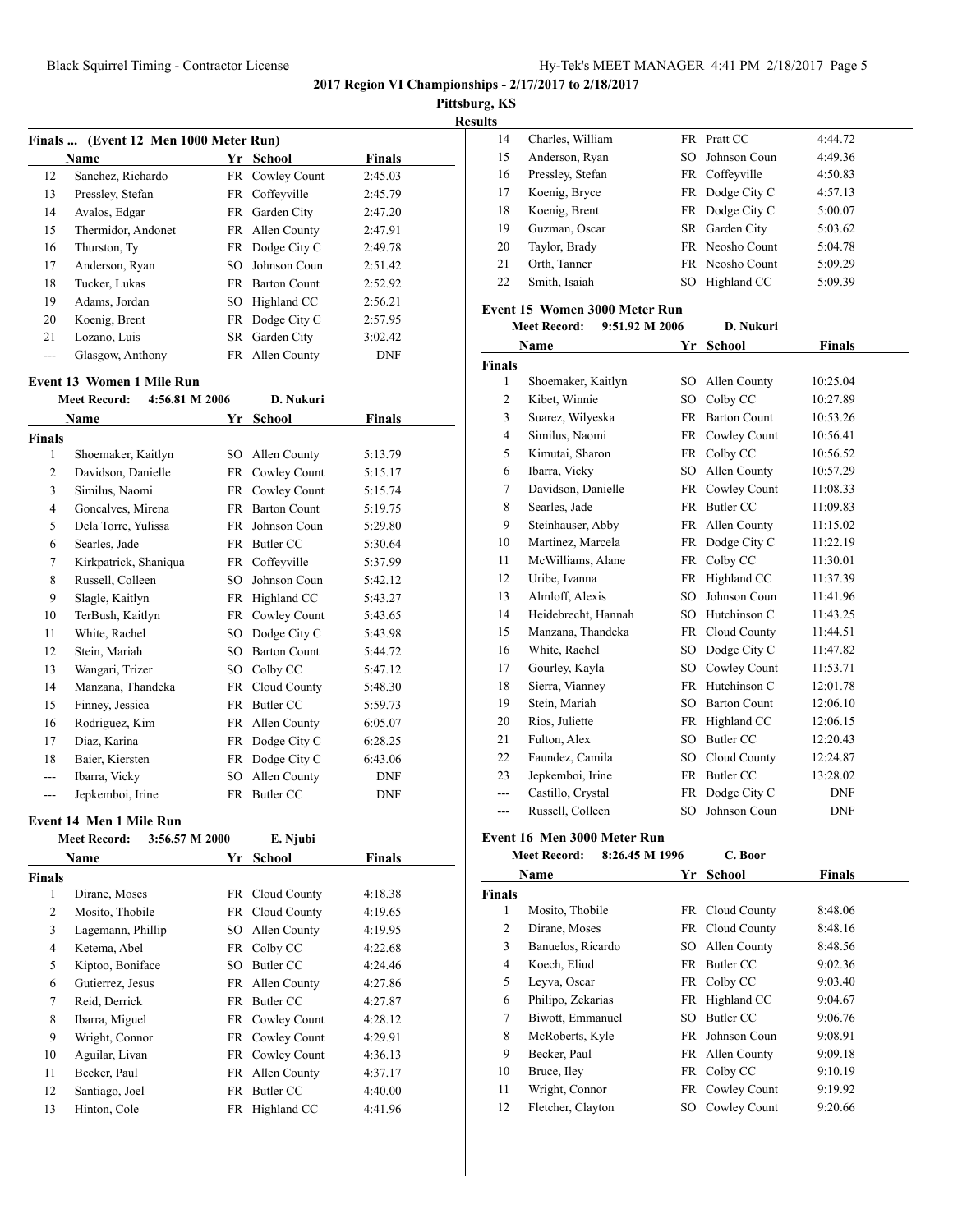**2017 Region VI Championships - 2/17/2017 to 2/18/2017**

**Pittsburg, KS**

**Results**

### Finals ... (Event 12 Men 1000 Meter Run)

| | Name | Yr | School | Finals |
|---|---|---|---|---|
| 12 | Sanchez, Richardo | FR | Cowley Count | 2:45.03 |
| 13 | Pressley, Stefan | FR | Coffeyville | 2:45.79 |
| 14 | Avalos, Edgar | FR | Garden City | 2:47.20 |
| 15 | Thermidor, Andonet | FR | Allen County | 2:47.91 |
| 16 | Thurston, Ty | FR | Dodge City C | 2:49.78 |
| 17 | Anderson, Ryan | SO | Johnson Coun | 2:51.42 |
| 18 | Tucker, Lukas | FR | Barton Count | 2:52.92 |
| 19 | Adams, Jordan | SO | Highland CC | 2:56.21 |
| 20 | Koenig, Brent | FR | Dodge City C | 2:57.95 |
| 21 | Lozano, Luis | SR | Garden City | 3:02.42 |
| --- | Glasgow, Anthony | FR | Allen County | DNF |

### Event 13 Women 1 Mile Run

**Meet Record:** 4:56.81 M 2006 D. Nukuri

| | Name | Yr | School | Finals |
|---|---|---|---|---|
| **Finals** | | | | |
| 1 | Shoemaker, Kaitlyn | SO | Allen County | 5:13.79 |
| 2 | Davidson, Danielle | FR | Cowley Count | 5:15.17 |
| 3 | Similus, Naomi | FR | Cowley Count | 5:15.74 |
| 4 | Goncalves, Mirena | FR | Barton Count | 5:19.75 |
| 5 | Dela Torre, Yulissa | FR | Johnson Coun | 5:29.80 |
| 6 | Searles, Jade | FR | Butler CC | 5:30.64 |
| 7 | Kirkpatrick, Shaniqua | FR | Coffeyville | 5:37.99 |
| 8 | Russell, Colleen | SO | Johnson Coun | 5:42.12 |
| 9 | Slagle, Kaitlyn | FR | Highland CC | 5:43.27 |
| 10 | TerBush, Kaitlyn | FR | Cowley Count | 5:43.65 |
| 11 | White, Rachel | SO | Dodge City C | 5:43.98 |
| 12 | Stein, Mariah | SO | Barton Count | 5:44.72 |
| 13 | Wangari, Trizer | SO | Colby CC | 5:47.12 |
| 14 | Manzana, Thandeka | FR | Cloud County | 5:48.30 |
| 15 | Finney, Jessica | FR | Butler CC | 5:59.73 |
| 16 | Rodriguez, Kim | FR | Allen County | 6:05.07 |
| 17 | Diaz, Karina | FR | Dodge City C | 6:28.25 |
| 18 | Baier, Kiersten | FR | Dodge City C | 6:43.06 |
| --- | Ibarra, Vicky | SO | Allen County | DNF |
| --- | Jepkemboi, Irine | FR | Butler CC | DNF |

### Event 14 Men 1 Mile Run

**Meet Record:** 3:56.57 M 2000 E. Njubi

| | Name | Yr | School | Finals |
|---|---|---|---|---|
| **Finals** | | | | |
| 1 | Dirane, Moses | FR | Cloud County | 4:18.38 |
| 2 | Mosito, Thobile | FR | Cloud County | 4:19.65 |
| 3 | Lagemann, Phillip | SO | Allen County | 4:19.95 |
| 4 | Ketema, Abel | FR | Colby CC | 4:22.68 |
| 5 | Kiptoo, Boniface | SO | Butler CC | 4:24.46 |
| 6 | Gutierrez, Jesus | FR | Allen County | 4:27.86 |
| 7 | Reid, Derrick | FR | Butler CC | 4:27.87 |
| 8 | Ibarra, Miguel | FR | Cowley Count | 4:28.12 |
| 9 | Wright, Connor | FR | Cowley Count | 4:29.91 |
| 10 | Aguilar, Livan | FR | Cowley Count | 4:36.13 |
| 11 | Becker, Paul | FR | Allen County | 4:37.17 |
| 12 | Santiago, Joel | FR | Butler CC | 4:40.00 |
| 13 | Hinton, Cole | FR | Highland CC | 4:41.96 |
| 14 | Charles, William | FR | Pratt CC | 4:44.72 |
| 15 | Anderson, Ryan | SO | Johnson Coun | 4:49.36 |
| 16 | Pressley, Stefan | FR | Coffeyville | 4:50.83 |
| 17 | Koenig, Bryce | FR | Dodge City C | 4:57.13 |
| 18 | Koenig, Brent | FR | Dodge City C | 5:00.07 |
| 19 | Guzman, Oscar | SR | Garden City | 5:03.62 |
| 20 | Taylor, Brady | FR | Neosho Count | 5:04.78 |
| 21 | Orth, Tanner | FR | Neosho Count | 5:09.29 |
| 22 | Smith, Isaiah | SO | Highland CC | 5:09.39 |

### Event 15 Women 3000 Meter Run

**Meet Record:** 9:51.92 M 2006 D. Nukuri

| | Name | Yr | School | Finals |
|---|---|---|---|---|
| **Finals** | | | | |
| 1 | Shoemaker, Kaitlyn | SO | Allen County | 10:25.04 |
| 2 | Kibet, Winnie | SO | Colby CC | 10:27.89 |
| 3 | Suarez, Wilyeska | FR | Barton Count | 10:53.26 |
| 4 | Similus, Naomi | FR | Cowley Count | 10:56.41 |
| 5 | Kimutai, Sharon | FR | Colby CC | 10:56.52 |
| 6 | Ibarra, Vicky | SO | Allen County | 10:57.29 |
| 7 | Davidson, Danielle | FR | Cowley Count | 11:08.33 |
| 8 | Searles, Jade | FR | Butler CC | 11:09.83 |
| 9 | Steinhauser, Abby | FR | Allen County | 11:15.02 |
| 10 | Martinez, Marcela | FR | Dodge City C | 11:22.19 |
| 11 | McWilliams, Alane | FR | Colby CC | 11:30.01 |
| 12 | Uribe, Ivanna | FR | Highland CC | 11:37.39 |
| 13 | Almloff, Alexis | SO | Johnson Coun | 11:41.96 |
| 14 | Heidebrecht, Hannah | SO | Hutchinson C | 11:43.25 |
| 15 | Manzana, Thandeka | FR | Cloud County | 11:44.51 |
| 16 | White, Rachel | SO | Dodge City C | 11:47.82 |
| 17 | Gourley, Kayla | SO | Cowley Count | 11:53.71 |
| 18 | Sierra, Vianney | FR | Hutchinson C | 12:01.78 |
| 19 | Stein, Mariah | SO | Barton Count | 12:06.10 |
| 20 | Rios, Juliette | FR | Highland CC | 12:06.15 |
| 21 | Fulton, Alex | SO | Butler CC | 12:20.43 |
| 22 | Faundez, Camila | SO | Cloud County | 12:24.87 |
| 23 | Jepkemboi, Irine | FR | Butler CC | 13:28.02 |
| --- | Castillo, Crystal | FR | Dodge City C | DNF |
| --- | Russell, Colleen | SO | Johnson Coun | DNF |

### Event 16 Men 3000 Meter Run

**Meet Record:** 8:26.45 M 1996 C. Boor

| | Name | Yr | School | Finals |
|---|---|---|---|---|
| **Finals** | | | | |
| 1 | Mosito, Thobile | FR | Cloud County | 8:48.06 |
| 2 | Dirane, Moses | FR | Cloud County | 8:48.16 |
| 3 | Banuelos, Ricardo | SO | Allen County | 8:48.56 |
| 4 | Koech, Eliud | FR | Butler CC | 9:02.36 |
| 5 | Leyva, Oscar | FR | Colby CC | 9:03.40 |
| 6 | Philipo, Zekarias | FR | Highland CC | 9:04.67 |
| 7 | Biwott, Emmanuel | SO | Butler CC | 9:06.76 |
| 8 | McRoberts, Kyle | FR | Johnson Coun | 9:08.91 |
| 9 | Becker, Paul | FR | Allen County | 9:09.18 |
| 10 | Bruce, Iley | FR | Colby CC | 9:10.19 |
| 11 | Wright, Connor | FR | Cowley Count | 9:19.92 |
| 12 | Fletcher, Clayton | SO | Cowley Count | 9:20.66 |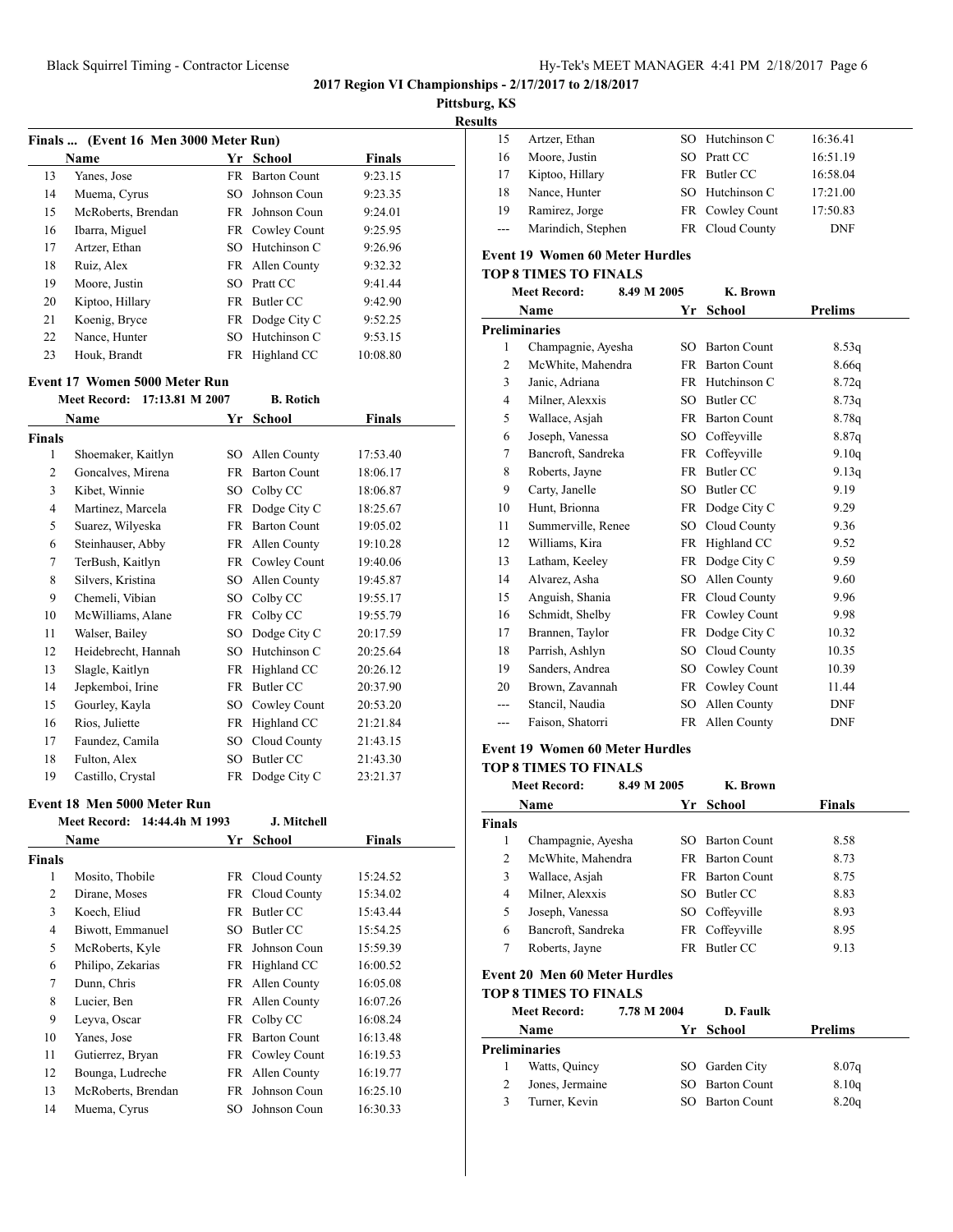**2017 Region VI Championships - 2/17/2017 to 2/18/2017**

**Pittsburg, KS**

**Results**

### Finals ... (Event 16 Men 3000 Meter Run)

| | Name | Yr | School | Finals |
|---|---|---|---|---|
| 13 | Yanes, Jose | FR | Barton Count | 9:23.15 |
| 14 | Muema, Cyrus | SO | Johnson Coun | 9:23.35 |
| 15 | McRoberts, Brendan | FR | Johnson Coun | 9:24.01 |
| 16 | Ibarra, Miguel | FR | Cowley Count | 9:25.95 |
| 17 | Artzer, Ethan | SO | Hutchinson C | 9:26.96 |
| 18 | Ruiz, Alex | FR | Allen County | 9:32.32 |
| 19 | Moore, Justin | SO | Pratt CC | 9:41.44 |
| 20 | Kiptoo, Hillary | FR | Butler CC | 9:42.90 |
| 21 | Koenig, Bryce | FR | Dodge City C | 9:52.25 |
| 22 | Nance, Hunter | SO | Hutchinson C | 9:53.15 |
| 23 | Houk, Brandt | FR | Highland CC | 10:08.80 |

### Event 17 Women 5000 Meter Run

Meet Record: 17:13.81 M 2007 B. Rotich

| | Name | Yr | School | Finals |
|---|---|---|---|---|
| **Finals** | | | | |
| 1 | Shoemaker, Kaitlyn | SO | Allen County | 17:53.40 |
| 2 | Goncalves, Mirena | FR | Barton Count | 18:06.17 |
| 3 | Kibet, Winnie | SO | Colby CC | 18:06.87 |
| 4 | Martinez, Marcela | FR | Dodge City C | 18:25.67 |
| 5 | Suarez, Wilyeska | FR | Barton Count | 19:05.02 |
| 6 | Steinhauser, Abby | FR | Allen County | 19:10.28 |
| 7 | TerBush, Kaitlyn | FR | Cowley Count | 19:40.06 |
| 8 | Silvers, Kristina | SO | Allen County | 19:45.87 |
| 9 | Chemeli, Vibian | SO | Colby CC | 19:55.17 |
| 10 | McWilliams, Alane | FR | Colby CC | 19:55.79 |
| 11 | Walser, Bailey | SO | Dodge City C | 20:17.59 |
| 12 | Heidebrecht, Hannah | SO | Hutchinson C | 20:25.64 |
| 13 | Slagle, Kaitlyn | FR | Highland CC | 20:26.12 |
| 14 | Jepkemboi, Irine | FR | Butler CC | 20:37.90 |
| 15 | Gourley, Kayla | SO | Cowley Count | 20:53.20 |
| 16 | Rios, Juliette | FR | Highland CC | 21:21.84 |
| 17 | Faundez, Camila | SO | Cloud County | 21:43.15 |
| 18 | Fulton, Alex | SO | Butler CC | 21:43.30 |
| 19 | Castillo, Crystal | FR | Dodge City C | 23:21.37 |

### Event 18 Men 5000 Meter Run

Meet Record: 14:44.4h M 1993 J. Mitchell

| | Name | Yr | School | Finals |
|---|---|---|---|---|
| **Finals** | | | | |
| 1 | Mosito, Thobile | FR | Cloud County | 15:24.52 |
| 2 | Dirane, Moses | FR | Cloud County | 15:34.02 |
| 3 | Koech, Eliud | FR | Butler CC | 15:43.44 |
| 4 | Biwott, Emmanuel | SO | Butler CC | 15:54.25 |
| 5 | McRoberts, Kyle | FR | Johnson Coun | 15:59.39 |
| 6 | Philipo, Zekarias | FR | Highland CC | 16:00.52 |
| 7 | Dunn, Chris | FR | Allen County | 16:05.08 |
| 8 | Lucier, Ben | FR | Allen County | 16:07.26 |
| 9 | Leyva, Oscar | FR | Colby CC | 16:08.24 |
| 10 | Yanes, Jose | FR | Barton Count | 16:13.48 |
| 11 | Gutierrez, Bryan | FR | Cowley Count | 16:19.53 |
| 12 | Bounga, Ludreche | FR | Allen County | 16:19.77 |
| 13 | McRoberts, Brendan | FR | Johnson Coun | 16:25.10 |
| 14 | Muema, Cyrus | SO | Johnson Coun | 16:30.33 |
| 15 | Artzer, Ethan | SO | Hutchinson C | 16:36.41 |
| 16 | Moore, Justin | SO | Pratt CC | 16:51.19 |
| 17 | Kiptoo, Hillary | FR | Butler CC | 16:58.04 |
| 18 | Nance, Hunter | SO | Hutchinson C | 17:21.00 |
| 19 | Ramirez, Jorge | FR | Cowley Count | 17:50.83 |
| --- | Marindich, Stephen | FR | Cloud County | DNF |

### Event 19 Women 60 Meter Hurdles

**TOP 8 TIMES TO FINALS**

Meet Record: 8.49 M 2005 K. Brown

| | Name | Yr | School | Prelims |
|---|---|---|---|---|
| **Preliminaries** | | | | |
| 1 | Champagnie, Ayesha | SO | Barton Count | 8.53q |
| 2 | McWhite, Mahendra | FR | Barton Count | 8.66q |
| 3 | Janic, Adriana | FR | Hutchinson C | 8.72q |
| 4 | Milner, Alexxis | SO | Butler CC | 8.73q |
| 5 | Wallace, Asjah | FR | Barton Count | 8.78q |
| 6 | Joseph, Vanessa | SO | Coffeyville | 8.87q |
| 7 | Bancroft, Sandreka | FR | Coffeyville | 9.10q |
| 8 | Roberts, Jayne | FR | Butler CC | 9.13q |
| 9 | Carty, Janelle | SO | Butler CC | 9.19 |
| 10 | Hunt, Brionna | FR | Dodge City C | 9.29 |
| 11 | Summerville, Renee | SO | Cloud County | 9.36 |
| 12 | Williams, Kira | FR | Highland CC | 9.52 |
| 13 | Latham, Keeley | FR | Dodge City C | 9.59 |
| 14 | Alvarez, Asha | SO | Allen County | 9.60 |
| 15 | Anguish, Shania | FR | Cloud County | 9.96 |
| 16 | Schmidt, Shelby | FR | Cowley Count | 9.98 |
| 17 | Brannen, Taylor | FR | Dodge City C | 10.32 |
| 18 | Parrish, Ashlyn | SO | Cloud County | 10.35 |
| 19 | Sanders, Andrea | SO | Cowley Count | 10.39 |
| 20 | Brown, Zavannah | FR | Cowley Count | 11.44 |
| --- | Stancil, Naudia | SO | Allen County | DNF |
| --- | Faison, Shatorri | FR | Allen County | DNF |

### Event 19 Women 60 Meter Hurdles

**TOP 8 TIMES TO FINALS**

Meet Record: 8.49 M 2005 K. Brown

| | Name | Yr | School | Finals |
|---|---|---|---|---|
| **Finals** | | | | |
| 1 | Champagnie, Ayesha | SO | Barton Count | 8.58 |
| 2 | McWhite, Mahendra | FR | Barton Count | 8.73 |
| 3 | Wallace, Asjah | FR | Barton Count | 8.75 |
| 4 | Milner, Alexxis | SO | Butler CC | 8.83 |
| 5 | Joseph, Vanessa | SO | Coffeyville | 8.93 |
| 6 | Bancroft, Sandreka | FR | Coffeyville | 8.95 |
| 7 | Roberts, Jayne | FR | Butler CC | 9.13 |

### Event 20 Men 60 Meter Hurdles

**TOP 8 TIMES TO FINALS**

Meet Record: 7.78 M 2004 D. Faulk

| | Name | Yr | School | Prelims |
|---|---|---|---|---|
| **Preliminaries** | | | | |
| 1 | Watts, Quincy | SO | Garden City | 8.07q |
| 2 | Jones, Jermaine | SO | Barton Count | 8.10q |
| 3 | Turner, Kevin | SO | Barton Count | 8.20q |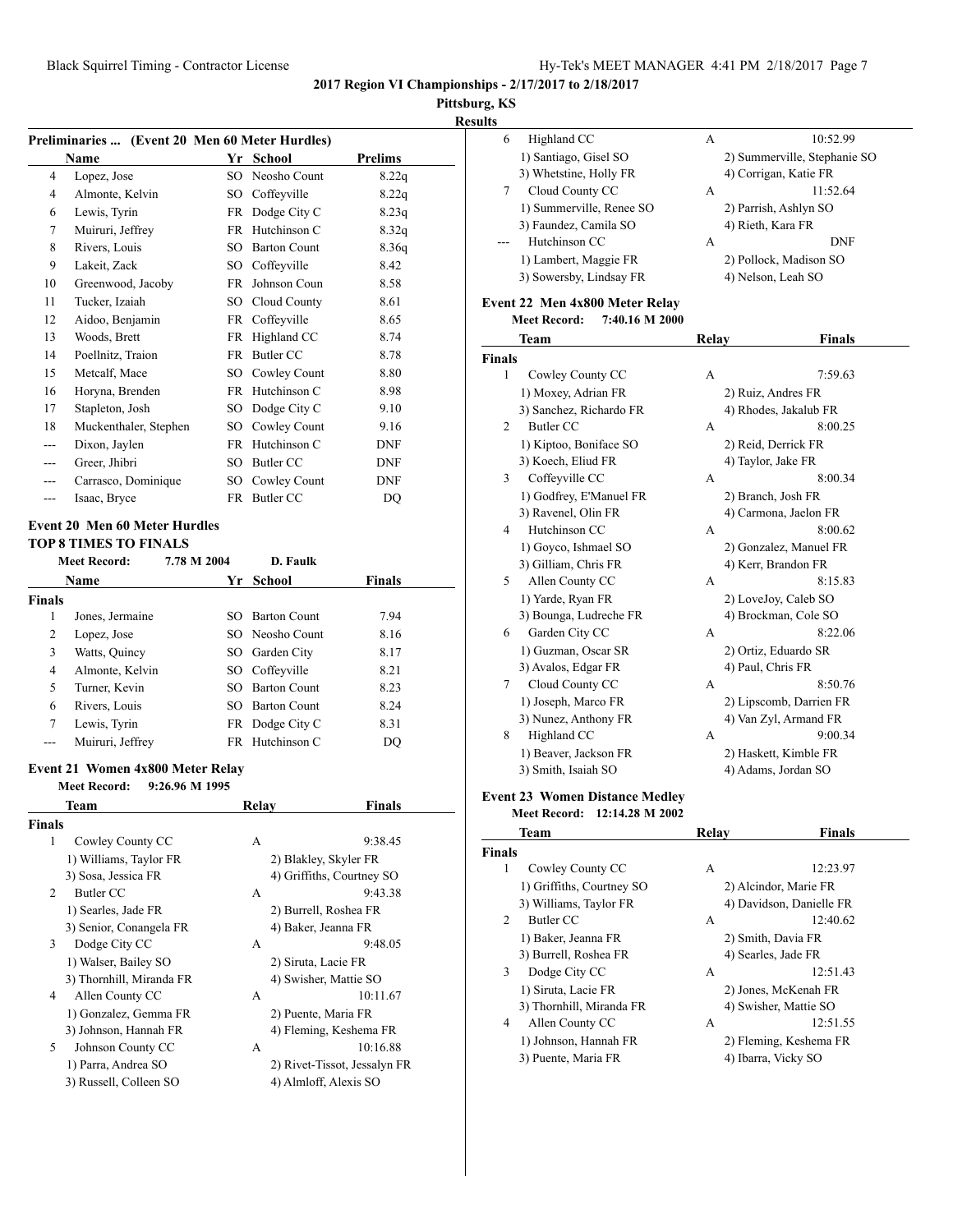## 2017 Region VI Championships - 2/17/2017 to 2/18/2017

**Pittsburg, KS**

**Results**

### Preliminaries ... (Event 20 Men 60 Meter Hurdles)

| | Name | Yr | School | Prelims |
|---|---|---|---|---|
| 4 | Lopez, Jose | SO | Neosho Count | 8.22q |
| 4 | Almonte, Kelvin | SO | Coffeyville | 8.22q |
| 6 | Lewis, Tyrin | FR | Dodge City C | 8.23q |
| 7 | Muiruri, Jeffrey | FR | Hutchinson C | 8.32q |
| 8 | Rivers, Louis | SO | Barton Count | 8.36q |
| 9 | Lakeit, Zack | SO | Coffeyville | 8.42 |
| 10 | Greenwood, Jacoby | FR | Johnson Coun | 8.58 |
| 11 | Tucker, Izaiah | SO | Cloud County | 8.61 |
| 12 | Aidoo, Benjamin | FR | Coffeyville | 8.65 |
| 13 | Woods, Brett | FR | Highland CC | 8.74 |
| 14 | Poellnitz, Traion | FR | Butler CC | 8.78 |
| 15 | Metcalf, Mace | SO | Cowley Count | 8.80 |
| 16 | Horyna, Brenden | FR | Hutchinson C | 8.98 |
| 17 | Stapleton, Josh | SO | Dodge City C | 9.10 |
| 18 | Muckenthaler, Stephen | SO | Cowley Count | 9.16 |
| --- | Dixon, Jaylen | FR | Hutchinson C | DNF |
| --- | Greer, Jhibri | SO | Butler CC | DNF |
| --- | Carrasco, Dominique | SO | Cowley Count | DNF |
| --- | Isaac, Bryce | FR | Butler CC | DQ |

### Event 20 Men 60 Meter Hurdles

**TOP 8 TIMES TO FINALS**

Meet Record: 7.78 M 2004 D. Faulk

| | Name | Yr | School | Finals |
|---|---|---|---|---|
| **Finals** | | | | |
| 1 | Jones, Jermaine | SO | Barton Count | 7.94 |
| 2 | Lopez, Jose | SO | Neosho Count | 8.16 |
| 3 | Watts, Quincy | SO | Garden City | 8.17 |
| 4 | Almonte, Kelvin | SO | Coffeyville | 8.21 |
| 5 | Turner, Kevin | SO | Barton Count | 8.23 |
| 6 | Rivers, Louis | SO | Barton Count | 8.24 |
| 7 | Lewis, Tyrin | FR | Dodge City C | 8.31 |
| --- | Muiruri, Jeffrey | FR | Hutchinson C | DQ |

### Event 21 Women 4x800 Meter Relay

Meet Record: 9:26.96 M 1995

| | Team | Relay | Finals |
|---|---|---|---|
| **Finals** | | | |
| 1 | Cowley County CC | A | 9:38.45 |
| | 1) Williams, Taylor FR | 2) Blakley, Skyler FR | |
| | 3) Sosa, Jessica FR | 4) Griffiths, Courtney SO | |
| 2 | Butler CC | A | 9:43.38 |
| | 1) Searles, Jade FR | 2) Burrell, Roshea FR | |
| | 3) Senior, Conangela FR | 4) Baker, Jeanna FR | |
| 3 | Dodge City CC | A | 9:48.05 |
| | 1) Walser, Bailey SO | 2) Siruta, Lacie FR | |
| | 3) Thornhill, Miranda FR | 4) Swisher, Mattie SO | |
| 4 | Allen County CC | A | 10:11.67 |
| | 1) Gonzalez, Gemma FR | 2) Puente, Maria FR | |
| | 3) Johnson, Hannah FR | 4) Fleming, Keshema FR | |
| 5 | Johnson County CC | A | 10:16.88 |
| | 1) Parra, Andrea SO | 2) Rivet-Tissot, Jessalyn FR | |
| | 3) Russell, Colleen SO | 4) Almloff, Alexis SO | |
| 6 | Highland CC | A | 10:52.99 |
| | 1) Santiago, Gisel SO | 2) Summerville, Stephanie SO | |
| | 3) Whetstine, Holly FR | 4) Corrigan, Katie FR | |
| 7 | Cloud County CC | A | 11:52.64 |
| | 1) Summerville, Renee SO | 2) Parrish, Ashlyn SO | |
| | 3) Faundez, Camila SO | 4) Rieth, Kara FR | |
| --- | Hutchinson CC | A | DNF |
| | 1) Lambert, Maggie FR | 2) Pollock, Madison SO | |
| | 3) Sowersby, Lindsay FR | 4) Nelson, Leah SO | |

### Event 22 Men 4x800 Meter Relay

Meet Record: 7:40.16 M 2000

| | Team | Relay | Finals |
|---|---|---|---|
| **Finals** | | | |
| 1 | Cowley County CC | A | 7:59.63 |
| | 1) Moxey, Adrian FR | 2) Ruiz, Andres FR | |
| | 3) Sanchez, Richardo FR | 4) Rhodes, Jakalub FR | |
| 2 | Butler CC | A | 8:00.25 |
| | 1) Kiptoo, Boniface SO | 2) Reid, Derrick FR | |
| | 3) Koech, Eliud FR | 4) Taylor, Jake FR | |
| 3 | Coffeyville CC | A | 8:00.34 |
| | 1) Godfrey, E'Manuel FR | 2) Branch, Josh FR | |
| | 3) Ravenel, Olin FR | 4) Carmona, Jaelon FR | |
| 4 | Hutchinson CC | A | 8:00.62 |
| | 1) Goyco, Ishmael SO | 2) Gonzalez, Manuel FR | |
| | 3) Gilliam, Chris FR | 4) Kerr, Brandon FR | |
| 5 | Allen County CC | A | 8:15.83 |
| | 1) Yarde, Ryan FR | 2) LoveJoy, Caleb SO | |
| | 3) Bounga, Ludreche FR | 4) Brockman, Cole SO | |
| 6 | Garden City CC | A | 8:22.06 |
| | 1) Guzman, Oscar SR | 2) Ortiz, Eduardo SR | |
| | 3) Avalos, Edgar FR | 4) Paul, Chris FR | |
| 7 | Cloud County CC | A | 8:50.76 |
| | 1) Joseph, Marco FR | 2) Lipscomb, Darrien FR | |
| | 3) Nunez, Anthony FR | 4) Van Zyl, Armand FR | |
| 8 | Highland CC | A | 9:00.34 |
| | 1) Beaver, Jackson FR | 2) Haskett, Kimble FR | |
| | 3) Smith, Isaiah SO | 4) Adams, Jordan SO | |

### Event 23 Women Distance Medley

Meet Record: 12:14.28 M 2002

| | Team | Relay | Finals |
|---|---|---|---|
| **Finals** | | | |
| 1 | Cowley County CC | A | 12:23.97 |
| | 1) Griffiths, Courtney SO | 2) Alcindor, Marie FR | |
| | 3) Williams, Taylor FR | 4) Davidson, Danielle FR | |
| 2 | Butler CC | A | 12:40.62 |
| | 1) Baker, Jeanna FR | 2) Smith, Davia FR | |
| | 3) Burrell, Roshea FR | 4) Searles, Jade FR | |
| 3 | Dodge City CC | A | 12:51.43 |
| | 1) Siruta, Lacie FR | 2) Jones, McKenah FR | |
| | 3) Thornhill, Miranda FR | 4) Swisher, Mattie SO | |
| 4 | Allen County CC | A | 12:51.55 |
| | 1) Johnson, Hannah FR | 2) Fleming, Keshema FR | |
| | 3) Puente, Maria FR | 4) Ibarra, Vicky SO | |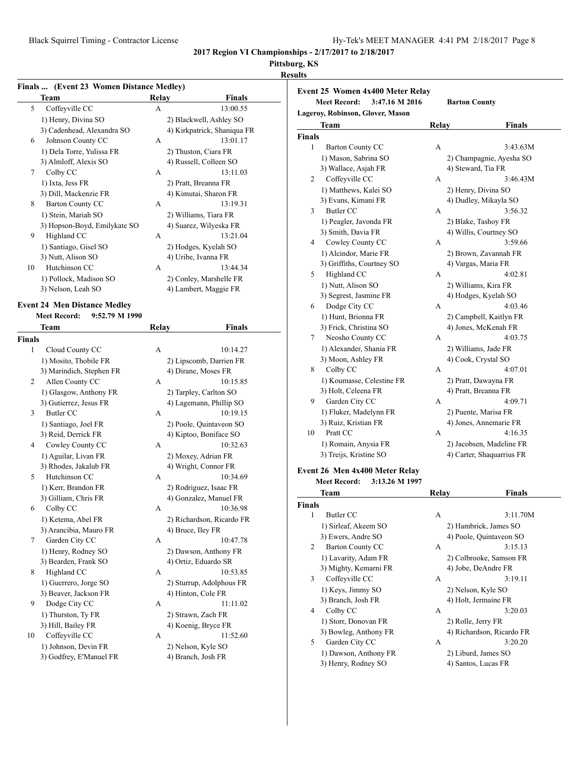**2017 Region VI Championships - 2/17/2017 to 2/18/2017**

**Pittsburg, KS**

**Results**

### Finals ... (Event 23 Women Distance Medley)

| | Team | Relay | Finals |
|---|---|---|---|
| 5 | Coffeyville CC | A | 13:00.55 |
| | 1) Henry, Divina SO | 2) Blackwell, Ashley SO | |
| | 3) Cadenhead, Alexandra SO | 4) Kirkpatrick, Shaniqua FR | |
| 6 | Johnson County CC | A | 13:01.17 |
| | 1) Dela Torre, Yulissa FR | 2) Thuston, Ciara FR | |
| | 3) Almloff, Alexis SO | 4) Russell, Colleen SO | |
| 7 | Colby CC | A | 13:11.03 |
| | 1) Ixta, Jess FR | 2) Pratt, Breanna FR | |
| | 3) Dill, Mackenzie FR | 4) Kimutai, Sharon FR | |
| 8 | Barton County CC | A | 13:19.31 |
| | 1) Stein, Mariah SO | 2) Williams, Tiara FR | |
| | 3) Hopson-Boyd, Emilykate SO | 4) Suarez, Wilyeska FR | |
| 9 | Highland CC | A | 13:21.04 |
| | 1) Santiago, Gisel SO | 2) Hodges, Kyelah SO | |
| | 3) Nutt, Alison SO | 4) Uribe, Ivanna FR | |
| 10 | Hutchinson CC | A | 13:44.34 |
| | 1) Pollock, Madison SO | 2) Conley, Marshelle FR | |
| | 3) Nelson, Leah SO | 4) Lambert, Maggie FR | |

### Event 24 Men Distance Medley

**Meet Record:** 9:52.79 M 1990

| | Team | Relay | Finals |
|---|---|---|---|
| **Finals** | | | |
| 1 | Cloud County CC | A | 10:14.27 |
| | 1) Mosito, Thobile FR | 2) Lipscomb, Darrien FR | |
| | 3) Marindich, Stephen FR | 4) Dirane, Moses FR | |
| 2 | Allen County CC | A | 10:15.85 |
| | 1) Glasgow, Anthony FR | 2) Tarpley, Carlton SO | |
| | 3) Gutierrez, Jesus FR | 4) Lagemann, Phillip SO | |
| 3 | Butler CC | A | 10:19.15 |
| | 1) Santiago, Joel FR | 2) Poole, Quintaveon SO | |
| | 3) Reid, Derrick FR | 4) Kiptoo, Boniface SO | |
| 4 | Cowley County CC | A | 10:32.63 |
| | 1) Aguilar, Livan FR | 2) Moxey, Adrian FR | |
| | 3) Rhodes, Jakalub FR | 4) Wright, Connor FR | |
| 5 | Hutchinson CC | A | 10:34.69 |
| | 1) Kerr, Brandon FR | 2) Rodriguez, Isaac FR | |
| | 3) Gilliam, Chris FR | 4) Gonzalez, Manuel FR | |
| 6 | Colby CC | A | 10:36.98 |
| | 1) Ketema, Abel FR | 2) Richardson, Ricardo FR | |
| | 3) Arancibia, Mauro FR | 4) Bruce, Iley FR | |
| 7 | Garden City CC | A | 10:47.78 |
| | 1) Henry, Rodney SO | 2) Dawson, Anthony FR | |
| | 3) Bearden, Frank SO | 4) Ortiz, Eduardo SR | |
| 8 | Highland CC | A | 10:53.85 |
| | 1) Guerrero, Jorge SO | 2) Sturrup, Adolphous FR | |
| | 3) Beaver, Jackson FR | 4) Hinton, Cole FR | |
| 9 | Dodge City CC | A | 11:11.02 |
| | 1) Thurston, Ty FR | 2) Strawn, Zach FR | |
| | 3) Hill, Bailey FR | 4) Koenig, Bryce FR | |
| 10 | Coffeyville CC | A | 11:52.60 |
| | 1) Johnson, Devin FR | 2) Nelson, Kyle SO | |
| | 3) Godfrey, E'Manuel FR | 4) Branch, Josh FR | |

### Event 25 Women 4x400 Meter Relay

**Meet Record:** 3:47.16 M 2016 **Barton County**

**Lageroy, Robinson, Glover, Mason**

| | Team | Relay | Finals |
|---|---|---|---|
| **Finals** | | | |
| 1 | Barton County CC | A | 3:43.63M |
| | 1) Mason, Sabrina SO | 2) Champagnie, Ayesha SO | |
| | 3) Wallace, Asjah FR | 4) Steward, Tia FR | |
| 2 | Coffeyville CC | A | 3:46.43M |
| | 1) Matthews, Kalei SO | 2) Henry, Divina SO | |
| | 3) Evans, Kimani FR | 4) Dudley, Mikayla SO | |
| 3 | Butler CC | A | 3:56.32 |
| | 1) Peagler, Javonda FR | 2) Blake, Tashoy FR | |
| | 3) Smith, Davia FR | 4) Willis, Courtney SO | |
| 4 | Cowley County CC | A | 3:59.66 |
| | 1) Alcindor, Marie FR | 2) Brown, Zavannah FR | |
| | 3) Griffiths, Courtney SO | 4) Vargas, Maria FR | |
| 5 | Highland CC | A | 4:02.81 |
| | 1) Nutt, Alison SO | 2) Williams, Kira FR | |
| | 3) Segrest, Jasmine FR | 4) Hodges, Kyelah SO | |
| 6 | Dodge City CC | A | 4:03.46 |
| | 1) Hunt, Brionna FR | 2) Campbell, Kaitlyn FR | |
| | 3) Frick, Christina SO | 4) Jones, McKenah FR | |
| 7 | Neosho County CC | A | 4:03.75 |
| | 1) Alexander, Shania FR | 2) Williams, Jade FR | |
| | 3) Moon, Ashley FR | 4) Cook, Crystal SO | |
| 8 | Colby CC | A | 4:07.01 |
| | 1) Koumasse, Celestine FR | 2) Pratt, Dawayna FR | |
| | 3) Holt, Celeena FR | 4) Pratt, Breanna FR | |
| 9 | Garden City CC | A | 4:09.71 |
| | 1) Fluker, Madelynn FR | 2) Puente, Marisa FR | |
| | 3) Ruiz, Kristian FR | 4) Jones, Annemarie FR | |
| 10 | Pratt CC | A | 4:16.35 |
| | 1) Romain, Anysia FR | 2) Jacobsen, Madeline FR | |
| | 3) Treijs, Kristine SO | 4) Carter, Shaquarrius FR | |

### Event 26 Men 4x400 Meter Relay

**Meet Record:** 3:13.26 M 1997

| | Team | Relay | Finals |
|---|---|---|---|
| **Finals** | | | |
| 1 | Butler CC | A | 3:11.70M |
| | 1) Sirleaf, Akeem SO | 2) Hambrick, James SO | |
| | 3) Ewers, Andre SO | 4) Poole, Quintaveon SO | |
| 2 | Barton County CC | A | 3:15.13 |
| | 1) Lavarity, Adam FR | 2) Colbrooke, Samson FR | |
| | 3) Mighty, Kemarni FR | 4) Jobe, DeAndre FR | |
| 3 | Coffeyville CC | A | 3:19.11 |
| | 1) Keys, Jimmy SO | 2) Nelson, Kyle SO | |
| | 3) Branch, Josh FR | 4) Holt, Jermaine FR | |
| 4 | Colby CC | A | 3:20.03 |
| | 1) Storr, Donovan FR | 2) Rolle, Jerry FR | |
| | 3) Bowleg, Anthony FR | 4) Richardson, Ricardo FR | |
| 5 | Garden City CC | A | 3:20.20 |
| | 1) Dawson, Anthony FR | 2) Liburd, James SO | |
| | 3) Henry, Rodney SO | 4) Santos, Lucas FR | |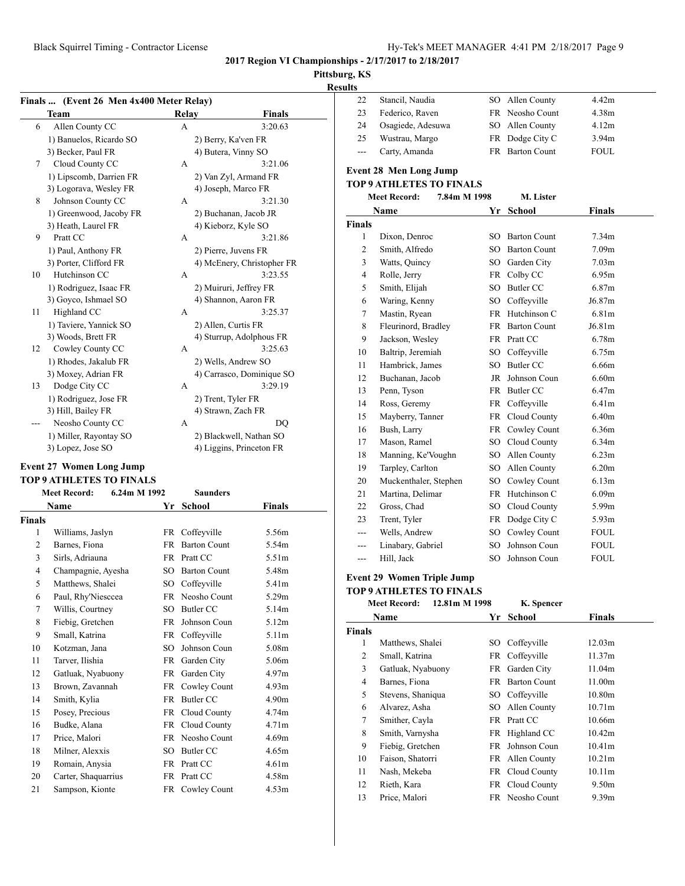**2017 Region VI Championships - 2/17/2017 to 2/18/2017**

**Pittsburg, KS**

**Results**

### Finals ... (Event 26 Men 4x400 Meter Relay)

| | Team | Relay | Finals |
|---|---|---|---|
| 6 | Allen County CC | A | 3:20.63 |
| | 1) Banuelos, Ricardo SO | 2) Berry, Ka'ven FR | |
| | 3) Becker, Paul FR | 4) Butera, Vinny SO | |
| 7 | Cloud County CC | A | 3:21.06 |
| | 1) Lipscomb, Darrien FR | 2) Van Zyl, Armand FR | |
| | 3) Logorava, Wesley FR | 4) Joseph, Marco FR | |
| 8 | Johnson County CC | A | 3:21.30 |
| | 1) Greenwood, Jacoby FR | 2) Buchanan, Jacob JR | |
| | 3) Heath, Laurel FR | 4) Kieborz, Kyle SO | |
| 9 | Pratt CC | A | 3:21.86 |
| | 1) Paul, Anthony FR | 2) Pierre, Juvens FR | |
| | 3) Porter, Clifford FR | 4) McEnery, Christopher FR | |
| 10 | Hutchinson CC | A | 3:23.55 |
| | 1) Rodriguez, Isaac FR | 2) Muiruri, Jeffrey FR | |
| | 3) Goyco, Ishmael SO | 4) Shannon, Aaron FR | |
| 11 | Highland CC | A | 3:25.37 |
| | 1) Taviere, Yannick SO | 2) Allen, Curtis FR | |
| | 3) Woods, Brett FR | 4) Sturrup, Adolphus FR | |
| 12 | Cowley County CC | A | 3:25.63 |
| | 1) Rhodes, Jakalub FR | 2) Wells, Andrew SO | |
| | 3) Moxey, Adrian FR | 4) Carrasco, Dominique SO | |
| 13 | Dodge City CC | A | 3:29.19 |
| | 1) Rodriguez, Jose FR | 2) Trent, Tyler FR | |
| | 3) Hill, Bailey FR | 4) Strawn, Zach FR | |
| --- | Neosho County CC | A | DQ |
| | 1) Miller, Rayontay SO | 2) Blackwell, Nathan SO | |
| | 3) Lopez, Jose SO | 4) Liggins, Princeton FR | |

### Event 27 Women Long Jump

**TOP 9 ATHLETES TO FINALS**

Meet Record: 6.24m M 1992 Saunders

| | Name | Yr | School | Finals |
|---|---|---|---|---|
| **Finals** | | | | |
| 1 | Williams, Jaslyn | FR | Coffeyville | 5.56m |
| 2 | Barnes, Fiona | FR | Barton Count | 5.54m |
| 3 | Sirls, Adriauna | FR | Pratt CC | 5.51m |
| 4 | Champagnie, Ayesha | SO | Barton Count | 5.48m |
| 5 | Matthews, Shalei | SO | Coffeyville | 5.41m |
| 6 | Paul, Rhy'Niesccea | FR | Neosho Count | 5.29m |
| 7 | Willis, Courtney | SO | Butler CC | 5.14m |
| 8 | Fiebig, Gretchen | FR | Johnson Coun | 5.12m |
| 9 | Small, Katrina | FR | Coffeyville | 5.11m |
| 10 | Kotzman, Jana | SO | Johnson Coun | 5.08m |
| 11 | Tarver, Ilishia | FR | Garden City | 5.06m |
| 12 | Gatluak, Nyabuony | FR | Garden City | 4.97m |
| 13 | Brown, Zavannah | FR | Cowley Count | 4.93m |
| 14 | Smith, Kylia | FR | Butler CC | 4.90m |
| 15 | Posey, Precious | FR | Cloud County | 4.74m |
| 16 | Budke, Alana | FR | Cloud County | 4.71m |
| 17 | Price, Malori | FR | Neosho Count | 4.69m |
| 18 | Milner, Alexxis | SO | Butler CC | 4.65m |
| 19 | Romain, Anysia | FR | Pratt CC | 4.61m |
| 20 | Carter, Shaquarrius | FR | Pratt CC | 4.58m |
| 21 | Sampson, Kionte | FR | Cowley Count | 4.53m |
| 22 | Stancil, Naudia | SO | Allen County | 4.42m |
| 23 | Federico, Raven | FR | Neosho Count | 4.38m |
| 24 | Osagiede, Adesuwa | SO | Allen County | 4.12m |
| 25 | Wustrau, Margo | FR | Dodge City C | 3.94m |
| --- | Carty, Amanda | FR | Barton Count | FOUL |

### Event 28 Men Long Jump

**TOP 9 ATHLETES TO FINALS**

Meet Record: 7.84m M 1998 M. Lister

| | Name | Yr | School | Finals |
|---|---|---|---|---|
| **Finals** | | | | |
| 1 | Dixon, Denroc | SO | Barton Count | 7.34m |
| 2 | Smith, Alfredo | SO | Barton Count | 7.09m |
| 3 | Watts, Quincy | SO | Garden City | 7.03m |
| 4 | Rolle, Jerry | FR | Colby CC | 6.95m |
| 5 | Smith, Elijah | SO | Butler CC | 6.87m |
| 6 | Waring, Kenny | SO | Coffeyville | J6.87m |
| 7 | Mastin, Ryean | FR | Hutchinson C | 6.81m |
| 8 | Fleurinord, Bradley | FR | Barton Count | J6.81m |
| 9 | Jackson, Wesley | FR | Pratt CC | 6.78m |
| 10 | Baltrip, Jeremiah | SO | Coffeyville | 6.75m |
| 11 | Hambrick, James | SO | Butler CC | 6.66m |
| 12 | Buchanan, Jacob | JR | Johnson Coun | 6.60m |
| 13 | Penn, Tyson | FR | Butler CC | 6.47m |
| 14 | Ross, Geremy | FR | Coffeyville | 6.41m |
| 15 | Mayberry, Tanner | FR | Cloud County | 6.40m |
| 16 | Bush, Larry | FR | Cowley Count | 6.36m |
| 17 | Mason, Ramel | SO | Cloud County | 6.34m |
| 18 | Manning, Ke'Voughn | SO | Allen County | 6.23m |
| 19 | Tarpley, Carlton | SO | Allen County | 6.20m |
| 20 | Muckenthaler, Stephen | SO | Cowley Count | 6.13m |
| 21 | Martina, Delimar | FR | Hutchinson C | 6.09m |
| 22 | Gross, Chad | SO | Cloud County | 5.99m |
| 23 | Trent, Tyler | FR | Dodge City C | 5.93m |
| --- | Wells, Andrew | SO | Cowley Count | FOUL |
| --- | Linabary, Gabriel | SO | Johnson Coun | FOUL |
| --- | Hill, Jack | SO | Johnson Coun | FOUL |

### Event 29 Women Triple Jump

**TOP 9 ATHLETES TO FINALS**

Meet Record: 12.81m M 1998 K. Spencer

| | Name | Yr | School | Finals |
|---|---|---|---|---|
| **Finals** | | | | |
| 1 | Matthews, Shalei | SO | Coffeyville | 12.03m |
| 2 | Small, Katrina | FR | Coffeyville | 11.37m |
| 3 | Gatluak, Nyabuony | FR | Garden City | 11.04m |
| 4 | Barnes, Fiona | FR | Barton Count | 11.00m |
| 5 | Stevens, Shaniqua | SO | Coffeyville | 10.80m |
| 6 | Alvarez, Asha | SO | Allen County | 10.71m |
| 7 | Smither, Cayla | FR | Pratt CC | 10.66m |
| 8 | Smith, Varnysha | FR | Highland CC | 10.42m |
| 9 | Fiebig, Gretchen | FR | Johnson Coun | 10.41m |
| 10 | Faison, Shatorri | FR | Allen County | 10.21m |
| 11 | Nash, Mekeba | FR | Cloud County | 10.11m |
| 12 | Rieth, Kara | FR | Cloud County | 9.50m |
| 13 | Price, Malori | FR | Neosho Count | 9.39m |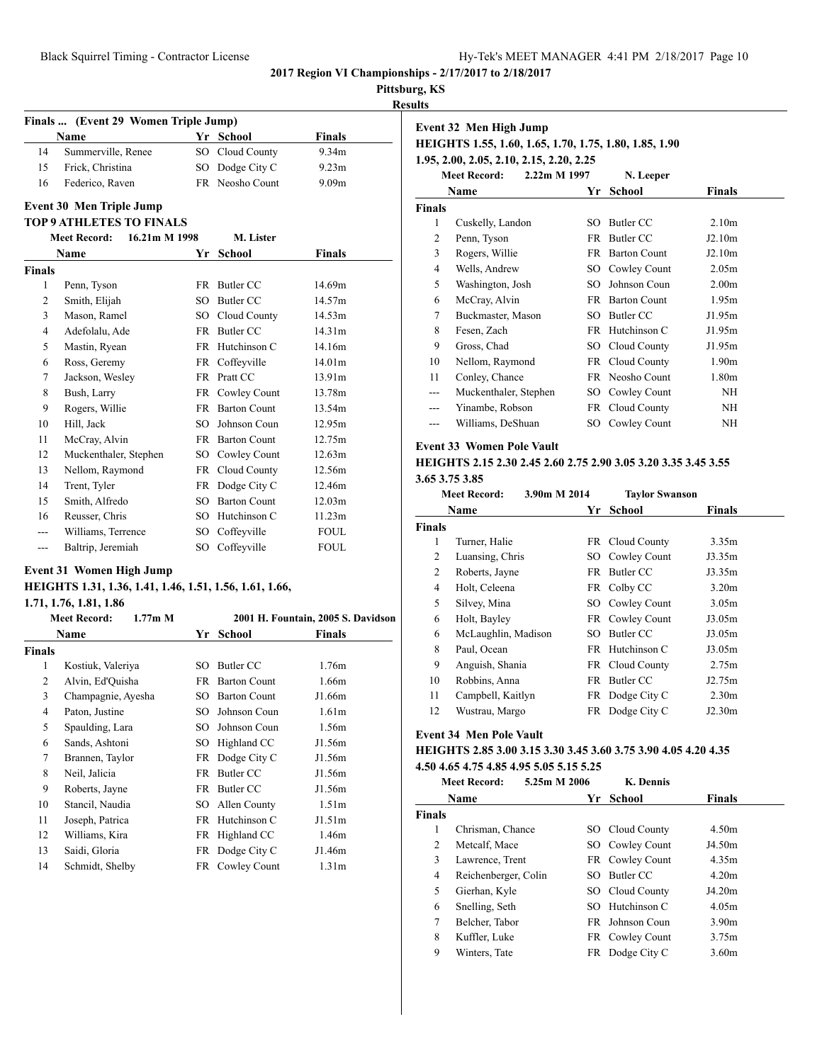**2017 Region VI Championships - 2/17/2017 to 2/18/2017**

**Pittsburg, KS**

**Results**

### Finals ... (Event 29 Women Triple Jump)

| | Name | Yr | School | Finals |
|---|---|---|---|---|
| 14 | Summerville, Renee | SO | Cloud County | 9.34m |
| 15 | Frick, Christina | SO | Dodge City C | 9.23m |
| 16 | Federico, Raven | FR | Neosho Count | 9.09m |

### Event 30 Men Triple Jump

**TOP 9 ATHLETES TO FINALS**

Meet Record: 16.21m M 1998 M. Lister

| | Name | Yr | School | Finals |
|---|---|---|---|---|
| **Finals** | | | | |
| 1 | Penn, Tyson | FR | Butler CC | 14.69m |
| 2 | Smith, Elijah | SO | Butler CC | 14.57m |
| 3 | Mason, Ramel | SO | Cloud County | 14.53m |
| 4 | Adefolalu, Ade | FR | Butler CC | 14.31m |
| 5 | Mastin, Ryean | FR | Hutchinson C | 14.16m |
| 6 | Ross, Geremy | FR | Coffeyville | 14.01m |
| 7 | Jackson, Wesley | FR | Pratt CC | 13.91m |
| 8 | Bush, Larry | FR | Cowley Count | 13.78m |
| 9 | Rogers, Willie | FR | Barton Count | 13.54m |
| 10 | Hill, Jack | SO | Johnson Coun | 12.95m |
| 11 | McCray, Alvin | FR | Barton Count | 12.75m |
| 12 | Muckenthaler, Stephen | SO | Cowley Count | 12.63m |
| 13 | Nellom, Raymond | FR | Cloud County | 12.56m |
| 14 | Trent, Tyler | FR | Dodge City C | 12.46m |
| 15 | Smith, Alfredo | SO | Barton Count | 12.03m |
| 16 | Reusser, Chris | SO | Hutchinson C | 11.23m |
| --- | Williams, Terrence | SO | Coffeyville | FOUL |
| --- | Baltrip, Jeremiah | SO | Coffeyville | FOUL |

### Event 31 Women High Jump

**HEIGHTS 1.31, 1.36, 1.41, 1.46, 1.51, 1.56, 1.61, 1.66, 1.71, 1.76, 1.81, 1.86**

Meet Record: 1.77m M 2001 H. Fountain, 2005 S. Davidson

| | Name | Yr | School | Finals |
|---|---|---|---|---|
| **Finals** | | | | |
| 1 | Kostiuk, Valeriya | SO | Butler CC | 1.76m |
| 2 | Alvin, Ed'Quisha | FR | Barton Count | 1.66m |
| 3 | Champagnie, Ayesha | SO | Barton Count | J1.66m |
| 4 | Paton, Justine | SO | Johnson Coun | 1.61m |
| 5 | Spaulding, Lara | SO | Johnson Coun | 1.56m |
| 6 | Sands, Ashtoni | SO | Highland CC | J1.56m |
| 7 | Brannen, Taylor | FR | Dodge City C | J1.56m |
| 8 | Neil, Jalicia | FR | Butler CC | J1.56m |
| 9 | Roberts, Jayne | FR | Butler CC | J1.56m |
| 10 | Stancil, Naudia | SO | Allen County | 1.51m |
| 11 | Joseph, Patrica | FR | Hutchinson C | J1.51m |
| 12 | Williams, Kira | FR | Highland CC | 1.46m |
| 13 | Saidi, Gloria | FR | Dodge City C | J1.46m |
| 14 | Schmidt, Shelby | FR | Cowley Count | 1.31m |

### Event 32 Men High Jump

**HEIGHTS 1.55, 1.60, 1.65, 1.70, 1.75, 1.80, 1.85, 1.90 1.95, 2.00, 2.05, 2.10, 2.15, 2.20, 2.25**

Meet Record: 2.22m M 1997 N. Leeper

| | Name | Yr | School | Finals |
|---|---|---|---|---|
| **Finals** | | | | |
| 1 | Cuskelly, Landon | SO | Butler CC | 2.10m |
| 2 | Penn, Tyson | FR | Butler CC | J2.10m |
| 3 | Rogers, Willie | FR | Barton Count | J2.10m |
| 4 | Wells, Andrew | SO | Cowley Count | 2.05m |
| 5 | Washington, Josh | SO | Johnson Coun | 2.00m |
| 6 | McCray, Alvin | FR | Barton Count | 1.95m |
| 7 | Buckmaster, Mason | SO | Butler CC | J1.95m |
| 8 | Fesen, Zach | FR | Hutchinson C | J1.95m |
| 9 | Gross, Chad | SO | Cloud County | J1.95m |
| 10 | Nellom, Raymond | FR | Cloud County | 1.90m |
| 11 | Conley, Chance | FR | Neosho Count | 1.80m |
| --- | Muckenthaler, Stephen | SO | Cowley Count | NH |
| --- | Yinambe, Robson | FR | Cloud County | NH |
| --- | Williams, DeShuan | SO | Cowley Count | NH |

### Event 33 Women Pole Vault

**HEIGHTS 2.15 2.30 2.45 2.60 2.75 2.90 3.05 3.20 3.35 3.45 3.55 3.65 3.75 3.85**

Meet Record: 3.90m M 2014 Taylor Swanson

| | Name | Yr | School | Finals |
|---|---|---|---|---|
| **Finals** | | | | |
| 1 | Turner, Halie | FR | Cloud County | 3.35m |
| 2 | Luansing, Chris | SO | Cowley Count | J3.35m |
| 2 | Roberts, Jayne | FR | Butler CC | J3.35m |
| 4 | Holt, Celeena | FR | Colby CC | 3.20m |
| 5 | Silvey, Mina | SO | Cowley Count | 3.05m |
| 6 | Holt, Bayley | FR | Cowley Count | J3.05m |
| 6 | McLaughlin, Madison | SO | Butler CC | J3.05m |
| 8 | Paul, Ocean | FR | Hutchinson C | J3.05m |
| 9 | Anguish, Shania | FR | Cloud County | 2.75m |
| 10 | Robbins, Anna | FR | Butler CC | J2.75m |
| 11 | Campbell, Kaitlyn | FR | Dodge City C | 2.30m |
| 12 | Wustrau, Margo | FR | Dodge City C | J2.30m |

### Event 34 Men Pole Vault

**HEIGHTS 2.85 3.00 3.15 3.30 3.45 3.60 3.75 3.90 4.05 4.20 4.35 4.50 4.65 4.75 4.85 4.95 5.05 5.15 5.25**

Meet Record: 5.25m M 2006 K. Dennis

| | Name | Yr | School | Finals |
|---|---|---|---|---|
| **Finals** | | | | |
| 1 | Chrisman, Chance | SO | Cloud County | 4.50m |
| 2 | Metcalf, Mace | SO | Cowley Count | J4.50m |
| 3 | Lawrence, Trent | FR | Cowley Count | 4.35m |
| 4 | Reichenberger, Colin | SO | Butler CC | 4.20m |
| 5 | Gierhan, Kyle | SO | Cloud County | J4.20m |
| 6 | Snelling, Seth | SO | Hutchinson C | 4.05m |
| 7 | Belcher, Tabor | FR | Johnson Coun | 3.90m |
| 8 | Kuffler, Luke | FR | Cowley Count | 3.75m |
| 9 | Winters, Tate | FR | Dodge City C | 3.60m |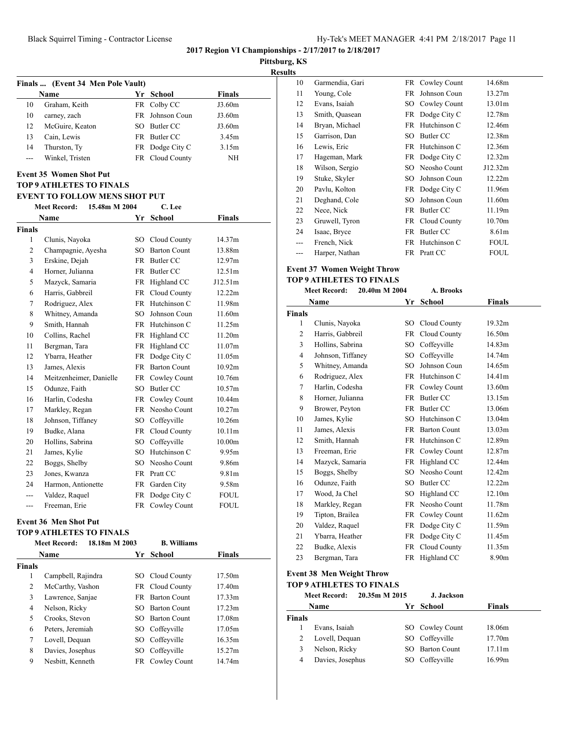**2017 Region VI Championships - 2/17/2017 to 2/18/2017**

**Pittsburg, KS**

**Results**

### Finals ... (Event 34 Men Pole Vault)

| | Name | Yr | School | Finals |
|---|---|---|---|---|
| 10 | Graham, Keith | FR | Colby CC | J3.60m |
| 10 | carney, zach | FR | Johnson Coun | J3.60m |
| 12 | McGuire, Keaton | SO | Butler CC | J3.60m |
| 13 | Cain, Lewis | FR | Butler CC | 3.45m |
| 14 | Thurston, Ty | FR | Dodge City C | 3.15m |
| --- | Winkel, Tristen | FR | Cloud County | NH |

### Event 35 Women Shot Put

**TOP 9 ATHLETES TO FINALS**

**EVENT TO FOLLOW MENS SHOT PUT**

Meet Record: 15.48m M 2004 C. Lee

| | Name | Yr | School | Finals |
|---|---|---|---|---|
| **Finals** | | | | |
| 1 | Clunis, Nayoka | SO | Cloud County | 14.37m |
| 2 | Champagnie, Ayesha | SO | Barton Count | 13.88m |
| 3 | Erskine, Dejah | FR | Butler CC | 12.97m |
| 4 | Horner, Julianna | FR | Butler CC | 12.51m |
| 5 | Mazyck, Samaria | FR | Highland CC | J12.51m |
| 6 | Harris, Gabbreil | FR | Cloud County | 12.22m |
| 7 | Rodriguez, Alex | FR | Hutchinson C | 11.98m |
| 8 | Whitney, Amanda | SO | Johnson Coun | 11.60m |
| 9 | Smith, Hannah | FR | Hutchinson C | 11.25m |
| 10 | Collins, Rachel | FR | Highland CC | 11.20m |
| 11 | Bergman, Tara | FR | Highland CC | 11.07m |
| 12 | Ybarra, Heather | FR | Dodge City C | 11.05m |
| 13 | James, Alexis | FR | Barton Count | 10.92m |
| 14 | Meitzenheimer, Danielle | FR | Cowley Count | 10.76m |
| 15 | Odunze, Faith | SO | Butler CC | 10.57m |
| 16 | Harlin, Codesha | FR | Cowley Count | 10.44m |
| 17 | Markley, Regan | FR | Neosho Count | 10.27m |
| 18 | Johnson, Tiffaney | SO | Coffeyville | 10.26m |
| 19 | Budke, Alana | FR | Cloud County | 10.11m |
| 20 | Hollins, Sabrina | SO | Coffeyville | 10.00m |
| 21 | James, Kylie | SO | Hutchinson C | 9.95m |
| 22 | Boggs, Shelby | SO | Neosho Count | 9.86m |
| 23 | Jones, Kwanza | FR | Pratt CC | 9.81m |
| 24 | Harmon, Antionette | FR | Garden City | 9.58m |
| --- | Valdez, Raquel | FR | Dodge City C | FOUL |
| --- | Freeman, Erie | FR | Cowley Count | FOUL |

### Event 36 Men Shot Put

**TOP 9 ATHLETES TO FINALS**

Meet Record: 18.18m M 2003 B. Williams

| | Name | Yr | School | Finals |
|---|---|---|---|---|
| **Finals** | | | | |
| 1 | Campbell, Rajindra | SO | Cloud County | 17.50m |
| 2 | McCarthy, Vashon | FR | Cloud County | 17.40m |
| 3 | Lawrence, Sanjae | FR | Barton Count | 17.33m |
| 4 | Nelson, Ricky | SO | Barton Count | 17.23m |
| 5 | Crooks, Stevon | SO | Barton Count | 17.08m |
| 6 | Peters, Jeremiah | SO | Coffeyville | 17.05m |
| 7 | Lovell, Dequan | SO | Coffeyville | 16.35m |
| 8 | Davies, Josephus | SO | Coffeyville | 15.27m |
| 9 | Nesbitt, Kenneth | FR | Cowley Count | 14.74m |
| 10 | Garmendia, Gari | FR | Cowley Count | 14.68m |
| 11 | Young, Cole | FR | Johnson Coun | 13.27m |
| 12 | Evans, Isaiah | SO | Cowley Count | 13.01m |
| 13 | Smith, Quasean | FR | Dodge City C | 12.78m |
| 14 | Bryan, Michael | FR | Hutchinson C | 12.46m |
| 15 | Garrison, Dan | SO | Butler CC | 12.38m |
| 16 | Lewis, Eric | FR | Hutchinson C | 12.36m |
| 17 | Hageman, Mark | FR | Dodge City C | 12.32m |
| 18 | Wilson, Sergio | SO | Neosho Count | J12.32m |
| 19 | Stuke, Skyler | SO | Johnson Coun | 12.22m |
| 20 | Pavlu, Kolton | FR | Dodge City C | 11.96m |
| 21 | Deghand, Cole | SO | Johnson Coun | 11.60m |
| 22 | Nece, Nick | FR | Butler CC | 11.19m |
| 23 | Gruwell, Tyron | FR | Cloud County | 10.70m |
| 24 | Isaac, Bryce | FR | Butler CC | 8.61m |
| --- | French, Nick | FR | Hutchinson C | FOUL |
| --- | Harper, Nathan | FR | Pratt CC | FOUL |

### Event 37 Women Weight Throw

**TOP 9 ATHLETES TO FINALS**

Meet Record: 20.40m M 2004 A. Brooks

| | Name | Yr | School | Finals |
|---|---|---|---|---|
| **Finals** | | | | |
| 1 | Clunis, Nayoka | SO | Cloud County | 19.32m |
| 2 | Harris, Gabbreil | FR | Cloud County | 16.50m |
| 3 | Hollins, Sabrina | SO | Coffeyville | 14.83m |
| 4 | Johnson, Tiffaney | SO | Coffeyville | 14.74m |
| 5 | Whitney, Amanda | SO | Johnson Coun | 14.65m |
| 6 | Rodriguez, Alex | FR | Hutchinson C | 14.41m |
| 7 | Harlin, Codesha | FR | Cowley Count | 13.60m |
| 8 | Horner, Julianna | FR | Butler CC | 13.15m |
| 9 | Brower, Peyton | FR | Butler CC | 13.06m |
| 10 | James, Kylie | SO | Hutchinson C | 13.04m |
| 11 | James, Alexis | FR | Barton Count | 13.03m |
| 12 | Smith, Hannah | FR | Hutchinson C | 12.89m |
| 13 | Freeman, Erie | FR | Cowley Count | 12.87m |
| 14 | Mazyck, Samaria | FR | Highland CC | 12.44m |
| 15 | Boggs, Shelby | SO | Neosho Count | 12.42m |
| 16 | Odunze, Faith | SO | Butler CC | 12.22m |
| 17 | Wood, Ja Chel | SO | Highland CC | 12.10m |
| 18 | Markley, Regan | FR | Neosho Count | 11.78m |
| 19 | Tipton, Brailea | FR | Cowley Count | 11.62m |
| 20 | Valdez, Raquel | FR | Dodge City C | 11.59m |
| 21 | Ybarra, Heather | FR | Dodge City C | 11.45m |
| 22 | Budke, Alexis | FR | Cloud County | 11.35m |
| 23 | Bergman, Tara | FR | Highland CC | 8.90m |

### Event 38 Men Weight Throw

**TOP 9 ATHLETES TO FINALS**

Meet Record: 20.35m M 2015 J. Jackson

| | Name | Yr | School | Finals |
|---|---|---|---|---|
| **Finals** | | | | |
| 1 | Evans, Isaiah | SO | Cowley Count | 18.06m |
| 2 | Lovell, Dequan | SO | Coffeyville | 17.70m |
| 3 | Nelson, Ricky | SO | Barton Count | 17.11m |
| 4 | Davies, Josephus | SO | Coffeyville | 16.99m |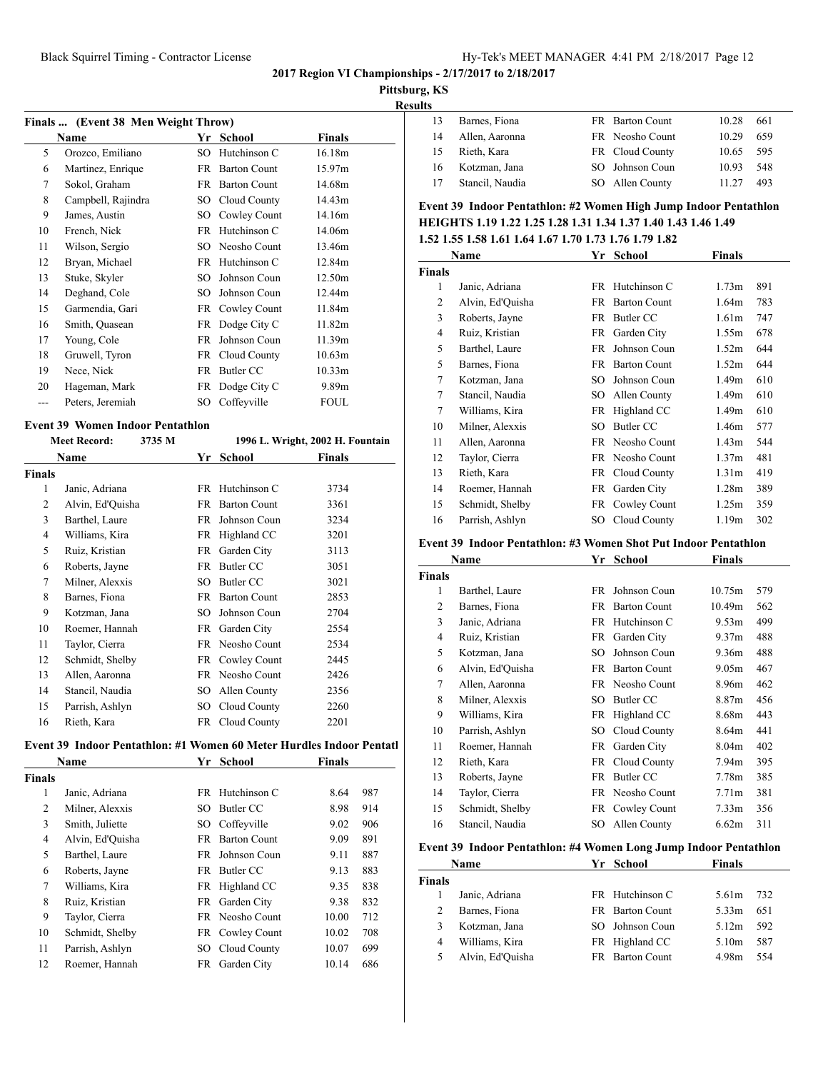**2017 Region VI Championships - 2/17/2017 to 2/18/2017**

**Pittsburg, KS**

**Results**

### Finals ... (Event 38 Men Weight Throw)

| | Name | Yr | School | Finals |
|---|---|---|---|---|
| 5 | Orozco, Emiliano | SO | Hutchinson C | 16.18m |
| 6 | Martinez, Enrique | FR | Barton Count | 15.97m |
| 7 | Sokol, Graham | FR | Barton Count | 14.68m |
| 8 | Campbell, Rajindra | SO | Cloud County | 14.43m |
| 9 | James, Austin | SO | Cowley Count | 14.16m |
| 10 | French, Nick | FR | Hutchinson C | 14.06m |
| 11 | Wilson, Sergio | SO | Neosho Count | 13.46m |
| 12 | Bryan, Michael | FR | Hutchinson C | 12.84m |
| 13 | Stuke, Skyler | SO | Johnson Coun | 12.50m |
| 14 | Deghand, Cole | SO | Johnson Coun | 12.44m |
| 15 | Garmendia, Gari | FR | Cowley Count | 11.84m |
| 16 | Smith, Quasean | FR | Dodge City C | 11.82m |
| 17 | Young, Cole | FR | Johnson Coun | 11.39m |
| 18 | Gruwell, Tyron | FR | Cloud County | 10.63m |
| 19 | Nece, Nick | FR | Butler CC | 10.33m |
| 20 | Hageman, Mark | FR | Dodge City C | 9.89m |
| --- | Peters, Jeremiah | SO | Coffeyville | FOUL |

### Event 39 Women Indoor Pentathlon

Meet Record: 3735 M — 1996 L. Wright, 2002 H. Fountain

| | Name | Yr | School | Finals |
|---|---|---|---|---|
| **Finals** | | | | |
| 1 | Janic, Adriana | FR | Hutchinson C | 3734 |
| 2 | Alvin, Ed'Quisha | FR | Barton Count | 3361 |
| 3 | Barthel, Laure | FR | Johnson Coun | 3234 |
| 4 | Williams, Kira | FR | Highland CC | 3201 |
| 5 | Ruiz, Kristian | FR | Garden City | 3113 |
| 6 | Roberts, Jayne | FR | Butler CC | 3051 |
| 7 | Milner, Alexxis | SO | Butler CC | 3021 |
| 8 | Barnes, Fiona | FR | Barton Count | 2853 |
| 9 | Kotzman, Jana | SO | Johnson Coun | 2704 |
| 10 | Roemer, Hannah | FR | Garden City | 2554 |
| 11 | Taylor, Cierra | FR | Neosho Count | 2534 |
| 12 | Schmidt, Shelby | FR | Cowley Count | 2445 |
| 13 | Allen, Aaronna | FR | Neosho Count | 2426 |
| 14 | Stancil, Naudia | SO | Allen County | 2356 |
| 15 | Parrish, Ashlyn | SO | Cloud County | 2260 |
| 16 | Rieth, Kara | FR | Cloud County | 2201 |

### Event 39 Indoor Pentathlon: #1 Women 60 Meter Hurdles Indoor Pentatl

| | Name | Yr | School | Finals | |
|---|---|---|---|---|---|
| **Finals** | | | | | |
| 1 | Janic, Adriana | FR | Hutchinson C | 8.64 | 987 |
| 2 | Milner, Alexxis | SO | Butler CC | 8.98 | 914 |
| 3 | Smith, Juliette | SO | Coffeyville | 9.02 | 906 |
| 4 | Alvin, Ed'Quisha | FR | Barton Count | 9.09 | 891 |
| 5 | Barthel, Laure | FR | Johnson Coun | 9.11 | 887 |
| 6 | Roberts, Jayne | FR | Butler CC | 9.13 | 883 |
| 7 | Williams, Kira | FR | Highland CC | 9.35 | 838 |
| 8 | Ruiz, Kristian | FR | Garden City | 9.38 | 832 |
| 9 | Taylor, Cierra | FR | Neosho Count | 10.00 | 712 |
| 10 | Schmidt, Shelby | FR | Cowley Count | 10.02 | 708 |
| 11 | Parrish, Ashlyn | SO | Cloud County | 10.07 | 699 |
| 12 | Roemer, Hannah | FR | Garden City | 10.14 | 686 |
| 13 | Barnes, Fiona | FR | Barton Count | 10.28 | 661 |
| 14 | Allen, Aaronna | FR | Neosho Count | 10.29 | 659 |
| 15 | Rieth, Kara | FR | Cloud County | 10.65 | 595 |
| 16 | Kotzman, Jana | SO | Johnson Coun | 10.93 | 548 |
| 17 | Stancil, Naudia | SO | Allen County | 11.27 | 493 |

### Event 39 Indoor Pentathlon: #2 Women High Jump Indoor Pentathlon

**HEIGHTS 1.19 1.22 1.25 1.28 1.31 1.34 1.37 1.40 1.43 1.46 1.49 1.52 1.55 1.58 1.61 1.64 1.67 1.70 1.73 1.76 1.79 1.82**

| | Name | Yr | School | Finals | |
|---|---|---|---|---|---|
| **Finals** | | | | | |
| 1 | Janic, Adriana | FR | Hutchinson C | 1.73m | 891 |
| 2 | Alvin, Ed'Quisha | FR | Barton Count | 1.64m | 783 |
| 3 | Roberts, Jayne | FR | Butler CC | 1.61m | 747 |
| 4 | Ruiz, Kristian | FR | Garden City | 1.55m | 678 |
| 5 | Barthel, Laure | FR | Johnson Coun | 1.52m | 644 |
| 5 | Barnes, Fiona | FR | Barton Count | 1.52m | 644 |
| 7 | Kotzman, Jana | SO | Johnson Coun | 1.49m | 610 |
| 7 | Stancil, Naudia | SO | Allen County | 1.49m | 610 |
| 7 | Williams, Kira | FR | Highland CC | 1.49m | 610 |
| 10 | Milner, Alexxis | SO | Butler CC | 1.46m | 577 |
| 11 | Allen, Aaronna | FR | Neosho Count | 1.43m | 544 |
| 12 | Taylor, Cierra | FR | Neosho Count | 1.37m | 481 |
| 13 | Rieth, Kara | FR | Cloud County | 1.31m | 419 |
| 14 | Roemer, Hannah | FR | Garden City | 1.28m | 389 |
| 15 | Schmidt, Shelby | FR | Cowley Count | 1.25m | 359 |
| 16 | Parrish, Ashlyn | SO | Cloud County | 1.19m | 302 |

### Event 39 Indoor Pentathlon: #3 Women Shot Put Indoor Pentathlon

| | Name | Yr | School | Finals | |
|---|---|---|---|---|---|
| **Finals** | | | | | |
| 1 | Barthel, Laure | FR | Johnson Coun | 10.75m | 579 |
| 2 | Barnes, Fiona | FR | Barton Count | 10.49m | 562 |
| 3 | Janic, Adriana | FR | Hutchinson C | 9.53m | 499 |
| 4 | Ruiz, Kristian | FR | Garden City | 9.37m | 488 |
| 5 | Kotzman, Jana | SO | Johnson Coun | 9.36m | 488 |
| 6 | Alvin, Ed'Quisha | FR | Barton Count | 9.05m | 467 |
| 7 | Allen, Aaronna | FR | Neosho Count | 8.96m | 462 |
| 8 | Milner, Alexxis | SO | Butler CC | 8.87m | 456 |
| 9 | Williams, Kira | FR | Highland CC | 8.68m | 443 |
| 10 | Parrish, Ashlyn | SO | Cloud County | 8.64m | 441 |
| 11 | Roemer, Hannah | FR | Garden City | 8.04m | 402 |
| 12 | Rieth, Kara | FR | Cloud County | 7.94m | 395 |
| 13 | Roberts, Jayne | FR | Butler CC | 7.78m | 385 |
| 14 | Taylor, Cierra | FR | Neosho Count | 7.71m | 381 |
| 15 | Schmidt, Shelby | FR | Cowley Count | 7.33m | 356 |
| 16 | Stancil, Naudia | SO | Allen County | 6.62m | 311 |

### Event 39 Indoor Pentathlon: #4 Women Long Jump Indoor Pentathlon

| | Name | Yr | School | Finals | |
|---|---|---|---|---|---|
| **Finals** | | | | | |
| 1 | Janic, Adriana | FR | Hutchinson C | 5.61m | 732 |
| 2 | Barnes, Fiona | FR | Barton Count | 5.33m | 651 |
| 3 | Kotzman, Jana | SO | Johnson Coun | 5.12m | 592 |
| 4 | Williams, Kira | FR | Highland CC | 5.10m | 587 |
| 5 | Alvin, Ed'Quisha | FR | Barton Count | 4.98m | 554 |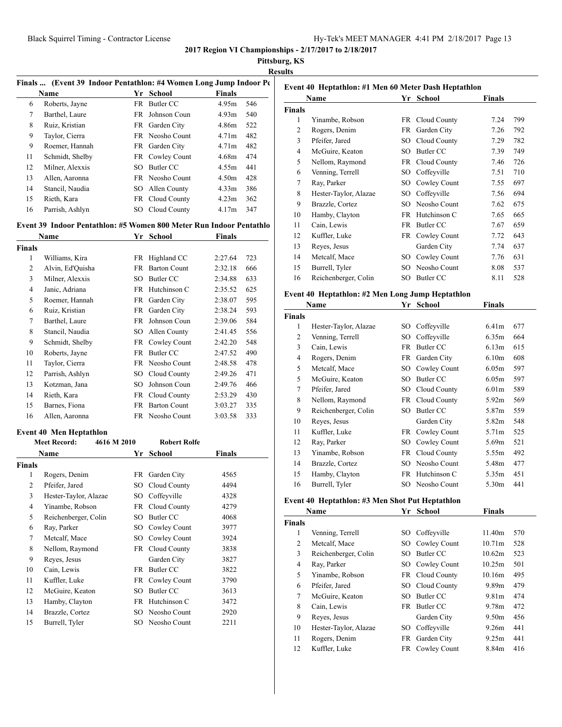**2017 Region VI Championships - 2/17/2017 to 2/18/2017**

**Pittsburg, KS**

**Results**

### Finals ... (Event 39 Indoor Pentathlon: #4 Women Long Jump Indoor Pe

| | Name | Yr | School | Finals | |
|---|---|---|---|---|---|
| 6 | Roberts, Jayne | FR | Butler CC | 4.95m | 546 |
| 7 | Barthel, Laure | FR | Johnson Coun | 4.93m | 540 |
| 8 | Ruiz, Kristian | FR | Garden City | 4.86m | 522 |
| 9 | Taylor, Cierra | FR | Neosho Count | 4.71m | 482 |
| 9 | Roemer, Hannah | FR | Garden City | 4.71m | 482 |
| 11 | Schmidt, Shelby | FR | Cowley Count | 4.68m | 474 |
| 12 | Milner, Alexxis | SO | Butler CC | 4.55m | 441 |
| 13 | Allen, Aaronna | FR | Neosho Count | 4.50m | 428 |
| 14 | Stancil, Naudia | SO | Allen County | 4.33m | 386 |
| 15 | Rieth, Kara | FR | Cloud County | 4.23m | 362 |
| 16 | Parrish, Ashlyn | SO | Cloud County | 4.17m | 347 |

### Event 39 Indoor Pentathlon: #5 Women 800 Meter Run Indoor Pentathlo

| | Name | Yr | School | Finals | |
|---|---|---|---|---|---|
| **Finals** | | | | | |
| 1 | Williams, Kira | FR | Highland CC | 2:27.64 | 723 |
| 2 | Alvin, Ed'Quisha | FR | Barton Count | 2:32.18 | 666 |
| 3 | Milner, Alexxis | SO | Butler CC | 2:34.88 | 633 |
| 4 | Janic, Adriana | FR | Hutchinson C | 2:35.52 | 625 |
| 5 | Roemer, Hannah | FR | Garden City | 2:38.07 | 595 |
| 6 | Ruiz, Kristian | FR | Garden City | 2:38.24 | 593 |
| 7 | Barthel, Laure | FR | Johnson Coun | 2:39.06 | 584 |
| 8 | Stancil, Naudia | SO | Allen County | 2:41.45 | 556 |
| 9 | Schmidt, Shelby | FR | Cowley Count | 2:42.20 | 548 |
| 10 | Roberts, Jayne | FR | Butler CC | 2:47.52 | 490 |
| 11 | Taylor, Cierra | FR | Neosho Count | 2:48.58 | 478 |
| 12 | Parrish, Ashlyn | SO | Cloud County | 2:49.26 | 471 |
| 13 | Kotzman, Jana | SO | Johnson Coun | 2:49.76 | 466 |
| 14 | Rieth, Kara | FR | Cloud County | 2:53.29 | 430 |
| 15 | Barnes, Fiona | FR | Barton Count | 3:03.27 | 335 |
| 16 | Allen, Aaronna | FR | Neosho Count | 3:03.58 | 333 |

### Event 40 Men Heptathlon

**Meet Record:** 4616 M 2010 Robert Rolfe

| | Name | Yr | School | Finals |
|---|---|---|---|---|
| **Finals** | | | | |
| 1 | Rogers, Denim | FR | Garden City | 4565 |
| 2 | Pfeifer, Jared | SO | Cloud County | 4494 |
| 3 | Hester-Taylor, Alazae | SO | Coffeyville | 4328 |
| 4 | Yinambe, Robson | FR | Cloud County | 4279 |
| 5 | Reichenberger, Colin | SO | Butler CC | 4068 |
| 6 | Ray, Parker | SO | Cowley Count | 3977 |
| 7 | Metcalf, Mace | SO | Cowley Count | 3924 |
| 8 | Nellom, Raymond | FR | Cloud County | 3838 |
| 9 | Reyes, Jesus | | Garden City | 3827 |
| 10 | Cain, Lewis | FR | Butler CC | 3822 |
| 11 | Kuffler, Luke | FR | Cowley Count | 3790 |
| 12 | McGuire, Keaton | SO | Butler CC | 3613 |
| 13 | Hamby, Clayton | FR | Hutchinson C | 3472 |
| 14 | Brazzle, Cortez | SO | Neosho Count | 2920 |
| 15 | Burrell, Tyler | SO | Neosho Count | 2211 |

### Event 40 Heptathlon: #1 Men 60 Meter Dash Heptathlon

| | Name | Yr | School | Finals | |
|---|---|---|---|---|---|
| **Finals** | | | | | |
| 1 | Yinambe, Robson | FR | Cloud County | 7.24 | 799 |
| 2 | Rogers, Denim | FR | Garden City | 7.26 | 792 |
| 3 | Pfeifer, Jared | SO | Cloud County | 7.29 | 782 |
| 4 | McGuire, Keaton | SO | Butler CC | 7.39 | 749 |
| 5 | Nellom, Raymond | FR | Cloud County | 7.46 | 726 |
| 6 | Venning, Terrell | SO | Coffeyville | 7.51 | 710 |
| 7 | Ray, Parker | SO | Cowley Count | 7.55 | 697 |
| 8 | Hester-Taylor, Alazae | SO | Coffeyville | 7.56 | 694 |
| 9 | Brazzle, Cortez | SO | Neosho Count | 7.62 | 675 |
| 10 | Hamby, Clayton | FR | Hutchinson C | 7.65 | 665 |
| 11 | Cain, Lewis | FR | Butler CC | 7.67 | 659 |
| 12 | Kuffler, Luke | FR | Cowley Count | 7.72 | 643 |
| 13 | Reyes, Jesus | | Garden City | 7.74 | 637 |
| 14 | Metcalf, Mace | SO | Cowley Count | 7.76 | 631 |
| 15 | Burrell, Tyler | SO | Neosho Count | 8.08 | 537 |
| 16 | Reichenberger, Colin | SO | Butler CC | 8.11 | 528 |

### Event 40 Heptathlon: #2 Men Long Jump Heptathlon

| | Name | Yr | School | Finals | |
|---|---|---|---|---|---|
| **Finals** | | | | | |
| 1 | Hester-Taylor, Alazae | SO | Coffeyville | 6.41m | 677 |
| 2 | Venning, Terrell | SO | Coffeyville | 6.35m | 664 |
| 3 | Cain, Lewis | FR | Butler CC | 6.13m | 615 |
| 4 | Rogers, Denim | FR | Garden City | 6.10m | 608 |
| 5 | Metcalf, Mace | SO | Cowley Count | 6.05m | 597 |
| 5 | McGuire, Keaton | SO | Butler CC | 6.05m | 597 |
| 7 | Pfeifer, Jared | SO | Cloud County | 6.01m | 589 |
| 8 | Nellom, Raymond | FR | Cloud County | 5.92m | 569 |
| 9 | Reichenberger, Colin | SO | Butler CC | 5.87m | 559 |
| 10 | Reyes, Jesus | | Garden City | 5.82m | 548 |
| 11 | Kuffler, Luke | FR | Cowley Count | 5.71m | 525 |
| 12 | Ray, Parker | SO | Cowley Count | 5.69m | 521 |
| 13 | Yinambe, Robson | FR | Cloud County | 5.55m | 492 |
| 14 | Brazzle, Cortez | SO | Neosho Count | 5.48m | 477 |
| 15 | Hamby, Clayton | FR | Hutchinson C | 5.35m | 451 |
| 16 | Burrell, Tyler | SO | Neosho Count | 5.30m | 441 |

### Event 40 Heptathlon: #3 Men Shot Put Heptathlon

| | Name | Yr | School | Finals | |
|---|---|---|---|---|---|
| **Finals** | | | | | |
| 1 | Venning, Terrell | SO | Coffeyville | 11.40m | 570 |
| 2 | Metcalf, Mace | SO | Cowley Count | 10.71m | 528 |
| 3 | Reichenberger, Colin | SO | Butler CC | 10.62m | 523 |
| 4 | Ray, Parker | SO | Cowley Count | 10.25m | 501 |
| 5 | Yinambe, Robson | FR | Cloud County | 10.16m | 495 |
| 6 | Pfeifer, Jared | SO | Cloud County | 9.89m | 479 |
| 7 | McGuire, Keaton | SO | Butler CC | 9.81m | 474 |
| 8 | Cain, Lewis | FR | Butler CC | 9.78m | 472 |
| 9 | Reyes, Jesus | | Garden City | 9.50m | 456 |
| 10 | Hester-Taylor, Alazae | SO | Coffeyville | 9.26m | 441 |
| 11 | Rogers, Denim | FR | Garden City | 9.25m | 441 |
| 12 | Kuffler, Luke | FR | Cowley Count | 8.84m | 416 |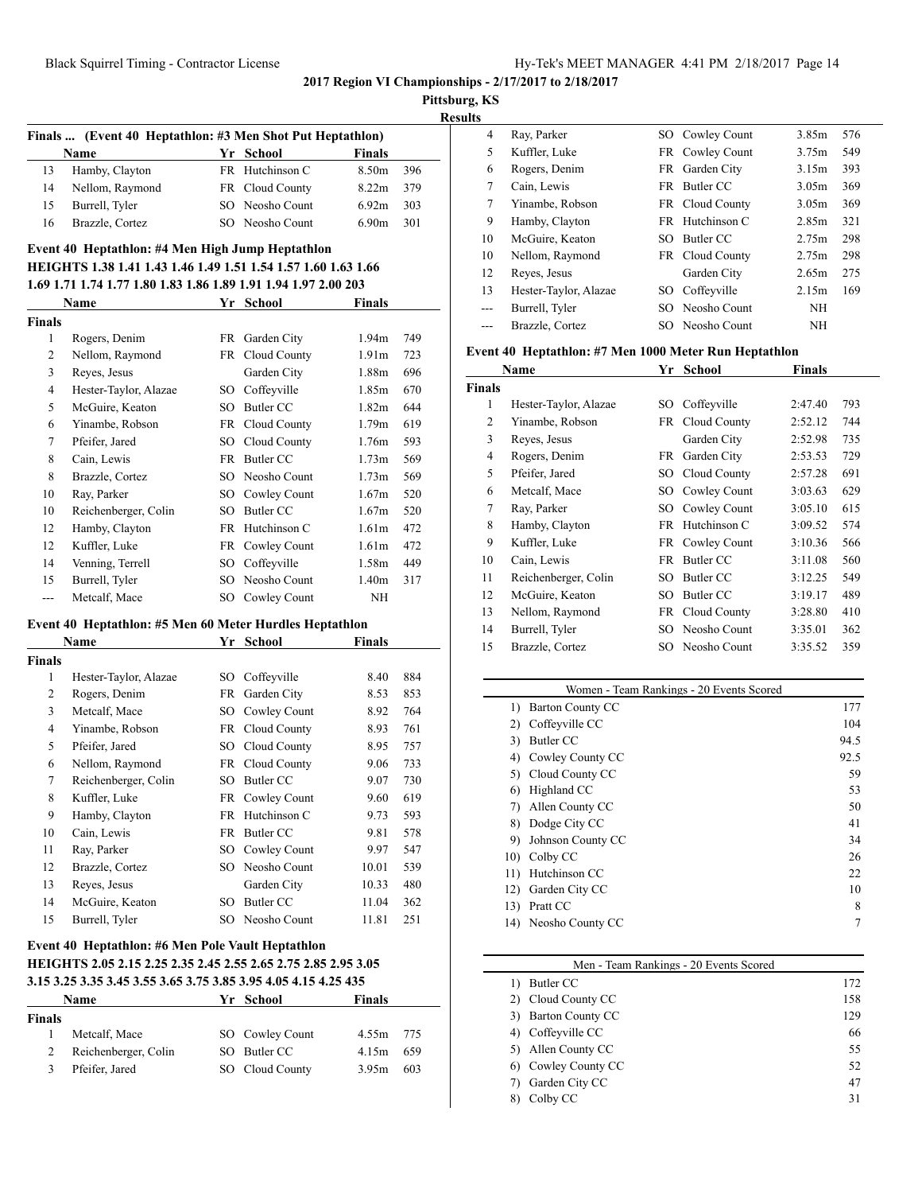**2017 Region VI Championships - 2/17/2017 to 2/18/2017**

**Pittsburg, KS**

**Results**

### Finals ... (Event 40 Heptathlon: #3 Men Shot Put Heptathlon)

| | Name | Yr | School | Finals | |
|---|---|---|---|---|---|
| 13 | Hamby, Clayton | FR | Hutchinson C | 8.50m | 396 |
| 14 | Nellom, Raymond | FR | Cloud County | 8.22m | 379 |
| 15 | Burrell, Tyler | SO | Neosho Count | 6.92m | 303 |
| 16 | Brazzle, Cortez | SO | Neosho Count | 6.90m | 301 |

### Event 40 Heptathlon: #4 Men High Jump Heptathlon

**HEIGHTS 1.38 1.41 1.43 1.46 1.49 1.51 1.54 1.57 1.60 1.63 1.66 1.69 1.71 1.74 1.77 1.80 1.83 1.86 1.89 1.91 1.94 1.97 2.00 203**

| | Name | Yr | School | Finals | |
|---|---|---|---|---|---|
| **Finals** | | | | | |
| 1 | Rogers, Denim | FR | Garden City | 1.94m | 749 |
| 2 | Nellom, Raymond | FR | Cloud County | 1.91m | 723 |
| 3 | Reyes, Jesus | | Garden City | 1.88m | 696 |
| 4 | Hester-Taylor, Alazae | SO | Coffeyville | 1.85m | 670 |
| 5 | McGuire, Keaton | SO | Butler CC | 1.82m | 644 |
| 6 | Yinambe, Robson | FR | Cloud County | 1.79m | 619 |
| 7 | Pfeifer, Jared | SO | Cloud County | 1.76m | 593 |
| 8 | Cain, Lewis | FR | Butler CC | 1.73m | 569 |
| 8 | Brazzle, Cortez | SO | Neosho Count | 1.73m | 569 |
| 10 | Ray, Parker | SO | Cowley Count | 1.67m | 520 |
| 10 | Reichenberger, Colin | SO | Butler CC | 1.67m | 520 |
| 12 | Hamby, Clayton | FR | Hutchinson C | 1.61m | 472 |
| 12 | Kuffler, Luke | FR | Cowley Count | 1.61m | 472 |
| 14 | Venning, Terrell | SO | Coffeyville | 1.58m | 449 |
| 15 | Burrell, Tyler | SO | Neosho Count | 1.40m | 317 |
| --- | Metcalf, Mace | SO | Cowley Count | NH | |

### Event 40 Heptathlon: #5 Men 60 Meter Hurdles Heptathlon

| | Name | Yr | School | Finals | |
|---|---|---|---|---|---|
| **Finals** | | | | | |
| 1 | Hester-Taylor, Alazae | SO | Coffeyville | 8.40 | 884 |
| 2 | Rogers, Denim | FR | Garden City | 8.53 | 853 |
| 3 | Metcalf, Mace | SO | Cowley Count | 8.92 | 764 |
| 4 | Yinambe, Robson | FR | Cloud County | 8.93 | 761 |
| 5 | Pfeifer, Jared | SO | Cloud County | 8.95 | 757 |
| 6 | Nellom, Raymond | FR | Cloud County | 9.06 | 733 |
| 7 | Reichenberger, Colin | SO | Butler CC | 9.07 | 730 |
| 8 | Kuffler, Luke | FR | Cowley Count | 9.60 | 619 |
| 9 | Hamby, Clayton | FR | Hutchinson C | 9.73 | 593 |
| 10 | Cain, Lewis | FR | Butler CC | 9.81 | 578 |
| 11 | Ray, Parker | SO | Cowley Count | 9.97 | 547 |
| 12 | Brazzle, Cortez | SO | Neosho Count | 10.01 | 539 |
| 13 | Reyes, Jesus | | Garden City | 10.33 | 480 |
| 14 | McGuire, Keaton | SO | Butler CC | 11.04 | 362 |
| 15 | Burrell, Tyler | SO | Neosho Count | 11.81 | 251 |

### Event 40 Heptathlon: #6 Men Pole Vault Heptathlon

**HEIGHTS 2.05 2.15 2.25 2.35 2.45 2.55 2.65 2.75 2.85 2.95 3.05 3.15 3.25 3.35 3.45 3.55 3.65 3.75 3.85 3.95 4.05 4.15 4.25 435**

| | Name | Yr | School | Finals | |
|---|---|---|---|---|---|
| **Finals** | | | | | |
| 1 | Metcalf, Mace | SO | Cowley Count | 4.55m | 775 |
| 2 | Reichenberger, Colin | SO | Butler CC | 4.15m | 659 |
| 3 | Pfeifer, Jared | SO | Cloud County | 3.95m | 603 |
| 4 | Ray, Parker | SO | Cowley Count | 3.85m | 576 |
| 5 | Kuffler, Luke | FR | Cowley Count | 3.75m | 549 |
| 6 | Rogers, Denim | FR | Garden City | 3.15m | 393 |
| 7 | Cain, Lewis | FR | Butler CC | 3.05m | 369 |
| 7 | Yinambe, Robson | FR | Cloud County | 3.05m | 369 |
| 9 | Hamby, Clayton | FR | Hutchinson C | 2.85m | 321 |
| 10 | McGuire, Keaton | SO | Butler CC | 2.75m | 298 |
| 10 | Nellom, Raymond | FR | Cloud County | 2.75m | 298 |
| 12 | Reyes, Jesus | | Garden City | 2.65m | 275 |
| 13 | Hester-Taylor, Alazae | SO | Coffeyville | 2.15m | 169 |
| --- | Burrell, Tyler | SO | Neosho Count | NH | |
| --- | Brazzle, Cortez | SO | Neosho Count | NH | |

### Event 40 Heptathlon: #7 Men 1000 Meter Run Heptathlon

| | Name | Yr | School | Finals | |
|---|---|---|---|---|---|
| **Finals** | | | | | |
| 1 | Hester-Taylor, Alazae | SO | Coffeyville | 2:47.40 | 793 |
| 2 | Yinambe, Robson | FR | Cloud County | 2:52.12 | 744 |
| 3 | Reyes, Jesus | | Garden City | 2:52.98 | 735 |
| 4 | Rogers, Denim | FR | Garden City | 2:53.53 | 729 |
| 5 | Pfeifer, Jared | SO | Cloud County | 2:57.28 | 691 |
| 6 | Metcalf, Mace | SO | Cowley Count | 3:03.63 | 629 |
| 7 | Ray, Parker | SO | Cowley Count | 3:05.10 | 615 |
| 8 | Hamby, Clayton | FR | Hutchinson C | 3:09.52 | 574 |
| 9 | Kuffler, Luke | FR | Cowley Count | 3:10.36 | 566 |
| 10 | Cain, Lewis | FR | Butler CC | 3:11.08 | 560 |
| 11 | Reichenberger, Colin | SO | Butler CC | 3:12.25 | 549 |
| 12 | McGuire, Keaton | SO | Butler CC | 3:19.17 | 489 |
| 13 | Nellom, Raymond | FR | Cloud County | 3:28.80 | 410 |
| 14 | Burrell, Tyler | SO | Neosho Count | 3:35.01 | 362 |
| 15 | Brazzle, Cortez | SO | Neosho Count | 3:35.52 | 359 |

### Women - Team Rankings - 20 Events Scored

| | Team | Points |
|---|---|---|
| 1) | Barton County CC | 177 |
| 2) | Coffeyville CC | 104 |
| 3) | Butler CC | 94.5 |
| 4) | Cowley County CC | 92.5 |
| 5) | Cloud County CC | 59 |
| 6) | Highland CC | 53 |
| 7) | Allen County CC | 50 |
| 8) | Dodge City CC | 41 |
| 9) | Johnson County CC | 34 |
| 10) | Colby CC | 26 |
| 11) | Hutchinson CC | 22 |
| 12) | Garden City CC | 10 |
| 13) | Pratt CC | 8 |
| 14) | Neosho County CC | 7 |

### Men - Team Rankings - 20 Events Scored

| | Team | Points |
|---|---|---|
| 1) | Butler CC | 172 |
| 2) | Cloud County CC | 158 |
| 3) | Barton County CC | 129 |
| 4) | Coffeyville CC | 66 |
| 5) | Allen County CC | 55 |
| 6) | Cowley County CC | 52 |
| 7) | Garden City CC | 47 |
| 8) | Colby CC | 31 |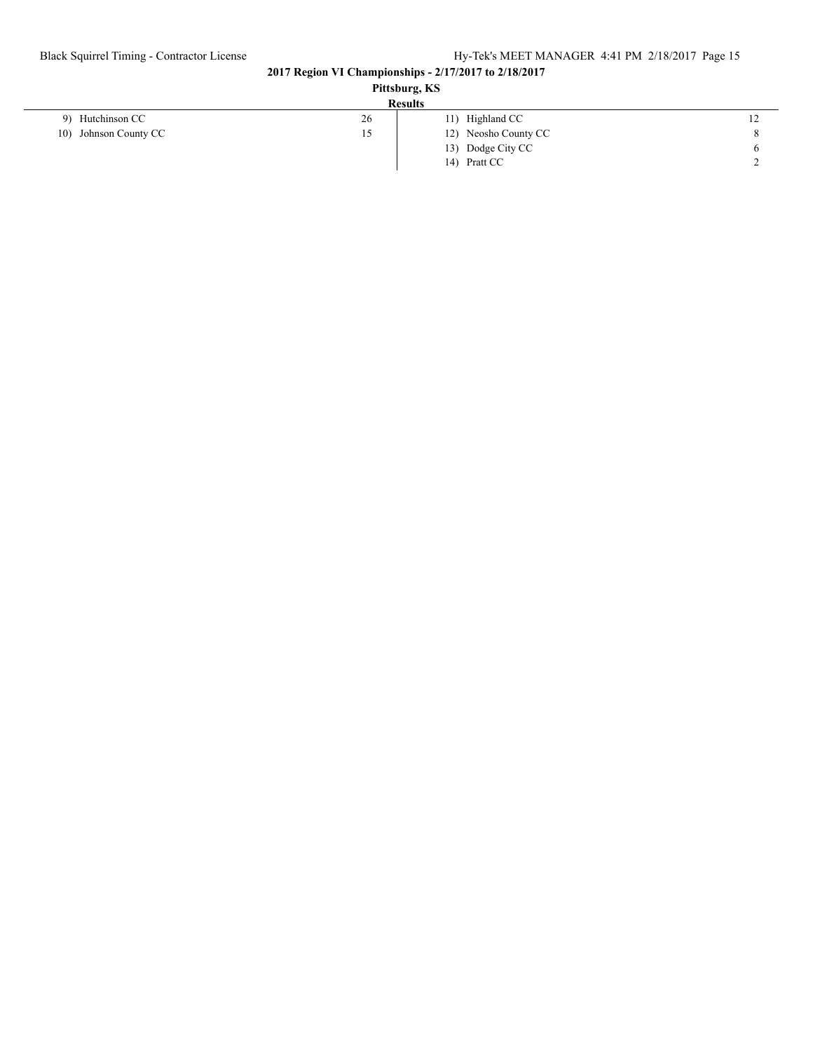**2017 Region VI Championships - 2/17/2017 to 2/18/2017**

**Pittsburg, KS**

**Results**

| | | | |
|---|---|---|---|
| 9) Hutchinson CC | 26 | 11) Highland CC | 12 |
| 10) Johnson County CC | 15 | 12) Neosho County CC | 8 |
| | | 13) Dodge City CC | 6 |
| | | 14) Pratt CC | 2 |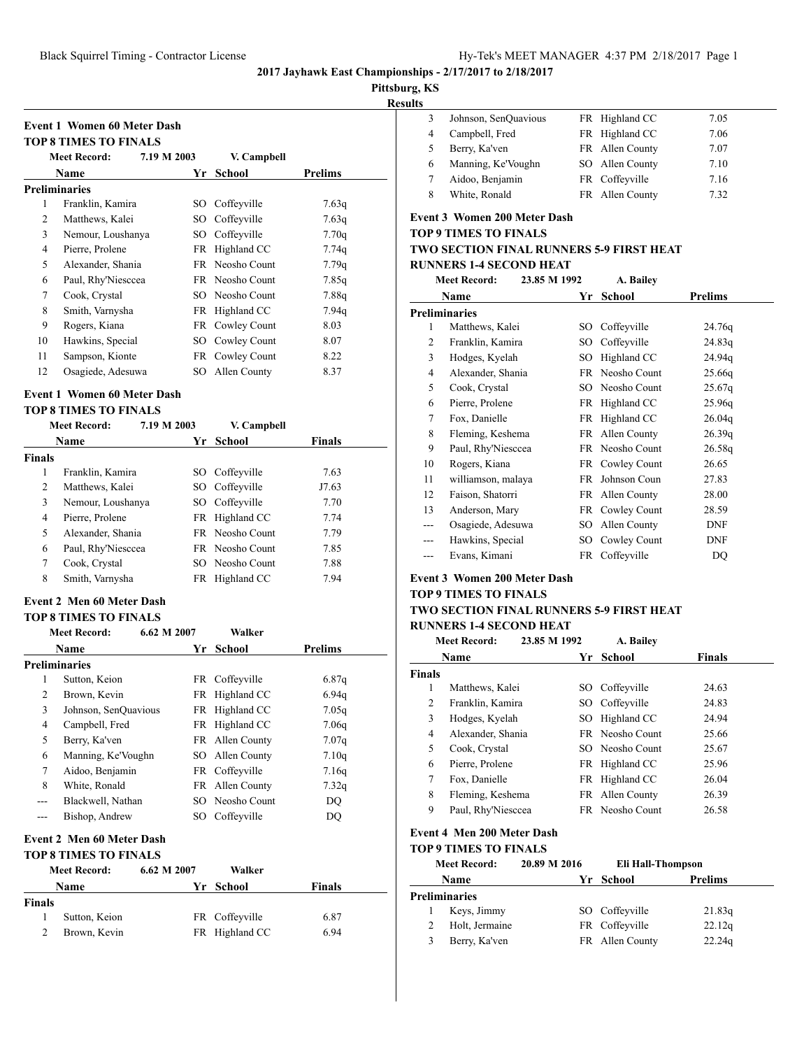**2017 Jayhawk East Championships - 2/17/2017 to 2/18/2017**

**Pittsburg, KS**

**Results**

## Event 1 Women 60 Meter Dash

**TOP 8 TIMES TO FINALS**

Meet Record: 7.19 M 2003 V. Campbell

| | Name | Yr | School | Prelims |
|---|---|---|---|---|
| **Preliminaries** | | | | |
| 1 | Franklin, Kamira | SO | Coffeyville | 7.63q |
| 2 | Matthews, Kalei | SO | Coffeyville | 7.63q |
| 3 | Nemour, Loushanya | SO | Coffeyville | 7.70q |
| 4 | Pierre, Prolene | FR | Highland CC | 7.74q |
| 5 | Alexander, Shania | FR | Neosho Count | 7.79q |
| 6 | Paul, Rhy'Niesccea | FR | Neosho Count | 7.85q |
| 7 | Cook, Crystal | SO | Neosho Count | 7.88q |
| 8 | Smith, Varnysha | FR | Highland CC | 7.94q |
| 9 | Rogers, Kiana | FR | Cowley Count | 8.03 |
| 10 | Hawkins, Special | SO | Cowley Count | 8.07 |
| 11 | Sampson, Kionte | FR | Cowley Count | 8.22 |
| 12 | Osagiede, Adesuwa | SO | Allen County | 8.37 |

## Event 1 Women 60 Meter Dash

**TOP 8 TIMES TO FINALS**

Meet Record: 7.19 M 2003 V. Campbell

| | Name | Yr | School | Finals |
|---|---|---|---|---|
| **Finals** | | | | |
| 1 | Franklin, Kamira | SO | Coffeyville | 7.63 |
| 2 | Matthews, Kalei | SO | Coffeyville | J7.63 |
| 3 | Nemour, Loushanya | SO | Coffeyville | 7.70 |
| 4 | Pierre, Prolene | FR | Highland CC | 7.74 |
| 5 | Alexander, Shania | FR | Neosho Count | 7.79 |
| 6 | Paul, Rhy'Niesccea | FR | Neosho Count | 7.85 |
| 7 | Cook, Crystal | SO | Neosho Count | 7.88 |
| 8 | Smith, Varnysha | FR | Highland CC | 7.94 |

## Event 2 Men 60 Meter Dash

**TOP 8 TIMES TO FINALS**

Meet Record: 6.62 M 2007 Walker

| | Name | Yr | School | Prelims |
|---|---|---|---|---|
| **Preliminaries** | | | | |
| 1 | Sutton, Keion | FR | Coffeyville | 6.87q |
| 2 | Brown, Kevin | FR | Highland CC | 6.94q |
| 3 | Johnson, SenQuavious | FR | Highland CC | 7.05q |
| 4 | Campbell, Fred | FR | Highland CC | 7.06q |
| 5 | Berry, Ka'ven | FR | Allen County | 7.07q |
| 6 | Manning, Ke'Voughn | SO | Allen County | 7.10q |
| 7 | Aidoo, Benjamin | FR | Coffeyville | 7.16q |
| 8 | White, Ronald | FR | Allen County | 7.32q |
| --- | Blackwell, Nathan | SO | Neosho Count | DQ |
| --- | Bishop, Andrew | SO | Coffeyville | DQ |

## Event 2 Men 60 Meter Dash

**TOP 8 TIMES TO FINALS**

Meet Record: 6.62 M 2007 Walker

| | Name | Yr | School | Finals |
|---|---|---|---|---|
| **Finals** | | | | |
| 1 | Sutton, Keion | FR | Coffeyville | 6.87 |
| 2 | Brown, Kevin | FR | Highland CC | 6.94 |
| 3 | Johnson, SenQuavious | FR | Highland CC | 7.05 |
| 4 | Campbell, Fred | FR | Highland CC | 7.06 |
| 5 | Berry, Ka'ven | FR | Allen County | 7.07 |
| 6 | Manning, Ke'Voughn | SO | Allen County | 7.10 |
| 7 | Aidoo, Benjamin | FR | Coffeyville | 7.16 |
| 8 | White, Ronald | FR | Allen County | 7.32 |

## Event 3 Women 200 Meter Dash

**TOP 9 TIMES TO FINALS**

**TWO SECTION FINAL RUNNERS 5-9 FIRST HEAT**

**RUNNERS 1-4 SECOND HEAT**

Meet Record: 23.85 M 1992 A. Bailey

| | Name | Yr | School | Prelims |
|---|---|---|---|---|
| **Preliminaries** | | | | |
| 1 | Matthews, Kalei | SO | Coffeyville | 24.76q |
| 2 | Franklin, Kamira | SO | Coffeyville | 24.83q |
| 3 | Hodges, Kyelah | SO | Highland CC | 24.94q |
| 4 | Alexander, Shania | FR | Neosho Count | 25.66q |
| 5 | Cook, Crystal | SO | Neosho Count | 25.67q |
| 6 | Pierre, Prolene | FR | Highland CC | 25.96q |
| 7 | Fox, Danielle | FR | Highland CC | 26.04q |
| 8 | Fleming, Keshema | FR | Allen County | 26.39q |
| 9 | Paul, Rhy'Niesccea | FR | Neosho Count | 26.58q |
| 10 | Rogers, Kiana | FR | Cowley Count | 26.65 |
| 11 | williamson, malaya | FR | Johnson Coun | 27.83 |
| 12 | Faison, Shatorri | FR | Allen County | 28.00 |
| 13 | Anderson, Mary | FR | Cowley Count | 28.59 |
| --- | Osagiede, Adesuwa | SO | Allen County | DNF |
| --- | Hawkins, Special | SO | Cowley Count | DNF |
| --- | Evans, Kimani | FR | Coffeyville | DQ |

## Event 3 Women 200 Meter Dash

**TOP 9 TIMES TO FINALS**

**TWO SECTION FINAL RUNNERS 5-9 FIRST HEAT**

**RUNNERS 1-4 SECOND HEAT**

Meet Record: 23.85 M 1992 A. Bailey

| | Name | Yr | School | Finals |
|---|---|---|---|---|
| **Finals** | | | | |
| 1 | Matthews, Kalei | SO | Coffeyville | 24.63 |
| 2 | Franklin, Kamira | SO | Coffeyville | 24.83 |
| 3 | Hodges, Kyelah | SO | Highland CC | 24.94 |
| 4 | Alexander, Shania | FR | Neosho Count | 25.66 |
| 5 | Cook, Crystal | SO | Neosho Count | 25.67 |
| 6 | Pierre, Prolene | FR | Highland CC | 25.96 |
| 7 | Fox, Danielle | FR | Highland CC | 26.04 |
| 8 | Fleming, Keshema | FR | Allen County | 26.39 |
| 9 | Paul, Rhy'Niesccea | FR | Neosho Count | 26.58 |

## Event 4 Men 200 Meter Dash

**TOP 9 TIMES TO FINALS**

Meet Record: 20.89 M 2016 Eli Hall-Thompson

| | Name | Yr | School | Prelims |
|---|---|---|---|---|
| **Preliminaries** | | | | |
| 1 | Keys, Jimmy | SO | Coffeyville | 21.83q |
| 2 | Holt, Jermaine | FR | Coffeyville | 22.12q |
| 3 | Berry, Ka'ven | FR | Allen County | 22.24q |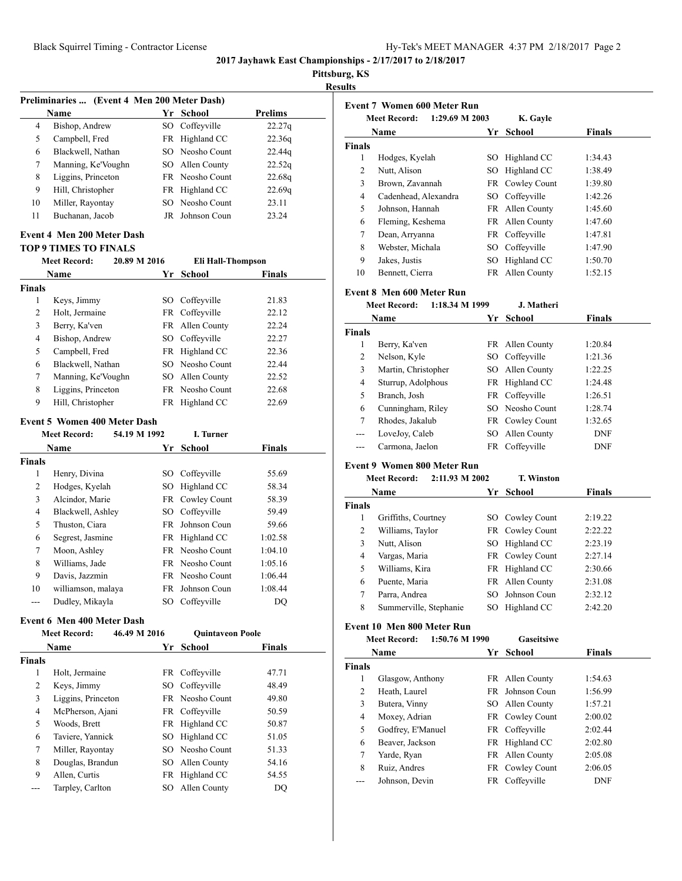2017 Jayhawk East Championships - 2/17/2017 to 2/18/2017

Pittsburg, KS

Results

### Preliminaries ... (Event 4 Men 200 Meter Dash)

| | Name | Yr | School | Prelims |
|---|---|---|---|---|
| 4 | Bishop, Andrew | SO | Coffeyville | 22.27q |
| 5 | Campbell, Fred | FR | Highland CC | 22.36q |
| 6 | Blackwell, Nathan | SO | Neosho Count | 22.44q |
| 7 | Manning, Ke'Voughn | SO | Allen County | 22.52q |
| 8 | Liggins, Princeton | FR | Neosho Count | 22.68q |
| 9 | Hill, Christopher | FR | Highland CC | 22.69q |
| 10 | Miller, Rayontay | SO | Neosho Count | 23.11 |
| 11 | Buchanan, Jacob | JR | Johnson Coun | 23.24 |

### Event 4 Men 200 Meter Dash

**TOP 9 TIMES TO FINALS**

Meet Record: 20.89 M 2016 Eli Hall-Thompson

| | Name | Yr | School | Finals |
|---|---|---|---|---|
| **Finals** | | | | |
| 1 | Keys, Jimmy | SO | Coffeyville | 21.83 |
| 2 | Holt, Jermaine | FR | Coffeyville | 22.12 |
| 3 | Berry, Ka'ven | FR | Allen County | 22.24 |
| 4 | Bishop, Andrew | SO | Coffeyville | 22.27 |
| 5 | Campbell, Fred | FR | Highland CC | 22.36 |
| 6 | Blackwell, Nathan | SO | Neosho Count | 22.44 |
| 7 | Manning, Ke'Voughn | SO | Allen County | 22.52 |
| 8 | Liggins, Princeton | FR | Neosho Count | 22.68 |
| 9 | Hill, Christopher | FR | Highland CC | 22.69 |

### Event 5 Women 400 Meter Dash

Meet Record: 54.19 M 1992 I. Turner

| | Name | Yr | School | Finals |
|---|---|---|---|---|
| **Finals** | | | | |
| 1 | Henry, Divina | SO | Coffeyville | 55.69 |
| 2 | Hodges, Kyelah | SO | Highland CC | 58.34 |
| 3 | Alcindor, Marie | FR | Cowley Count | 58.39 |
| 4 | Blackwell, Ashley | SO | Coffeyville | 59.49 |
| 5 | Thuston, Ciara | FR | Johnson Coun | 59.66 |
| 6 | Segrest, Jasmine | FR | Highland CC | 1:02.58 |
| 7 | Moon, Ashley | FR | Neosho Count | 1:04.10 |
| 8 | Williams, Jade | FR | Neosho Count | 1:05.16 |
| 9 | Davis, Jazzmin | FR | Neosho Count | 1:06.44 |
| 10 | williamson, malaya | FR | Johnson Coun | 1:08.44 |
| --- | Dudley, Mikayla | SO | Coffeyville | DQ |

### Event 6 Men 400 Meter Dash

Meet Record: 46.49 M 2016 Quintaveon Poole

| | Name | Yr | School | Finals |
|---|---|---|---|---|
| **Finals** | | | | |
| 1 | Holt, Jermaine | FR | Coffeyville | 47.71 |
| 2 | Keys, Jimmy | SO | Coffeyville | 48.49 |
| 3 | Liggins, Princeton | FR | Neosho Count | 49.80 |
| 4 | McPherson, Ajani | FR | Coffeyville | 50.59 |
| 5 | Woods, Brett | FR | Highland CC | 50.87 |
| 6 | Taviere, Yannick | SO | Highland CC | 51.05 |
| 7 | Miller, Rayontay | SO | Neosho Count | 51.33 |
| 8 | Douglas, Brandun | SO | Allen County | 54.16 |
| 9 | Allen, Curtis | FR | Highland CC | 54.55 |
| --- | Tarpley, Carlton | SO | Allen County | DQ |

### Event 7 Women 600 Meter Run

Meet Record: 1:29.69 M 2003 K. Gayle

| | Name | Yr | School | Finals |
|---|---|---|---|---|
| **Finals** | | | | |
| 1 | Hodges, Kyelah | SO | Highland CC | 1:34.43 |
| 2 | Nutt, Alison | SO | Highland CC | 1:38.49 |
| 3 | Brown, Zavannah | FR | Cowley Count | 1:39.80 |
| 4 | Cadenhead, Alexandra | SO | Coffeyville | 1:42.26 |
| 5 | Johnson, Hannah | FR | Allen County | 1:45.60 |
| 6 | Fleming, Keshema | FR | Allen County | 1:47.60 |
| 7 | Dean, Arryanna | FR | Coffeyville | 1:47.81 |
| 8 | Webster, Michala | SO | Coffeyville | 1:47.90 |
| 9 | Jakes, Justis | SO | Highland CC | 1:50.70 |
| 10 | Bennett, Cierra | FR | Allen County | 1:52.15 |

### Event 8 Men 600 Meter Run

Meet Record: 1:18.34 M 1999 J. Matheri

| | Name | Yr | School | Finals |
|---|---|---|---|---|
| **Finals** | | | | |
| 1 | Berry, Ka'ven | FR | Allen County | 1:20.84 |
| 2 | Nelson, Kyle | SO | Coffeyville | 1:21.36 |
| 3 | Martin, Christopher | SO | Allen County | 1:22.25 |
| 4 | Sturrup, Adolphous | FR | Highland CC | 1:24.48 |
| 5 | Branch, Josh | FR | Coffeyville | 1:26.51 |
| 6 | Cunningham, Riley | SO | Neosho Count | 1:28.74 |
| 7 | Rhodes, Jakalub | FR | Cowley Count | 1:32.65 |
| --- | LoveJoy, Caleb | SO | Allen County | DNF |
| --- | Carmona, Jaelon | FR | Coffeyville | DNF |

### Event 9 Women 800 Meter Run

Meet Record: 2:11.93 M 2002 T. Winston

| | Name | Yr | School | Finals |
|---|---|---|---|---|
| **Finals** | | | | |
| 1 | Griffiths, Courtney | SO | Cowley Count | 2:19.22 |
| 2 | Williams, Taylor | FR | Cowley Count | 2:22.22 |
| 3 | Nutt, Alison | SO | Highland CC | 2:23.19 |
| 4 | Vargas, Maria | FR | Cowley Count | 2:27.14 |
| 5 | Williams, Kira | FR | Highland CC | 2:30.66 |
| 6 | Puente, Maria | FR | Allen County | 2:31.08 |
| 7 | Parra, Andrea | SO | Johnson Coun | 2:32.12 |
| 8 | Summerville, Stephanie | SO | Highland CC | 2:42.20 |

### Event 10 Men 800 Meter Run

Meet Record: 1:50.76 M 1990 Gaseitsiwe

| | Name | Yr | School | Finals |
|---|---|---|---|---|
| **Finals** | | | | |
| 1 | Glasgow, Anthony | FR | Allen County | 1:54.63 |
| 2 | Heath, Laurel | FR | Johnson Coun | 1:56.99 |
| 3 | Butera, Vinny | SO | Allen County | 1:57.21 |
| 4 | Moxey, Adrian | FR | Cowley Count | 2:00.02 |
| 5 | Godfrey, E'Manuel | FR | Coffeyville | 2:02.44 |
| 6 | Beaver, Jackson | FR | Highland CC | 2:02.80 |
| 7 | Yarde, Ryan | FR | Allen County | 2:05.08 |
| 8 | Ruiz, Andres | FR | Cowley Count | 2:06.05 |
| --- | Johnson, Devin | FR | Coffeyville | DNF |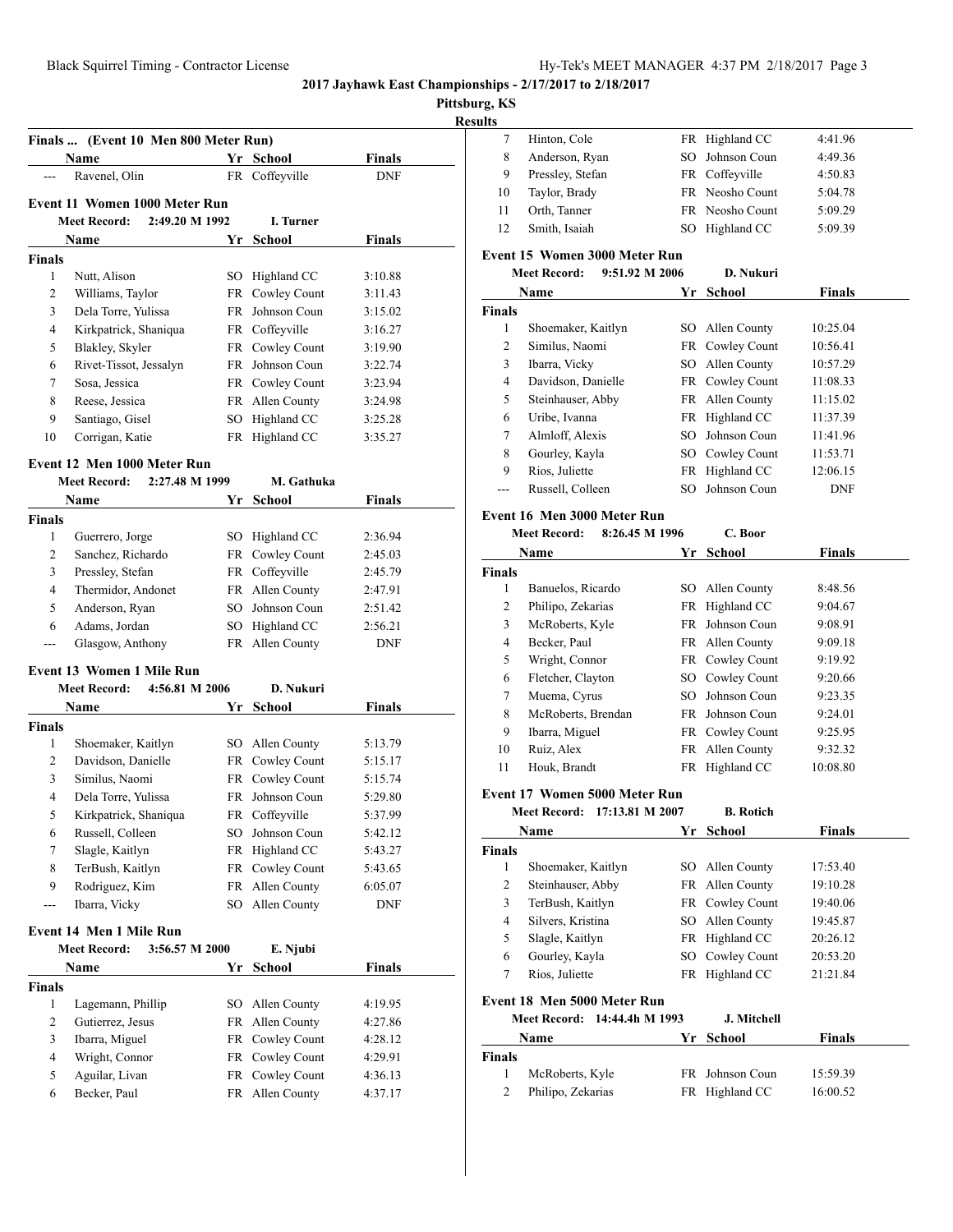**2017 Jayhawk East Championships - 2/17/2017 to 2/18/2017**

**Pittsburg, KS**

**Results**

### Finals ... (Event 10 Men 800 Meter Run)

| | Name | Yr | School | Finals |
|---|---|---|---|---|
| --- | Ravenel, Olin | FR | Coffeyville | DNF |

### Event 11 Women 1000 Meter Run

Meet Record: 2:49.20 M 1992 I. Turner

| | Name | Yr | School | Finals |
|---|---|---|---|---|
| **Finals** | | | | |
| 1 | Nutt, Alison | SO | Highland CC | 3:10.88 |
| 2 | Williams, Taylor | FR | Cowley Count | 3:11.43 |
| 3 | Dela Torre, Yulissa | FR | Johnson Coun | 3:15.02 |
| 4 | Kirkpatrick, Shaniqua | FR | Coffeyville | 3:16.27 |
| 5 | Blakley, Skyler | FR | Cowley Count | 3:19.90 |
| 6 | Rivet-Tissot, Jessalyn | FR | Johnson Coun | 3:22.74 |
| 7 | Sosa, Jessica | FR | Cowley Count | 3:23.94 |
| 8 | Reese, Jessica | FR | Allen County | 3:24.98 |
| 9 | Santiago, Gisel | SO | Highland CC | 3:25.28 |
| 10 | Corrigan, Katie | FR | Highland CC | 3:35.27 |

### Event 12 Men 1000 Meter Run

Meet Record: 2:27.48 M 1999 M. Gathuka

| | Name | Yr | School | Finals |
|---|---|---|---|---|
| **Finals** | | | | |
| 1 | Guerrero, Jorge | SO | Highland CC | 2:36.94 |
| 2 | Sanchez, Richardo | FR | Cowley Count | 2:45.03 |
| 3 | Pressley, Stefan | FR | Coffeyville | 2:45.79 |
| 4 | Thermidor, Andonet | FR | Allen County | 2:47.91 |
| 5 | Anderson, Ryan | SO | Johnson Coun | 2:51.42 |
| 6 | Adams, Jordan | SO | Highland CC | 2:56.21 |
| --- | Glasgow, Anthony | FR | Allen County | DNF |

### Event 13 Women 1 Mile Run

Meet Record: 4:56.81 M 2006 D. Nukuri

| | Name | Yr | School | Finals |
|---|---|---|---|---|
| **Finals** | | | | |
| 1 | Shoemaker, Kaitlyn | SO | Allen County | 5:13.79 |
| 2 | Davidson, Danielle | FR | Cowley Count | 5:15.17 |
| 3 | Similus, Naomi | FR | Cowley Count | 5:15.74 |
| 4 | Dela Torre, Yulissa | FR | Johnson Coun | 5:29.80 |
| 5 | Kirkpatrick, Shaniqua | FR | Coffeyville | 5:37.99 |
| 6 | Russell, Colleen | SO | Johnson Coun | 5:42.12 |
| 7 | Slagle, Kaitlyn | FR | Highland CC | 5:43.27 |
| 8 | TerBush, Kaitlyn | FR | Cowley Count | 5:43.65 |
| 9 | Rodriguez, Kim | FR | Allen County | 6:05.07 |
| --- | Ibarra, Vicky | SO | Allen County | DNF |

### Event 14 Men 1 Mile Run

Meet Record: 3:56.57 M 2000 E. Njubi

| | Name | Yr | School | Finals |
|---|---|---|---|---|
| **Finals** | | | | |
| 1 | Lagemann, Phillip | SO | Allen County | 4:19.95 |
| 2 | Gutierrez, Jesus | FR | Allen County | 4:27.86 |
| 3 | Ibarra, Miguel | FR | Cowley Count | 4:28.12 |
| 4 | Wright, Connor | FR | Cowley Count | 4:29.91 |
| 5 | Aguilar, Livan | FR | Cowley Count | 4:36.13 |
| 6 | Becker, Paul | FR | Allen County | 4:37.17 |
| 7 | Hinton, Cole | FR | Highland CC | 4:41.96 |
| 8 | Anderson, Ryan | SO | Johnson Coun | 4:49.36 |
| 9 | Pressley, Stefan | FR | Coffeyville | 4:50.83 |
| 10 | Taylor, Brady | FR | Neosho Count | 5:04.78 |
| 11 | Orth, Tanner | FR | Neosho Count | 5:09.29 |
| 12 | Smith, Isaiah | SO | Highland CC | 5:09.39 |

### Event 15 Women 3000 Meter Run

Meet Record: 9:51.92 M 2006 D. Nukuri

| | Name | Yr | School | Finals |
|---|---|---|---|---|
| **Finals** | | | | |
| 1 | Shoemaker, Kaitlyn | SO | Allen County | 10:25.04 |
| 2 | Similus, Naomi | FR | Cowley Count | 10:56.41 |
| 3 | Ibarra, Vicky | SO | Allen County | 10:57.29 |
| 4 | Davidson, Danielle | FR | Cowley Count | 11:08.33 |
| 5 | Steinhauser, Abby | FR | Allen County | 11:15.02 |
| 6 | Uribe, Ivanna | FR | Highland CC | 11:37.39 |
| 7 | Almloff, Alexis | SO | Johnson Coun | 11:41.96 |
| 8 | Gourley, Kayla | SO | Cowley Count | 11:53.71 |
| 9 | Rios, Juliette | FR | Highland CC | 12:06.15 |
| --- | Russell, Colleen | SO | Johnson Coun | DNF |

### Event 16 Men 3000 Meter Run

Meet Record: 8:26.45 M 1996 C. Boor

| | Name | Yr | School | Finals |
|---|---|---|---|---|
| **Finals** | | | | |
| 1 | Banuelos, Ricardo | SO | Allen County | 8:48.56 |
| 2 | Philipo, Zekarias | FR | Highland CC | 9:04.67 |
| 3 | McRoberts, Kyle | FR | Johnson Coun | 9:08.91 |
| 4 | Becker, Paul | FR | Allen County | 9:09.18 |
| 5 | Wright, Connor | FR | Cowley Count | 9:19.92 |
| 6 | Fletcher, Clayton | SO | Cowley Count | 9:20.66 |
| 7 | Muema, Cyrus | SO | Johnson Coun | 9:23.35 |
| 8 | McRoberts, Brendan | FR | Johnson Coun | 9:24.01 |
| 9 | Ibarra, Miguel | FR | Cowley Count | 9:25.95 |
| 10 | Ruiz, Alex | FR | Allen County | 9:32.32 |
| 11 | Houk, Brandt | FR | Highland CC | 10:08.80 |

### Event 17 Women 5000 Meter Run

Meet Record: 17:13.81 M 2007 B. Rotich

| | Name | Yr | School | Finals |
|---|---|---|---|---|
| **Finals** | | | | |
| 1 | Shoemaker, Kaitlyn | SO | Allen County | 17:53.40 |
| 2 | Steinhauser, Abby | FR | Allen County | 19:10.28 |
| 3 | TerBush, Kaitlyn | FR | Cowley Count | 19:40.06 |
| 4 | Silvers, Kristina | SO | Allen County | 19:45.87 |
| 5 | Slagle, Kaitlyn | FR | Highland CC | 20:26.12 |
| 6 | Gourley, Kayla | SO | Cowley Count | 20:53.20 |
| 7 | Rios, Juliette | FR | Highland CC | 21:21.84 |

### Event 18 Men 5000 Meter Run

Meet Record: 14:44.4h M 1993 J. Mitchell

| | Name | Yr | School | Finals |
|---|---|---|---|---|
| **Finals** | | | | |
| 1 | McRoberts, Kyle | FR | Johnson Coun | 15:59.39 |
| 2 | Philipo, Zekarias | FR | Highland CC | 16:00.52 |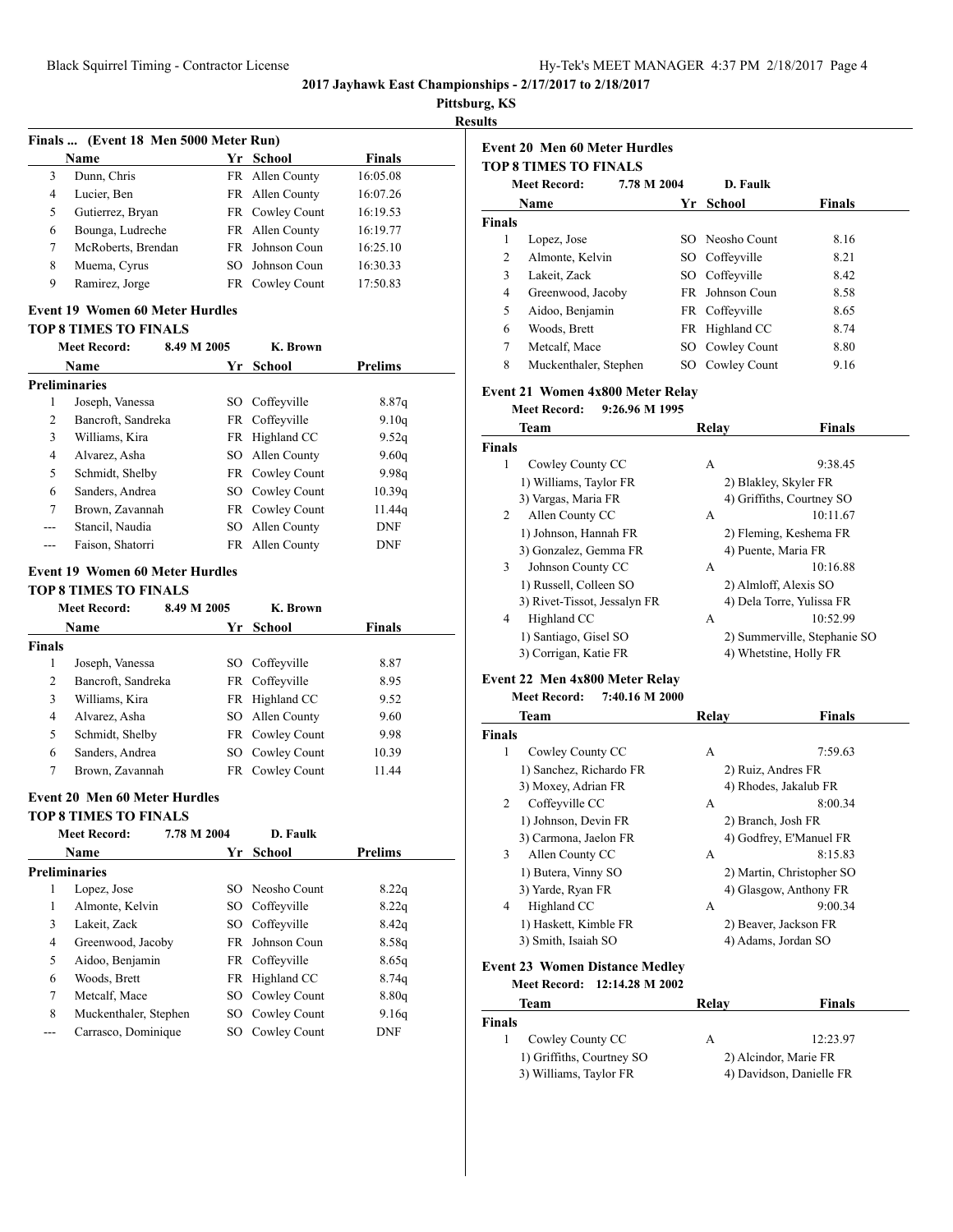**2017 Jayhawk East Championships - 2/17/2017 to 2/18/2017**

**Pittsburg, KS**

**Results**

### Finals ... (Event 18 Men 5000 Meter Run)

| | Name | Yr | School | Finals |
|---|---|---|---|---|
| 3 | Dunn, Chris | FR | Allen County | 16:05.08 |
| 4 | Lucier, Ben | FR | Allen County | 16:07.26 |
| 5 | Gutierrez, Bryan | FR | Cowley Count | 16:19.53 |
| 6 | Bounga, Ludreche | FR | Allen County | 16:19.77 |
| 7 | McRoberts, Brendan | FR | Johnson Coun | 16:25.10 |
| 8 | Muema, Cyrus | SO | Johnson Coun | 16:30.33 |
| 9 | Ramirez, Jorge | FR | Cowley Count | 17:50.83 |

### Event 19 Women 60 Meter Hurdles

**TOP 8 TIMES TO FINALS**

Meet Record: 8.49 M 2005 K. Brown

| | Name | Yr | School | Prelims |
|---|---|---|---|---|
| **Preliminaries** | | | | |
| 1 | Joseph, Vanessa | SO | Coffeyville | 8.87q |
| 2 | Bancroft, Sandreka | FR | Coffeyville | 9.10q |
| 3 | Williams, Kira | FR | Highland CC | 9.52q |
| 4 | Alvarez, Asha | SO | Allen County | 9.60q |
| 5 | Schmidt, Shelby | FR | Cowley Count | 9.98q |
| 6 | Sanders, Andrea | SO | Cowley Count | 10.39q |
| 7 | Brown, Zavannah | FR | Cowley Count | 11.44q |
| --- | Stancil, Naudia | SO | Allen County | DNF |
| --- | Faison, Shatorri | FR | Allen County | DNF |

### Event 19 Women 60 Meter Hurdles

**TOP 8 TIMES TO FINALS**

Meet Record: 8.49 M 2005 K. Brown

| | Name | Yr | School | Finals |
|---|---|---|---|---|
| **Finals** | | | | |
| 1 | Joseph, Vanessa | SO | Coffeyville | 8.87 |
| 2 | Bancroft, Sandreka | FR | Coffeyville | 8.95 |
| 3 | Williams, Kira | FR | Highland CC | 9.52 |
| 4 | Alvarez, Asha | SO | Allen County | 9.60 |
| 5 | Schmidt, Shelby | FR | Cowley Count | 9.98 |
| 6 | Sanders, Andrea | SO | Cowley Count | 10.39 |
| 7 | Brown, Zavannah | FR | Cowley Count | 11.44 |

### Event 20 Men 60 Meter Hurdles

**TOP 8 TIMES TO FINALS**

Meet Record: 7.78 M 2004 D. Faulk

| | Name | Yr | School | Prelims |
|---|---|---|---|---|
| **Preliminaries** | | | | |
| 1 | Lopez, Jose | SO | Neosho Count | 8.22q |
| 1 | Almonte, Kelvin | SO | Coffeyville | 8.22q |
| 3 | Lakeit, Zack | SO | Coffeyville | 8.42q |
| 4 | Greenwood, Jacoby | FR | Johnson Coun | 8.58q |
| 5 | Aidoo, Benjamin | FR | Coffeyville | 8.65q |
| 6 | Woods, Brett | FR | Highland CC | 8.74q |
| 7 | Metcalf, Mace | SO | Cowley Count | 8.80q |
| 8 | Muckenthaler, Stephen | SO | Cowley Count | 9.16q |
| --- | Carrasco, Dominique | SO | Cowley Count | DNF |

### Event 20 Men 60 Meter Hurdles

**TOP 8 TIMES TO FINALS**

Meet Record: 7.78 M 2004 D. Faulk

| | Name | Yr | School | Finals |
|---|---|---|---|---|
| **Finals** | | | | |
| 1 | Lopez, Jose | SO | Neosho Count | 8.16 |
| 2 | Almonte, Kelvin | SO | Coffeyville | 8.21 |
| 3 | Lakeit, Zack | SO | Coffeyville | 8.42 |
| 4 | Greenwood, Jacoby | FR | Johnson Coun | 8.58 |
| 5 | Aidoo, Benjamin | FR | Coffeyville | 8.65 |
| 6 | Woods, Brett | FR | Highland CC | 8.74 |
| 7 | Metcalf, Mace | SO | Cowley Count | 8.80 |
| 8 | Muckenthaler, Stephen | SO | Cowley Count | 9.16 |

### Event 21 Women 4x800 Meter Relay

Meet Record: 9:26.96 M 1995

| | Team | Relay | Finals |
|---|---|---|---|
| **Finals** | | | |
| 1 | Cowley County CC | A | 9:38.45 |
| | 1) Williams, Taylor FR | 2) Blakley, Skyler FR | |
| | 3) Vargas, Maria FR | 4) Griffiths, Courtney SO | |
| 2 | Allen County CC | A | 10:11.67 |
| | 1) Johnson, Hannah FR | 2) Fleming, Keshema FR | |
| | 3) Gonzalez, Gemma FR | 4) Puente, Maria FR | |
| 3 | Johnson County CC | A | 10:16.88 |
| | 1) Russell, Colleen SO | 2) Almloff, Alexis SO | |
| | 3) Rivet-Tissot, Jessalyn FR | 4) Dela Torre, Yulissa FR | |
| 4 | Highland CC | A | 10:52.99 |
| | 1) Santiago, Gisel SO | 2) Summerville, Stephanie SO | |
| | 3) Corrigan, Katie FR | 4) Whetstine, Holly FR | |

### Event 22 Men 4x800 Meter Relay

Meet Record: 7:40.16 M 2000

| | Team | Relay | Finals |
|---|---|---|---|
| **Finals** | | | |
| 1 | Cowley County CC | A | 7:59.63 |
| | 1) Sanchez, Richardo FR | 2) Ruiz, Andres FR | |
| | 3) Moxey, Adrian FR | 4) Rhodes, Jakalub FR | |
| 2 | Coffeyville CC | A | 8:00.34 |
| | 1) Johnson, Devin FR | 2) Branch, Josh FR | |
| | 3) Carmona, Jaelon FR | 4) Godfrey, E'Manuel FR | |
| 3 | Allen County CC | A | 8:15.83 |
| | 1) Butera, Vinny SO | 2) Martin, Christopher SO | |
| | 3) Yarde, Ryan FR | 4) Glasgow, Anthony FR | |
| 4 | Highland CC | A | 9:00.34 |
| | 1) Haskett, Kimble FR | 2) Beaver, Jackson FR | |
| | 3) Smith, Isaiah SO | 4) Adams, Jordan SO | |

### Event 23 Women Distance Medley

Meet Record: 12:14.28 M 2002

| | Team | Relay | Finals |
|---|---|---|---|
| **Finals** | | | |
| 1 | Cowley County CC | A | 12:23.97 |
| | 1) Griffiths, Courtney SO | 2) Alcindor, Marie FR | |
| | 3) Williams, Taylor FR | 4) Davidson, Danielle FR | |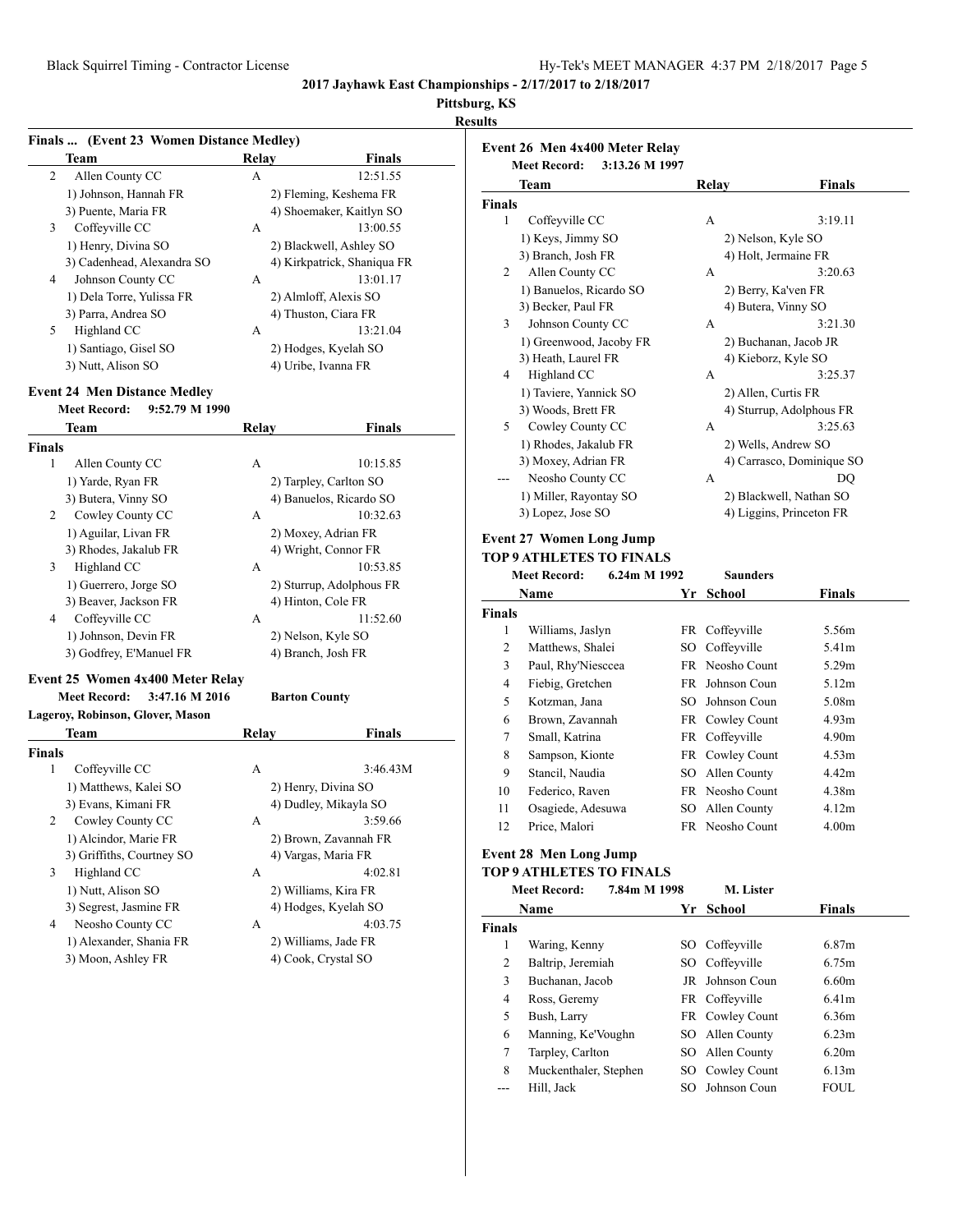## 2017 Jayhawk East Championships - 2/17/2017 to 2/18/2017

**Pittsburg, KS**

**Results**

### Finals ... (Event 23 Women Distance Medley)

| | Team | Relay | Finals |
|---|---|---|---|
| 2 | Allen County CC | A | 12:51.55 |
| | 1) Johnson, Hannah FR | 2) Fleming, Keshema FR | |
| | 3) Puente, Maria FR | 4) Shoemaker, Kaitlyn SO | |
| 3 | Coffeyville CC | A | 13:00.55 |
| | 1) Henry, Divina SO | 2) Blackwell, Ashley SO | |
| | 3) Cadenhead, Alexandra SO | 4) Kirkpatrick, Shaniqua FR | |
| 4 | Johnson County CC | A | 13:01.17 |
| | 1) Dela Torre, Yulissa FR | 2) Almloff, Alexis SO | |
| | 3) Parra, Andrea SO | 4) Thuston, Ciara FR | |
| 5 | Highland CC | A | 13:21.04 |
| | 1) Santiago, Gisel SO | 2) Hodges, Kyelah SO | |
| | 3) Nutt, Alison SO | 4) Uribe, Ivanna FR | |

### Event 24 Men Distance Medley

**Meet Record:** 9:52.79 M 1990

| | Team | Relay | Finals |
|---|---|---|---|
| **Finals** | | | |
| 1 | Allen County CC | A | 10:15.85 |
| | 1) Yarde, Ryan FR | 2) Tarpley, Carlton SO | |
| | 3) Butera, Vinny SO | 4) Banuelos, Ricardo SO | |
| 2 | Cowley County CC | A | 10:32.63 |
| | 1) Aguilar, Livan FR | 2) Moxey, Adrian FR | |
| | 3) Rhodes, Jakalub FR | 4) Wright, Connor FR | |
| 3 | Highland CC | A | 10:53.85 |
| | 1) Guerrero, Jorge SO | 2) Sturrup, Adolphus FR | |
| | 3) Beaver, Jackson FR | 4) Hinton, Cole FR | |
| 4 | Coffeyville CC | A | 11:52.60 |
| | 1) Johnson, Devin FR | 2) Nelson, Kyle SO | |
| | 3) Godfrey, E'Manuel FR | 4) Branch, Josh FR | |

### Event 25 Women 4x400 Meter Relay

**Meet Record:** 3:47.16 M 2016 **Barton County**

**Lageroy, Robinson, Glover, Mason**

| | Team | Relay | Finals |
|---|---|---|---|
| **Finals** | | | |
| 1 | Coffeyville CC | A | 3:46.43M |
| | 1) Matthews, Kalei SO | 2) Henry, Divina SO | |
| | 3) Evans, Kimani FR | 4) Dudley, Mikayla SO | |
| 2 | Cowley County CC | A | 3:59.66 |
| | 1) Alcindor, Marie FR | 2) Brown, Zavannah FR | |
| | 3) Griffiths, Courtney SO | 4) Vargas, Maria FR | |
| 3 | Highland CC | A | 4:02.81 |
| | 1) Nutt, Alison SO | 2) Williams, Kira FR | |
| | 3) Segrest, Jasmine FR | 4) Hodges, Kyelah SO | |
| 4 | Neosho County CC | A | 4:03.75 |
| | 1) Alexander, Shania FR | 2) Williams, Jade FR | |
| | 3) Moon, Ashley FR | 4) Cook, Crystal SO | |

### Event 26 Men 4x400 Meter Relay

**Meet Record:** 3:13.26 M 1997

| | Team | Relay | Finals |
|---|---|---|---|
| **Finals** | | | |
| 1 | Coffeyville CC | A | 3:19.11 |
| | 1) Keys, Jimmy SO | 2) Nelson, Kyle SO | |
| | 3) Branch, Josh FR | 4) Holt, Jermaine FR | |
| 2 | Allen County CC | A | 3:20.63 |
| | 1) Banuelos, Ricardo SO | 2) Berry, Ka'ven FR | |
| | 3) Becker, Paul FR | 4) Butera, Vinny SO | |
| 3 | Johnson County CC | A | 3:21.30 |
| | 1) Greenwood, Jacoby FR | 2) Buchanan, Jacob JR | |
| | 3) Heath, Laurel FR | 4) Kieborz, Kyle SO | |
| 4 | Highland CC | A | 3:25.37 |
| | 1) Taviere, Yannick SO | 2) Allen, Curtis FR | |
| | 3) Woods, Brett FR | 4) Sturrup, Adolphus FR | |
| 5 | Cowley County CC | A | 3:25.63 |
| | 1) Rhodes, Jakalub FR | 2) Wells, Andrew SO | |
| | 3) Moxey, Adrian FR | 4) Carrasco, Dominique SO | |
| --- | Neosho County CC | A | DQ |
| | 1) Miller, Rayontay SO | 2) Blackwell, Nathan SO | |
| | 3) Lopez, Jose SO | 4) Liggins, Princeton FR | |

### Event 27 Women Long Jump

**TOP 9 ATHLETES TO FINALS**

**Meet Record:** 6.24m M 1992 **Saunders**

| | Name | Yr | School | Finals |
|---|---|---|---|---|
| **Finals** | | | | |
| 1 | Williams, Jaslyn | FR | Coffeyville | 5.56m |
| 2 | Matthews, Shalei | SO | Coffeyville | 5.41m |
| 3 | Paul, Rhy'Niesccea | FR | Neosho Count | 5.29m |
| 4 | Fiebig, Gretchen | FR | Johnson Coun | 5.12m |
| 5 | Kotzman, Jana | SO | Johnson Coun | 5.08m |
| 6 | Brown, Zavannah | FR | Cowley Count | 4.93m |
| 7 | Small, Katrina | FR | Coffeyville | 4.90m |
| 8 | Sampson, Kionte | FR | Cowley Count | 4.53m |
| 9 | Stancil, Naudia | SO | Allen County | 4.42m |
| 10 | Federico, Raven | FR | Neosho Count | 4.38m |
| 11 | Osagiede, Adesuwa | SO | Allen County | 4.12m |
| 12 | Price, Malori | FR | Neosho Count | 4.00m |

### Event 28 Men Long Jump

**TOP 9 ATHLETES TO FINALS**

**Meet Record:** 7.84m M 1998 **M. Lister**

| | Name | Yr | School | Finals |
|---|---|---|---|---|
| **Finals** | | | | |
| 1 | Waring, Kenny | SO | Coffeyville | 6.87m |
| 2 | Baltrip, Jeremiah | SO | Coffeyville | 6.75m |
| 3 | Buchanan, Jacob | JR | Johnson Coun | 6.60m |
| 4 | Ross, Geremy | FR | Coffeyville | 6.41m |
| 5 | Bush, Larry | FR | Cowley Count | 6.36m |
| 6 | Manning, Ke'Voughn | SO | Allen County | 6.23m |
| 7 | Tarpley, Carlton | SO | Allen County | 6.20m |
| 8 | Muckenthaler, Stephen | SO | Cowley Count | 6.13m |
| --- | Hill, Jack | SO | Johnson Coun | FOUL |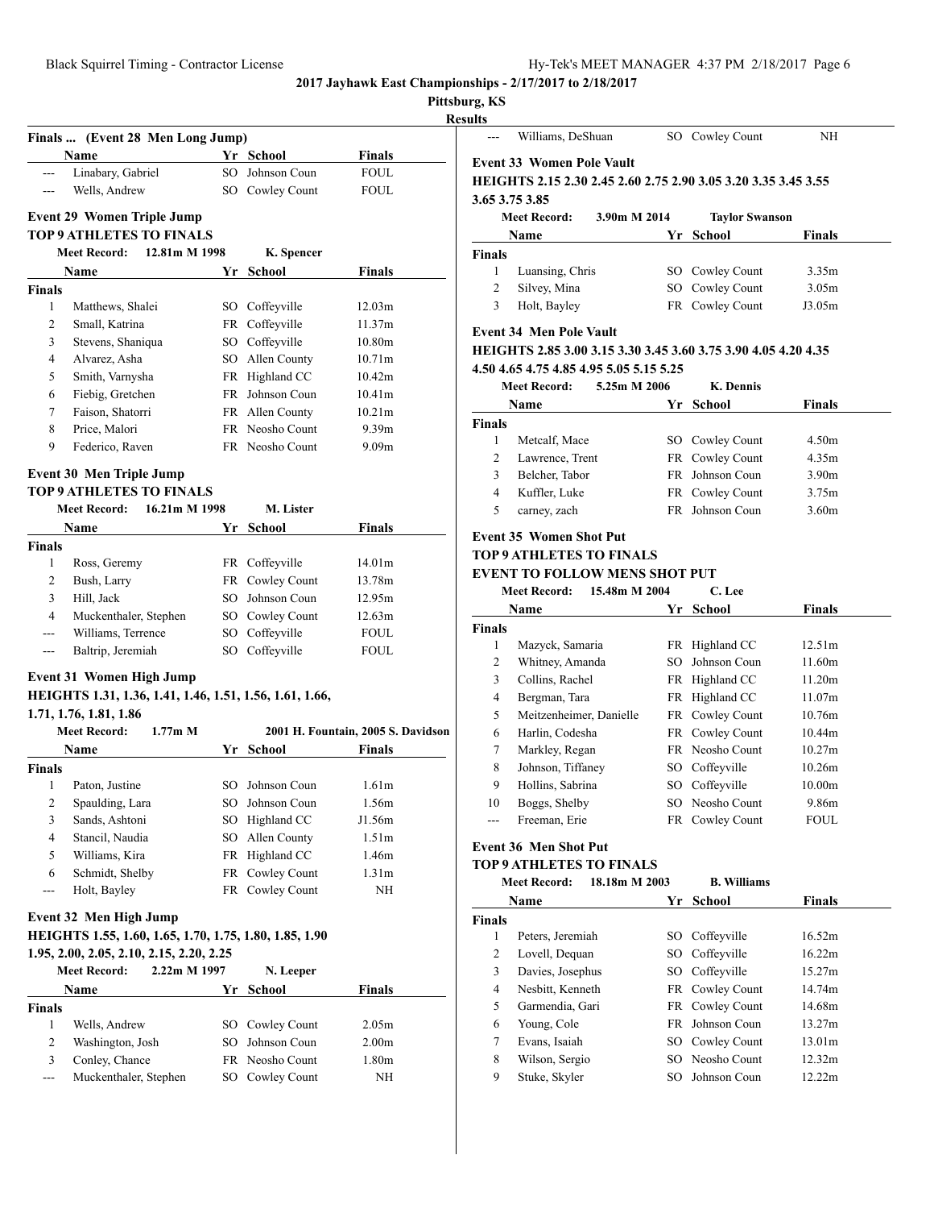**2017 Jayhawk East Championships - 2/17/2017 to 2/18/2017**

**Pittsburg, KS**

**Results**

### Finals ... (Event 28 Men Long Jump)

| | Name | Yr | School | Finals |
|---|---|---|---|---|
| --- | Linabary, Gabriel | SO | Johnson Coun | FOUL |
| --- | Wells, Andrew | SO | Cowley Count | FOUL |

### Event 29 Women Triple Jump

**TOP 9 ATHLETES TO FINALS**

Meet Record: 12.81m M 1998 K. Spencer

| | Name | Yr | School | Finals |
|---|---|---|---|---|
| **Finals** | | | | |
| 1 | Matthews, Shalei | SO | Coffeyville | 12.03m |
| 2 | Small, Katrina | FR | Coffeyville | 11.37m |
| 3 | Stevens, Shaniqua | SO | Coffeyville | 10.80m |
| 4 | Alvarez, Asha | SO | Allen County | 10.71m |
| 5 | Smith, Varnysha | FR | Highland CC | 10.42m |
| 6 | Fiebig, Gretchen | FR | Johnson Coun | 10.41m |
| 7 | Faison, Shatorri | FR | Allen County | 10.21m |
| 8 | Price, Malori | FR | Neosho Count | 9.39m |
| 9 | Federico, Raven | FR | Neosho Count | 9.09m |

### Event 30 Men Triple Jump

**TOP 9 ATHLETES TO FINALS**

Meet Record: 16.21m M 1998 M. Lister

| | Name | Yr | School | Finals |
|---|---|---|---|---|
| **Finals** | | | | |
| 1 | Ross, Geremy | FR | Coffeyville | 14.01m |
| 2 | Bush, Larry | FR | Cowley Count | 13.78m |
| 3 | Hill, Jack | SO | Johnson Coun | 12.95m |
| 4 | Muckenthaler, Stephen | SO | Cowley Count | 12.63m |
| --- | Williams, Terrence | SO | Coffeyville | FOUL |
| --- | Baltrip, Jeremiah | SO | Coffeyville | FOUL |

### Event 31 Women High Jump

**HEIGHTS 1.31, 1.36, 1.41, 1.46, 1.51, 1.56, 1.61, 1.66, 1.71, 1.76, 1.81, 1.86**

Meet Record: 1.77m M 2001 H. Fountain, 2005 S. Davidson

| | Name | Yr | School | Finals |
|---|---|---|---|---|
| **Finals** | | | | |
| 1 | Paton, Justine | SO | Johnson Coun | 1.61m |
| 2 | Spaulding, Lara | SO | Johnson Coun | 1.56m |
| 3 | Sands, Ashtoni | SO | Highland CC | J1.56m |
| 4 | Stancil, Naudia | SO | Allen County | 1.51m |
| 5 | Williams, Kira | FR | Highland CC | 1.46m |
| 6 | Schmidt, Shelby | FR | Cowley Count | 1.31m |
| --- | Holt, Bayley | FR | Cowley Count | NH |

### Event 32 Men High Jump

**HEIGHTS 1.55, 1.60, 1.65, 1.70, 1.75, 1.80, 1.85, 1.90 1.95, 2.00, 2.05, 2.10, 2.15, 2.20, 2.25**

Meet Record: 2.22m M 1997 N. Leeper

| | Name | Yr | School | Finals |
|---|---|---|---|---|
| **Finals** | | | | |
| 1 | Wells, Andrew | SO | Cowley Count | 2.05m |
| 2 | Washington, Josh | SO | Johnson Coun | 2.00m |
| 3 | Conley, Chance | FR | Neosho Count | 1.80m |
| --- | Muckenthaler, Stephen | SO | Cowley Count | NH |
| --- | Williams, DeShuan | SO | Cowley Count | NH |

### Event 33 Women Pole Vault

**HEIGHTS 2.15 2.30 2.45 2.60 2.75 2.90 3.05 3.20 3.35 3.45 3.55 3.65 3.75 3.85**

Meet Record: 3.90m M 2014 Taylor Swanson

| | Name | Yr | School | Finals |
|---|---|---|---|---|
| **Finals** | | | | |
| 1 | Luansing, Chris | SO | Cowley Count | 3.35m |
| 2 | Silvey, Mina | SO | Cowley Count | 3.05m |
| 3 | Holt, Bayley | FR | Cowley Count | J3.05m |

### Event 34 Men Pole Vault

**HEIGHTS 2.85 3.00 3.15 3.30 3.45 3.60 3.75 3.90 4.05 4.20 4.35 4.50 4.65 4.75 4.85 4.95 5.05 5.15 5.25**

Meet Record: 5.25m M 2006 K. Dennis

| | Name | Yr | School | Finals |
|---|---|---|---|---|
| **Finals** | | | | |
| 1 | Metcalf, Mace | SO | Cowley Count | 4.50m |
| 2 | Lawrence, Trent | FR | Cowley Count | 4.35m |
| 3 | Belcher, Tabor | FR | Johnson Coun | 3.90m |
| 4 | Kuffler, Luke | FR | Cowley Count | 3.75m |
| 5 | carney, zach | FR | Johnson Coun | 3.60m |

### Event 35 Women Shot Put

**TOP 9 ATHLETES TO FINALS**

**EVENT TO FOLLOW MENS SHOT PUT**

Meet Record: 15.48m M 2004 C. Lee

| | Name | Yr | School | Finals |
|---|---|---|---|---|
| **Finals** | | | | |
| 1 | Mazyck, Samaria | FR | Highland CC | 12.51m |
| 2 | Whitney, Amanda | SO | Johnson Coun | 11.60m |
| 3 | Collins, Rachel | FR | Highland CC | 11.20m |
| 4 | Bergman, Tara | FR | Highland CC | 11.07m |
| 5 | Meitzenheimer, Danielle | FR | Cowley Count | 10.76m |
| 6 | Harlin, Codesha | FR | Cowley Count | 10.44m |
| 7 | Markley, Regan | FR | Neosho Count | 10.27m |
| 8 | Johnson, Tiffaney | SO | Coffeyville | 10.26m |
| 9 | Hollins, Sabrina | SO | Coffeyville | 10.00m |
| 10 | Boggs, Shelby | SO | Neosho Count | 9.86m |
| --- | Freeman, Erie | FR | Cowley Count | FOUL |

### Event 36 Men Shot Put

**TOP 9 ATHLETES TO FINALS**

Meet Record: 18.18m M 2003 B. Williams

| | Name | Yr | School | Finals |
|---|---|---|---|---|
| **Finals** | | | | |
| 1 | Peters, Jeremiah | SO | Coffeyville | 16.52m |
| 2 | Lovell, Dequan | SO | Coffeyville | 16.22m |
| 3 | Davies, Josephus | SO | Coffeyville | 15.27m |
| 4 | Nesbitt, Kenneth | FR | Cowley Count | 14.74m |
| 5 | Garmendia, Gari | FR | Cowley Count | 14.68m |
| 6 | Young, Cole | FR | Johnson Coun | 13.27m |
| 7 | Evans, Isaiah | SO | Cowley Count | 13.01m |
| 8 | Wilson, Sergio | SO | Neosho Count | 12.32m |
| 9 | Stuke, Skyler | SO | Johnson Coun | 12.22m |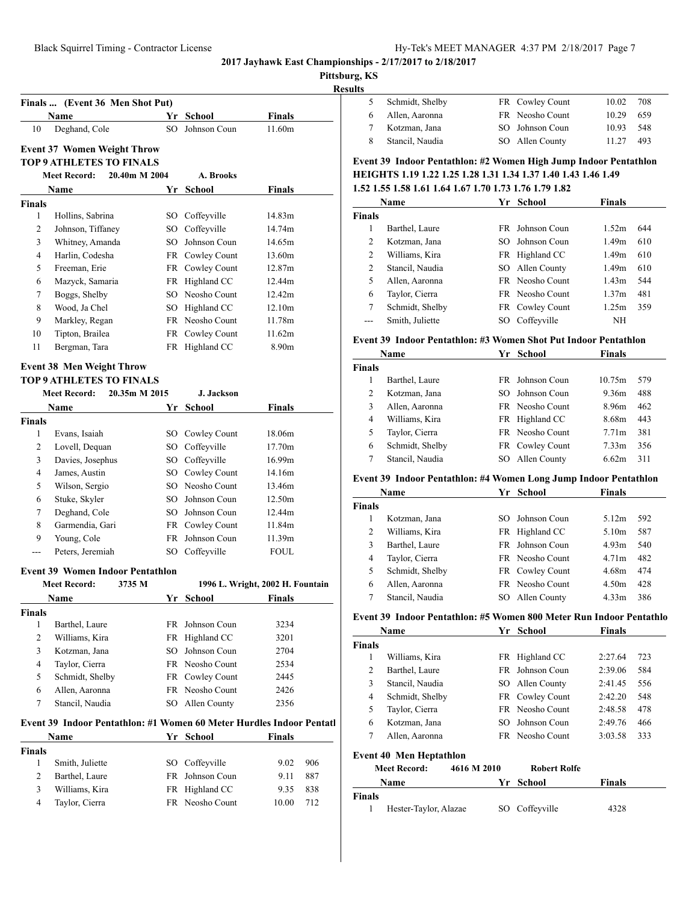**2017 Jayhawk East Championships - 2/17/2017 to 2/18/2017**

**Pittsburg, KS**

**Results**

### Finals ... (Event 36 Men Shot Put)

| | Name | Yr | School | Finals |
|---|---|---|---|---|
| 10 | Deghand, Cole | SO | Johnson Coun | 11.60m |

### Event 37 Women Weight Throw

**TOP 9 ATHLETES TO FINALS**

Meet Record: 20.40m M 2004 A. Brooks

| | Name | Yr | School | Finals |
|---|---|---|---|---|
| **Finals** | | | | |
| 1 | Hollins, Sabrina | SO | Coffeyville | 14.83m |
| 2 | Johnson, Tiffaney | SO | Coffeyville | 14.74m |
| 3 | Whitney, Amanda | SO | Johnson Coun | 14.65m |
| 4 | Harlin, Codesha | FR | Cowley Count | 13.60m |
| 5 | Freeman, Erie | FR | Cowley Count | 12.87m |
| 6 | Mazyck, Samaria | FR | Highland CC | 12.44m |
| 7 | Boggs, Shelby | SO | Neosho Count | 12.42m |
| 8 | Wood, Ja Chel | SO | Highland CC | 12.10m |
| 9 | Markley, Regan | FR | Neosho Count | 11.78m |
| 10 | Tipton, Brailea | FR | Cowley Count | 11.62m |
| 11 | Bergman, Tara | FR | Highland CC | 8.90m |

### Event 38 Men Weight Throw

**TOP 9 ATHLETES TO FINALS**

Meet Record: 20.35m M 2015 J. Jackson

| | Name | Yr | School | Finals |
|---|---|---|---|---|
| **Finals** | | | | |
| 1 | Evans, Isaiah | SO | Cowley Count | 18.06m |
| 2 | Lovell, Dequan | SO | Coffeyville | 17.70m |
| 3 | Davies, Josephus | SO | Coffeyville | 16.99m |
| 4 | James, Austin | SO | Cowley Count | 14.16m |
| 5 | Wilson, Sergio | SO | Neosho Count | 13.46m |
| 6 | Stuke, Skyler | SO | Johnson Coun | 12.50m |
| 7 | Deghand, Cole | SO | Johnson Coun | 12.44m |
| 8 | Garmendia, Gari | FR | Cowley Count | 11.84m |
| 9 | Young, Cole | FR | Johnson Coun | 11.39m |
| --- | Peters, Jeremiah | SO | Coffeyville | FOUL |

### Event 39 Women Indoor Pentathlon

Meet Record: 3735 M 1996 L. Wright, 2002 H. Fountain

| | Name | Yr | School | Finals |
|---|---|---|---|---|
| **Finals** | | | | |
| 1 | Barthel, Laure | FR | Johnson Coun | 3234 |
| 2 | Williams, Kira | FR | Highland CC | 3201 |
| 3 | Kotzman, Jana | SO | Johnson Coun | 2704 |
| 4 | Taylor, Cierra | FR | Neosho Count | 2534 |
| 5 | Schmidt, Shelby | FR | Cowley Count | 2445 |
| 6 | Allen, Aaronna | FR | Neosho Count | 2426 |
| 7 | Stancil, Naudia | SO | Allen County | 2356 |

### Event 39 Indoor Pentathlon: #1 Women 60 Meter Hurdles Indoor Pentatl

| | Name | Yr | School | Finals | |
|---|---|---|---|---|---|
| **Finals** | | | | | |
| 1 | Smith, Juliette | SO | Coffeyville | 9.02 | 906 |
| 2 | Barthel, Laure | FR | Johnson Coun | 9.11 | 887 |
| 3 | Williams, Kira | FR | Highland CC | 9.35 | 838 |
| 4 | Taylor, Cierra | FR | Neosho Count | 10.00 | 712 |
| 5 | Schmidt, Shelby | FR | Cowley Count | 10.02 | 708 |
| 6 | Allen, Aaronna | FR | Neosho Count | 10.29 | 659 |
| 7 | Kotzman, Jana | SO | Johnson Coun | 10.93 | 548 |
| 8 | Stancil, Naudia | SO | Allen County | 11.27 | 493 |

### Event 39 Indoor Pentathlon: #2 Women High Jump Indoor Pentathlon

**HEIGHTS 1.19 1.22 1.25 1.28 1.31 1.34 1.37 1.40 1.43 1.46 1.49 1.52 1.55 1.58 1.61 1.64 1.67 1.70 1.73 1.76 1.79 1.82**

| | Name | Yr | School | Finals | |
|---|---|---|---|---|---|
| **Finals** | | | | | |
| 1 | Barthel, Laure | FR | Johnson Coun | 1.52m | 644 |
| 2 | Kotzman, Jana | SO | Johnson Coun | 1.49m | 610 |
| 2 | Williams, Kira | FR | Highland CC | 1.49m | 610 |
| 2 | Stancil, Naudia | SO | Allen County | 1.49m | 610 |
| 5 | Allen, Aaronna | FR | Neosho Count | 1.43m | 544 |
| 6 | Taylor, Cierra | FR | Neosho Count | 1.37m | 481 |
| 7 | Schmidt, Shelby | FR | Cowley Count | 1.25m | 359 |
| --- | Smith, Juliette | SO | Coffeyville | NH | |

### Event 39 Indoor Pentathlon: #3 Women Shot Put Indoor Pentathlon

| | Name | Yr | School | Finals | |
|---|---|---|---|---|---|
| **Finals** | | | | | |
| 1 | Barthel, Laure | FR | Johnson Coun | 10.75m | 579 |
| 2 | Kotzman, Jana | SO | Johnson Coun | 9.36m | 488 |
| 3 | Allen, Aaronna | FR | Neosho Count | 8.96m | 462 |
| 4 | Williams, Kira | FR | Highland CC | 8.68m | 443 |
| 5 | Taylor, Cierra | FR | Neosho Count | 7.71m | 381 |
| 6 | Schmidt, Shelby | FR | Cowley Count | 7.33m | 356 |
| 7 | Stancil, Naudia | SO | Allen County | 6.62m | 311 |

### Event 39 Indoor Pentathlon: #4 Women Long Jump Indoor Pentathlon

| | Name | Yr | School | Finals | |
|---|---|---|---|---|---|
| **Finals** | | | | | |
| 1 | Kotzman, Jana | SO | Johnson Coun | 5.12m | 592 |
| 2 | Williams, Kira | FR | Highland CC | 5.10m | 587 |
| 3 | Barthel, Laure | FR | Johnson Coun | 4.93m | 540 |
| 4 | Taylor, Cierra | FR | Neosho Count | 4.71m | 482 |
| 5 | Schmidt, Shelby | FR | Cowley Count | 4.68m | 474 |
| 6 | Allen, Aaronna | FR | Neosho Count | 4.50m | 428 |
| 7 | Stancil, Naudia | SO | Allen County | 4.33m | 386 |

### Event 39 Indoor Pentathlon: #5 Women 800 Meter Run Indoor Pentathlo

| | Name | Yr | School | Finals | |
|---|---|---|---|---|---|
| **Finals** | | | | | |
| 1 | Williams, Kira | FR | Highland CC | 2:27.64 | 723 |
| 2 | Barthel, Laure | FR | Johnson Coun | 2:39.06 | 584 |
| 3 | Stancil, Naudia | SO | Allen County | 2:41.45 | 556 |
| 4 | Schmidt, Shelby | FR | Cowley Count | 2:42.20 | 548 |
| 5 | Taylor, Cierra | FR | Neosho Count | 2:48.58 | 478 |
| 6 | Kotzman, Jana | SO | Johnson Coun | 2:49.76 | 466 |
| 7 | Allen, Aaronna | FR | Neosho Count | 3:03.58 | 333 |

### Event 40 Men Heptathlon

Meet Record: 4616 M 2010 Robert Rolfe

| | Name | Yr | School | Finals |
|---|---|---|---|---|
| **Finals** | | | | |
| 1 | Hester-Taylor, Alazae | SO | Coffeyville | 4328 |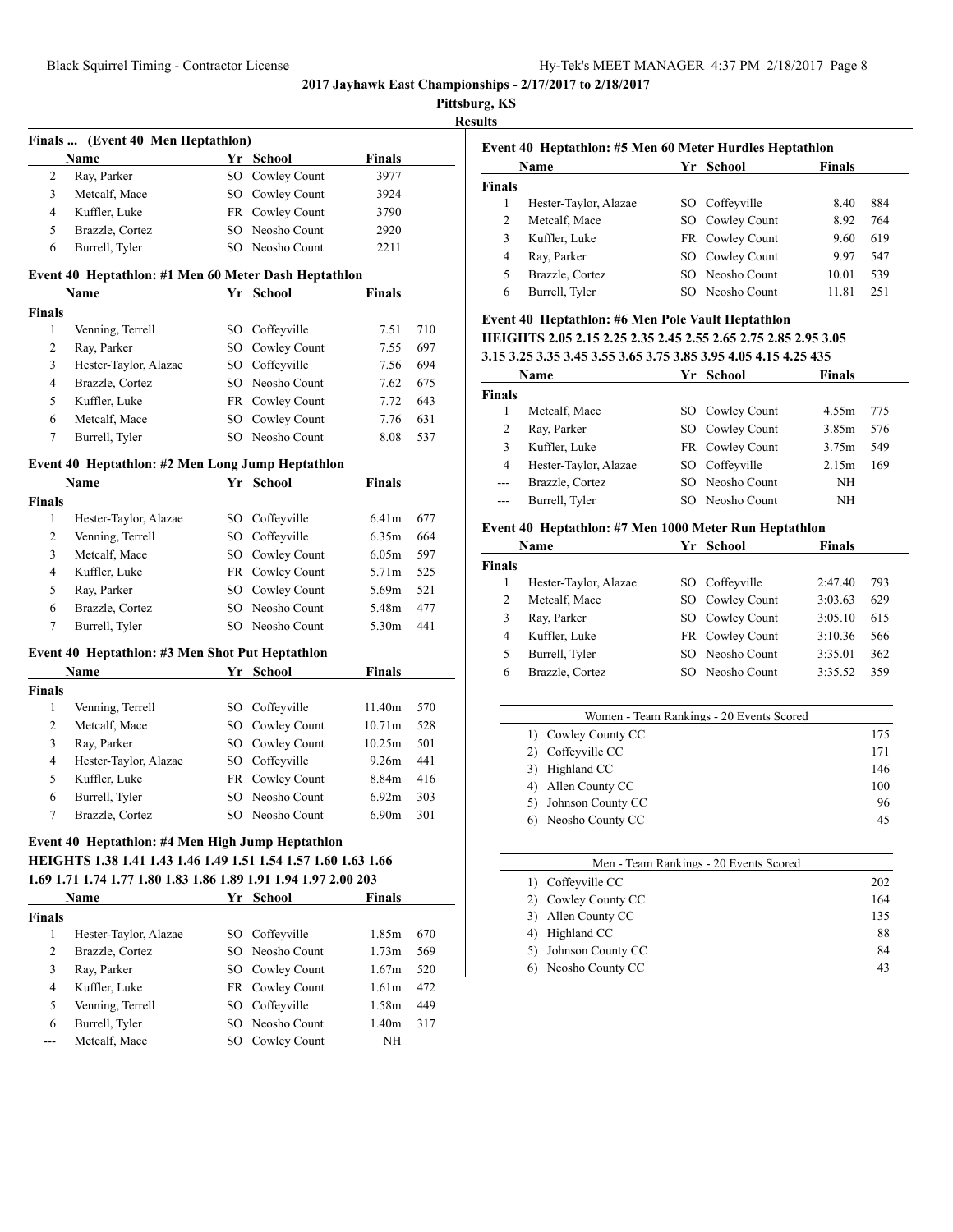**2017 Jayhawk East Championships - 2/17/2017 to 2/18/2017**

**Pittsburg, KS**

**Results**

### Finals ... (Event 40 Men Heptathlon)

| | Name | Yr | School | Finals |
|---|---|---|---|---|
| 2 | Ray, Parker | SO | Cowley Count | 3977 |
| 3 | Metcalf, Mace | SO | Cowley Count | 3924 |
| 4 | Kuffler, Luke | FR | Cowley Count | 3790 |
| 5 | Brazzle, Cortez | SO | Neosho Count | 2920 |
| 6 | Burrell, Tyler | SO | Neosho Count | 2211 |

### Event 40 Heptathlon: #1 Men 60 Meter Dash Heptathlon

| | Name | Yr | School | Finals | |
|---|---|---|---|---|---|
| **Finals** | | | | | |
| 1 | Venning, Terrell | SO | Coffeyville | 7.51 | 710 |
| 2 | Ray, Parker | SO | Cowley Count | 7.55 | 697 |
| 3 | Hester-Taylor, Alazae | SO | Coffeyville | 7.56 | 694 |
| 4 | Brazzle, Cortez | SO | Neosho Count | 7.62 | 675 |
| 5 | Kuffler, Luke | FR | Cowley Count | 7.72 | 643 |
| 6 | Metcalf, Mace | SO | Cowley Count | 7.76 | 631 |
| 7 | Burrell, Tyler | SO | Neosho Count | 8.08 | 537 |

### Event 40 Heptathlon: #2 Men Long Jump Heptathlon

| | Name | Yr | School | Finals | |
|---|---|---|---|---|---|
| **Finals** | | | | | |
| 1 | Hester-Taylor, Alazae | SO | Coffeyville | 6.41m | 677 |
| 2 | Venning, Terrell | SO | Coffeyville | 6.35m | 664 |
| 3 | Metcalf, Mace | SO | Cowley Count | 6.05m | 597 |
| 4 | Kuffler, Luke | FR | Cowley Count | 5.71m | 525 |
| 5 | Ray, Parker | SO | Cowley Count | 5.69m | 521 |
| 6 | Brazzle, Cortez | SO | Neosho Count | 5.48m | 477 |
| 7 | Burrell, Tyler | SO | Neosho Count | 5.30m | 441 |

### Event 40 Heptathlon: #3 Men Shot Put Heptathlon

| | Name | Yr | School | Finals | |
|---|---|---|---|---|---|
| **Finals** | | | | | |
| 1 | Venning, Terrell | SO | Coffeyville | 11.40m | 570 |
| 2 | Metcalf, Mace | SO | Cowley Count | 10.71m | 528 |
| 3 | Ray, Parker | SO | Cowley Count | 10.25m | 501 |
| 4 | Hester-Taylor, Alazae | SO | Coffeyville | 9.26m | 441 |
| 5 | Kuffler, Luke | FR | Cowley Count | 8.84m | 416 |
| 6 | Burrell, Tyler | SO | Neosho Count | 6.92m | 303 |
| 7 | Brazzle, Cortez | SO | Neosho Count | 6.90m | 301 |

### Event 40 Heptathlon: #4 Men High Jump Heptathlon

**HEIGHTS 1.38 1.41 1.43 1.46 1.49 1.51 1.54 1.57 1.60 1.63 1.66 1.69 1.71 1.74 1.77 1.80 1.83 1.86 1.89 1.91 1.94 1.97 2.00 203**

| | Name | Yr | School | Finals | |
|---|---|---|---|---|---|
| **Finals** | | | | | |
| 1 | Hester-Taylor, Alazae | SO | Coffeyville | 1.85m | 670 |
| 2 | Brazzle, Cortez | SO | Neosho Count | 1.73m | 569 |
| 3 | Ray, Parker | SO | Cowley Count | 1.67m | 520 |
| 4 | Kuffler, Luke | FR | Cowley Count | 1.61m | 472 |
| 5 | Venning, Terrell | SO | Coffeyville | 1.58m | 449 |
| 6 | Burrell, Tyler | SO | Neosho Count | 1.40m | 317 |
| --- | Metcalf, Mace | SO | Cowley Count | NH | |

### Event 40 Heptathlon: #5 Men 60 Meter Hurdles Heptathlon

| | Name | Yr | School | Finals | |
|---|---|---|---|---|---|
| **Finals** | | | | | |
| 1 | Hester-Taylor, Alazae | SO | Coffeyville | 8.40 | 884 |
| 2 | Metcalf, Mace | SO | Cowley Count | 8.92 | 764 |
| 3 | Kuffler, Luke | FR | Cowley Count | 9.60 | 619 |
| 4 | Ray, Parker | SO | Cowley Count | 9.97 | 547 |
| 5 | Brazzle, Cortez | SO | Neosho Count | 10.01 | 539 |
| 6 | Burrell, Tyler | SO | Neosho Count | 11.81 | 251 |

### Event 40 Heptathlon: #6 Men Pole Vault Heptathlon

**HEIGHTS 2.05 2.15 2.25 2.35 2.45 2.55 2.65 2.75 2.85 2.95 3.05 3.15 3.25 3.35 3.45 3.55 3.65 3.75 3.85 3.95 4.05 4.15 4.25 435**

| | Name | Yr | School | Finals | |
|---|---|---|---|---|---|
| **Finals** | | | | | |
| 1 | Metcalf, Mace | SO | Cowley Count | 4.55m | 775 |
| 2 | Ray, Parker | SO | Cowley Count | 3.85m | 576 |
| 3 | Kuffler, Luke | FR | Cowley Count | 3.75m | 549 |
| 4 | Hester-Taylor, Alazae | SO | Coffeyville | 2.15m | 169 |
| --- | Brazzle, Cortez | SO | Neosho Count | NH | |
| --- | Burrell, Tyler | SO | Neosho Count | NH | |

### Event 40 Heptathlon: #7 Men 1000 Meter Run Heptathlon

| | Name | Yr | School | Finals | |
|---|---|---|---|---|---|
| **Finals** | | | | | |
| 1 | Hester-Taylor, Alazae | SO | Coffeyville | 2:47.40 | 793 |
| 2 | Metcalf, Mace | SO | Cowley Count | 3:03.63 | 629 |
| 3 | Ray, Parker | SO | Cowley Count | 3:05.10 | 615 |
| 4 | Kuffler, Luke | FR | Cowley Count | 3:10.36 | 566 |
| 5 | Burrell, Tyler | SO | Neosho Count | 3:35.01 | 362 |
| 6 | Brazzle, Cortez | SO | Neosho Count | 3:35.52 | 359 |

### Women - Team Rankings - 20 Events Scored

| Rank | Team | Points |
|---|---|---|
| 1) | Cowley County CC | 175 |
| 2) | Coffeyville CC | 171 |
| 3) | Highland CC | 146 |
| 4) | Allen County CC | 100 |
| 5) | Johnson County CC | 96 |
| 6) | Neosho County CC | 45 |

### Men - Team Rankings - 20 Events Scored

| Rank | Team | Points |
|---|---|---|
| 1) | Coffeyville CC | 202 |
| 2) | Cowley County CC | 164 |
| 3) | Allen County CC | 135 |
| 4) | Highland CC | 88 |
| 5) | Johnson County CC | 84 |
| 6) | Neosho County CC | 43 |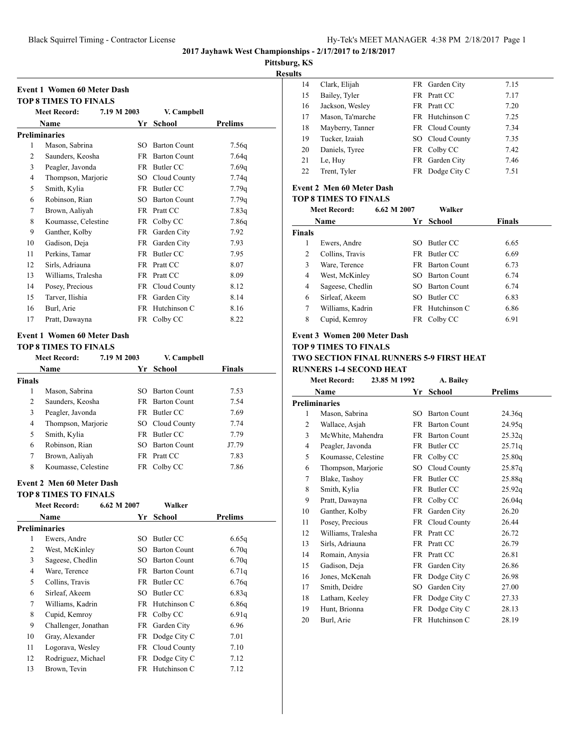**2017 Jayhawk West Championships - 2/17/2017 to 2/18/2017**

**Pittsburg, KS**

**Results**

## Event 1 Women 60 Meter Dash

**TOP 8 TIMES TO FINALS**

Meet Record: 7.19 M 2003 V. Campbell

| | Name | Yr | School | Prelims |
|---|---|---|---|---|
| **Preliminaries** | | | | |
| 1 | Mason, Sabrina | SO | Barton Count | 7.56q |
| 2 | Saunders, Keosha | FR | Barton Count | 7.64q |
| 3 | Peagler, Javonda | FR | Butler CC | 7.69q |
| 4 | Thompson, Marjorie | SO | Cloud County | 7.74q |
| 5 | Smith, Kylia | FR | Butler CC | 7.79q |
| 6 | Robinson, Rian | SO | Barton Count | 7.79q |
| 7 | Brown, Aaliyah | FR | Pratt CC | 7.83q |
| 8 | Koumasse, Celestine | FR | Colby CC | 7.86q |
| 9 | Ganther, Kolby | FR | Garden City | 7.92 |
| 10 | Gadison, Deja | FR | Garden City | 7.93 |
| 11 | Perkins, Tamar | FR | Butler CC | 7.95 |
| 12 | Sirls, Adriauna | FR | Pratt CC | 8.07 |
| 13 | Williams, Tralesha | FR | Pratt CC | 8.09 |
| 14 | Posey, Precious | FR | Cloud County | 8.12 |
| 15 | Tarver, Ilishia | FR | Garden City | 8.14 |
| 16 | Burl, Arie | FR | Hutchinson C | 8.16 |
| 17 | Pratt, Dawayna | FR | Colby CC | 8.22 |

## Event 1 Women 60 Meter Dash

**TOP 8 TIMES TO FINALS**

Meet Record: 7.19 M 2003 V. Campbell

| | Name | Yr | School | Finals |
|---|---|---|---|---|
| **Finals** | | | | |
| 1 | Mason, Sabrina | SO | Barton Count | 7.53 |
| 2 | Saunders, Keosha | FR | Barton Count | 7.54 |
| 3 | Peagler, Javonda | FR | Butler CC | 7.69 |
| 4 | Thompson, Marjorie | SO | Cloud County | 7.74 |
| 5 | Smith, Kylia | FR | Butler CC | 7.79 |
| 6 | Robinson, Rian | SO | Barton Count | J7.79 |
| 7 | Brown, Aaliyah | FR | Pratt CC | 7.83 |
| 8 | Koumasse, Celestine | FR | Colby CC | 7.86 |

## Event 2 Men 60 Meter Dash

**TOP 8 TIMES TO FINALS**

Meet Record: 6.62 M 2007 Walker

| | Name | Yr | School | Prelims |
|---|---|---|---|---|
| **Preliminaries** | | | | |
| 1 | Ewers, Andre | SO | Butler CC | 6.65q |
| 2 | West, McKinley | SO | Barton Count | 6.70q |
| 3 | Sageese, Chedlin | SO | Barton Count | 6.70q |
| 4 | Ware, Terence | FR | Barton Count | 6.71q |
| 5 | Collins, Travis | FR | Butler CC | 6.76q |
| 6 | Sirleaf, Akeem | SO | Butler CC | 6.83q |
| 7 | Williams, Kadrin | FR | Hutchinson C | 6.86q |
| 8 | Cupid, Kemroy | FR | Colby CC | 6.91q |
| 9 | Challenger, Jonathan | FR | Garden City | 6.96 |
| 10 | Gray, Alexander | FR | Dodge City C | 7.01 |
| 11 | Logorava, Wesley | FR | Cloud County | 7.10 |
| 12 | Rodriguez, Michael | FR | Dodge City C | 7.12 |
| 13 | Brown, Tevin | FR | Hutchinson C | 7.12 |
| 14 | Clark, Elijah | FR | Garden City | 7.15 |
| 15 | Bailey, Tyler | FR | Pratt CC | 7.17 |
| 16 | Jackson, Wesley | FR | Pratt CC | 7.20 |
| 17 | Mason, Ta'marche | FR | Hutchinson C | 7.25 |
| 18 | Mayberry, Tanner | FR | Cloud County | 7.34 |
| 19 | Tucker, Izaiah | SO | Cloud County | 7.35 |
| 20 | Daniels, Tyree | FR | Colby CC | 7.42 |
| 21 | Le, Huy | FR | Garden City | 7.46 |
| 22 | Trent, Tyler | FR | Dodge City C | 7.51 |

## Event 2 Men 60 Meter Dash

**TOP 8 TIMES TO FINALS**

Meet Record: 6.62 M 2007 Walker

| | Name | Yr | School | Finals |
|---|---|---|---|---|
| **Finals** | | | | |
| 1 | Ewers, Andre | SO | Butler CC | 6.65 |
| 2 | Collins, Travis | FR | Butler CC | 6.69 |
| 3 | Ware, Terence | FR | Barton Count | 6.73 |
| 4 | West, McKinley | SO | Barton Count | 6.74 |
| 4 | Sageese, Chedlin | SO | Barton Count | 6.74 |
| 6 | Sirleaf, Akeem | SO | Butler CC | 6.83 |
| 7 | Williams, Kadrin | FR | Hutchinson C | 6.86 |
| 8 | Cupid, Kemroy | FR | Colby CC | 6.91 |

## Event 3 Women 200 Meter Dash

**TOP 9 TIMES TO FINALS**

**TWO SECTION FINAL RUNNERS 5-9 FIRST HEAT**

**RUNNERS 1-4 SECOND HEAT**

Meet Record: 23.85 M 1992 A. Bailey

| | Name | Yr | School | Prelims |
|---|---|---|---|---|
| **Preliminaries** | | | | |
| 1 | Mason, Sabrina | SO | Barton Count | 24.36q |
| 2 | Wallace, Asjah | FR | Barton Count | 24.95q |
| 3 | McWhite, Mahendra | FR | Barton Count | 25.32q |
| 4 | Peagler, Javonda | FR | Butler CC | 25.71q |
| 5 | Koumasse, Celestine | FR | Colby CC | 25.80q |
| 6 | Thompson, Marjorie | SO | Cloud County | 25.87q |
| 7 | Blake, Tashoy | FR | Butler CC | 25.88q |
| 8 | Smith, Kylia | FR | Butler CC | 25.92q |
| 9 | Pratt, Dawayna | FR | Colby CC | 26.04q |
| 10 | Ganther, Kolby | FR | Garden City | 26.20 |
| 11 | Posey, Precious | FR | Cloud County | 26.44 |
| 12 | Williams, Tralesha | FR | Pratt CC | 26.72 |
| 13 | Sirls, Adriauna | FR | Pratt CC | 26.79 |
| 14 | Romain, Anysia | FR | Pratt CC | 26.81 |
| 15 | Gadison, Deja | FR | Garden City | 26.86 |
| 16 | Jones, McKenah | FR | Dodge City C | 26.98 |
| 17 | Smith, Deidre | SO | Garden City | 27.00 |
| 18 | Latham, Keeley | FR | Dodge City C | 27.33 |
| 19 | Hunt, Brionna | FR | Dodge City C | 28.13 |
| 20 | Burl, Arie | FR | Hutchinson C | 28.19 |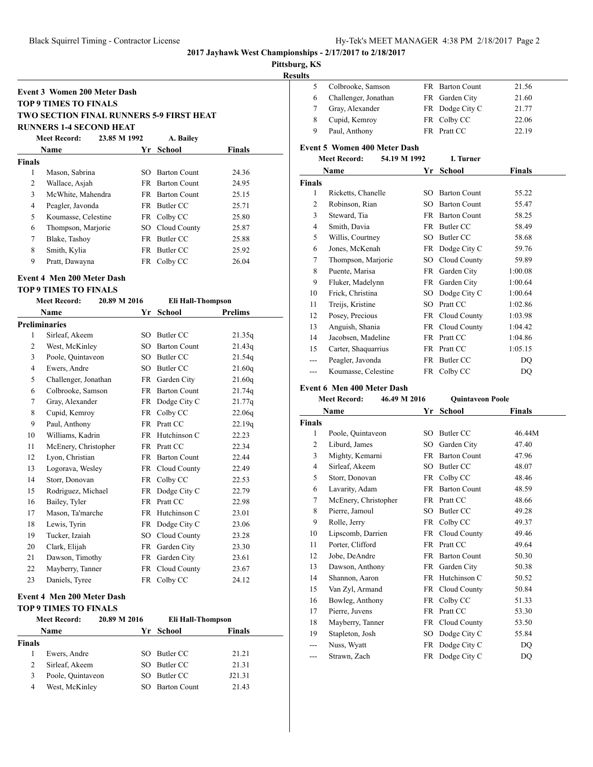# 2017 Jayhawk West Championships - 2/17/2017 to 2/18/2017

**Pittsburg, KS**

**Results**

## Event 3 Women 200 Meter Dash

**TOP 9 TIMES TO FINALS**

**TWO SECTION FINAL RUNNERS 5-9 FIRST HEAT**

**RUNNERS 1-4 SECOND HEAT**

**Meet Record:** 23.85 M 1992 A. Bailey

**Finals**

| | Name | Yr | School | Finals |
|---|---|---|---|---|
| 1 | Mason, Sabrina | SO | Barton Count | 24.36 |
| 2 | Wallace, Asjah | FR | Barton Count | 24.95 |
| 3 | McWhite, Mahendra | FR | Barton Count | 25.15 |
| 4 | Peagler, Javonda | FR | Butler CC | 25.71 |
| 5 | Koumasse, Celestine | FR | Colby CC | 25.80 |
| 6 | Thompson, Marjorie | SO | Cloud County | 25.87 |
| 7 | Blake, Tashoy | FR | Butler CC | 25.88 |
| 8 | Smith, Kylia | FR | Butler CC | 25.92 |
| 9 | Pratt, Dawayna | FR | Colby CC | 26.04 |

## Event 4 Men 200 Meter Dash

**TOP 9 TIMES TO FINALS**

**Meet Record:** 20.89 M 2016 Eli Hall-Thompson

**Preliminaries**

| | Name | Yr | School | Prelims |
|---|---|---|---|---|
| 1 | Sirleaf, Akeem | SO | Butler CC | 21.35q |
| 2 | West, McKinley | SO | Barton Count | 21.43q |
| 3 | Poole, Quintaveon | SO | Butler CC | 21.54q |
| 4 | Ewers, Andre | SO | Butler CC | 21.60q |
| 5 | Challenger, Jonathan | FR | Garden City | 21.60q |
| 6 | Colbrooke, Samson | FR | Barton Count | 21.74q |
| 7 | Gray, Alexander | FR | Dodge City C | 21.77q |
| 8 | Cupid, Kemroy | FR | Colby CC | 22.06q |
| 9 | Paul, Anthony | FR | Pratt CC | 22.19q |
| 10 | Williams, Kadrin | FR | Hutchinson C | 22.23 |
| 11 | McEnery, Christopher | FR | Pratt CC | 22.34 |
| 12 | Lyon, Christian | FR | Barton Count | 22.44 |
| 13 | Logorava, Wesley | FR | Cloud County | 22.49 |
| 14 | Storr, Donovan | FR | Colby CC | 22.53 |
| 15 | Rodriguez, Michael | FR | Dodge City C | 22.79 |
| 16 | Bailey, Tyler | FR | Pratt CC | 22.98 |
| 17 | Mason, Ta'marche | FR | Hutchinson C | 23.01 |
| 18 | Lewis, Tyrin | FR | Dodge City C | 23.06 |
| 19 | Tucker, Izaiah | SO | Cloud County | 23.28 |
| 20 | Clark, Elijah | FR | Garden City | 23.30 |
| 21 | Dawson, Timothy | FR | Garden City | 23.61 |
| 22 | Mayberry, Tanner | FR | Cloud County | 23.67 |
| 23 | Daniels, Tyree | FR | Colby CC | 24.12 |

## Event 4 Men 200 Meter Dash

**TOP 9 TIMES TO FINALS**

**Meet Record:** 20.89 M 2016 Eli Hall-Thompson

**Finals**

| | Name | Yr | School | Finals |
|---|---|---|---|---|
| 1 | Ewers, Andre | SO | Butler CC | 21.21 |
| 2 | Sirleaf, Akeem | SO | Butler CC | 21.31 |
| 3 | Poole, Quintaveon | SO | Butler CC | J21.31 |
| 4 | West, McKinley | SO | Barton Count | 21.43 |
| 5 | Colbrooke, Samson | FR | Barton Count | 21.56 |
| 6 | Challenger, Jonathan | FR | Garden City | 21.60 |
| 7 | Gray, Alexander | FR | Dodge City C | 21.77 |
| 8 | Cupid, Kemroy | FR | Colby CC | 22.06 |
| 9 | Paul, Anthony | FR | Pratt CC | 22.19 |

## Event 5 Women 400 Meter Dash

**Meet Record:** 54.19 M 1992 I. Turner

**Finals**

| | Name | Yr | School | Finals |
|---|---|---|---|---|
| 1 | Ricketts, Chanelle | SO | Barton Count | 55.22 |
| 2 | Robinson, Rian | SO | Barton Count | 55.47 |
| 3 | Steward, Tia | FR | Barton Count | 58.25 |
| 4 | Smith, Davia | FR | Butler CC | 58.49 |
| 5 | Willis, Courtney | SO | Butler CC | 58.68 |
| 6 | Jones, McKenah | FR | Dodge City C | 59.76 |
| 7 | Thompson, Marjorie | SO | Cloud County | 59.89 |
| 8 | Puente, Marisa | FR | Garden City | 1:00.08 |
| 9 | Fluker, Madelynn | FR | Garden City | 1:00.64 |
| 10 | Frick, Christina | SO | Dodge City C | 1:00.64 |
| 11 | Treijs, Kristine | SO | Pratt CC | 1:02.86 |
| 12 | Posey, Precious | FR | Cloud County | 1:03.98 |
| 13 | Anguish, Shania | FR | Cloud County | 1:04.42 |
| 14 | Jacobsen, Madeline | FR | Pratt CC | 1:04.86 |
| 15 | Carter, Shaquarrius | FR | Pratt CC | 1:05.15 |
| --- | Peagler, Javonda | FR | Butler CC | DQ |
| --- | Koumasse, Celestine | FR | Colby CC | DQ |

## Event 6 Men 400 Meter Dash

**Meet Record:** 46.49 M 2016 Quintaveon Poole

**Finals**

| | Name | Yr | School | Finals |
|---|---|---|---|---|
| 1 | Poole, Quintaveon | SO | Butler CC | 46.44M |
| 2 | Liburd, James | SO | Garden City | 47.40 |
| 3 | Mighty, Kemarni | FR | Barton Count | 47.96 |
| 4 | Sirleaf, Akeem | SO | Butler CC | 48.07 |
| 5 | Storr, Donovan | FR | Colby CC | 48.46 |
| 6 | Lavarity, Adam | FR | Barton Count | 48.59 |
| 7 | McEnery, Christopher | FR | Pratt CC | 48.66 |
| 8 | Pierre, Jamoul | SO | Butler CC | 49.28 |
| 9 | Rolle, Jerry | FR | Colby CC | 49.37 |
| 10 | Lipscomb, Darrien | FR | Cloud County | 49.46 |
| 11 | Porter, Clifford | FR | Pratt CC | 49.64 |
| 12 | Jobe, DeAndre | FR | Barton Count | 50.30 |
| 13 | Dawson, Anthony | FR | Garden City | 50.38 |
| 14 | Shannon, Aaron | FR | Hutchinson C | 50.52 |
| 15 | Van Zyl, Armand | FR | Cloud County | 50.84 |
| 16 | Bowleg, Anthony | FR | Colby CC | 51.33 |
| 17 | Pierre, Juvens | FR | Pratt CC | 53.30 |
| 18 | Mayberry, Tanner | FR | Cloud County | 53.50 |
| 19 | Stapleton, Josh | SO | Dodge City C | 55.84 |
| --- | Nuss, Wyatt | FR | Dodge City C | DQ |
| --- | Strawn, Zach | FR | Dodge City C | DQ |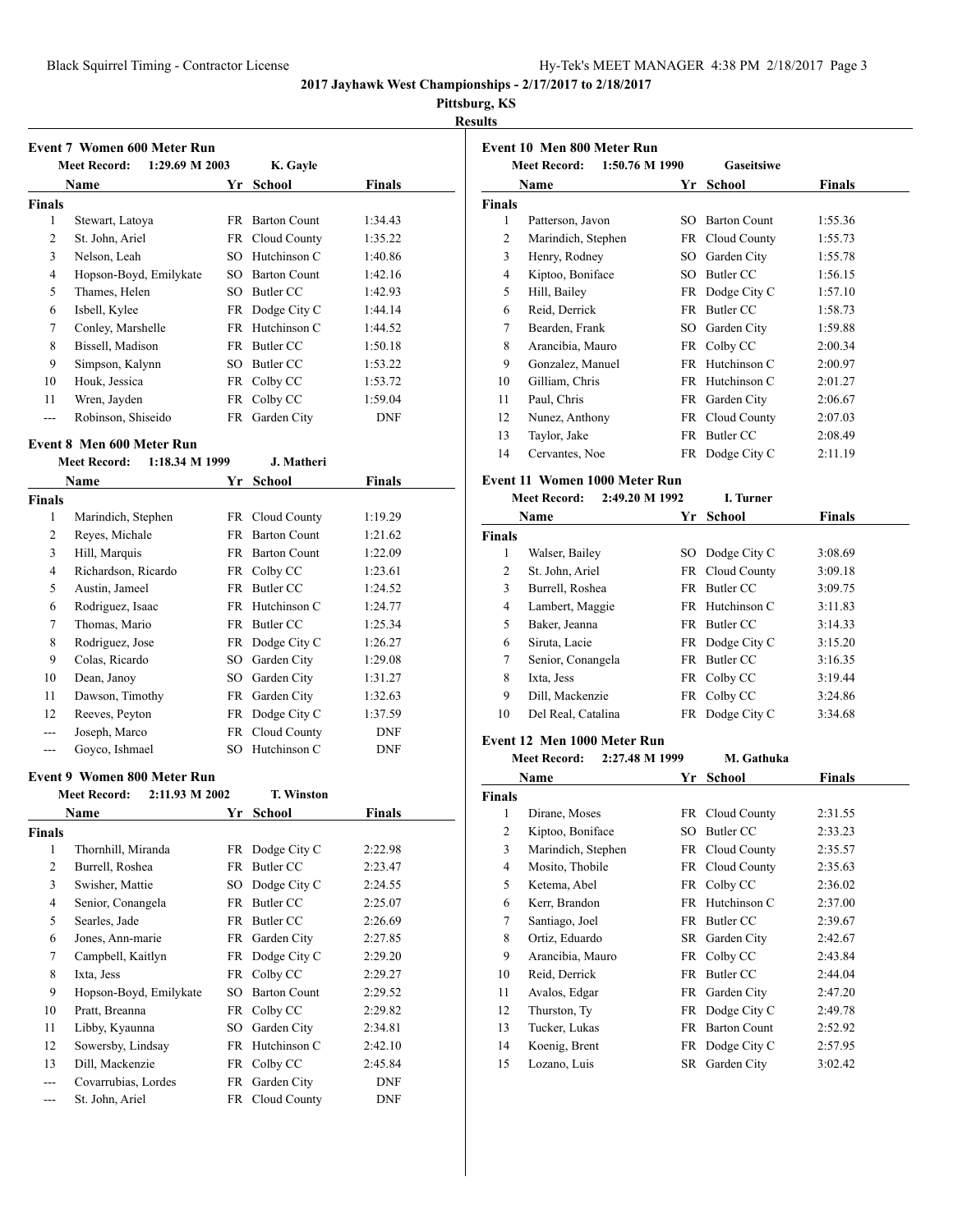**2017 Jayhawk West Championships - 2/17/2017 to 2/18/2017**

**Pittsburg, KS**

**Results**

## Event 7 Women 600 Meter Run

Meet Record: 1:29.69 M 2003 K. Gayle

| | Name | Yr | School | Finals |
|---|---|---|---|---|
| **Finals** | | | | |
| 1 | Stewart, Latoya | FR | Barton Count | 1:34.43 |
| 2 | St. John, Ariel | FR | Cloud County | 1:35.22 |
| 3 | Nelson, Leah | SO | Hutchinson C | 1:40.86 |
| 4 | Hopson-Boyd, Emilykate | SO | Barton Count | 1:42.16 |
| 5 | Thames, Helen | SO | Butler CC | 1:42.93 |
| 6 | Isbell, Kylee | FR | Dodge City C | 1:44.14 |
| 7 | Conley, Marshelle | FR | Hutchinson C | 1:44.52 |
| 8 | Bissell, Madison | FR | Butler CC | 1:50.18 |
| 9 | Simpson, Kalynn | SO | Butler CC | 1:53.22 |
| 10 | Houk, Jessica | FR | Colby CC | 1:53.72 |
| 11 | Wren, Jayden | FR | Colby CC | 1:59.04 |
| --- | Robinson, Shiseido | FR | Garden City | DNF |

## Event 8 Men 600 Meter Run

Meet Record: 1:18.34 M 1999 J. Matheri

| | Name | Yr | School | Finals |
|---|---|---|---|---|
| **Finals** | | | | |
| 1 | Marindich, Stephen | FR | Cloud County | 1:19.29 |
| 2 | Reyes, Michale | FR | Barton Count | 1:21.62 |
| 3 | Hill, Marquis | FR | Barton Count | 1:22.09 |
| 4 | Richardson, Ricardo | FR | Colby CC | 1:23.61 |
| 5 | Austin, Jameel | FR | Butler CC | 1:24.52 |
| 6 | Rodriguez, Isaac | FR | Hutchinson C | 1:24.77 |
| 7 | Thomas, Mario | FR | Butler CC | 1:25.34 |
| 8 | Rodriguez, Jose | FR | Dodge City C | 1:26.27 |
| 9 | Colas, Ricardo | SO | Garden City | 1:29.08 |
| 10 | Dean, Janoy | SO | Garden City | 1:31.27 |
| 11 | Dawson, Timothy | FR | Garden City | 1:32.63 |
| 12 | Reeves, Peyton | FR | Dodge City C | 1:37.59 |
| --- | Joseph, Marco | FR | Cloud County | DNF |
| --- | Goyco, Ishmael | SO | Hutchinson C | DNF |

## Event 9 Women 800 Meter Run

Meet Record: 2:11.93 M 2002 T. Winston

| | Name | Yr | School | Finals |
|---|---|---|---|---|
| **Finals** | | | | |
| 1 | Thornhill, Miranda | FR | Dodge City C | 2:22.98 |
| 2 | Burrell, Roshea | FR | Butler CC | 2:23.47 |
| 3 | Swisher, Mattie | SO | Dodge City C | 2:24.55 |
| 4 | Senior, Conangela | FR | Butler CC | 2:25.07 |
| 5 | Searles, Jade | FR | Butler CC | 2:26.69 |
| 6 | Jones, Ann-marie | FR | Garden City | 2:27.85 |
| 7 | Campbell, Kaitlyn | FR | Dodge City C | 2:29.20 |
| 8 | Ixta, Jess | FR | Colby CC | 2:29.27 |
| 9 | Hopson-Boyd, Emilykate | SO | Barton Count | 2:29.52 |
| 10 | Pratt, Breanna | FR | Colby CC | 2:29.82 |
| 11 | Libby, Kyaunna | SO | Garden City | 2:34.81 |
| 12 | Sowersby, Lindsay | FR | Hutchinson C | 2:42.10 |
| 13 | Dill, Mackenzie | FR | Colby CC | 2:45.84 |
| --- | Covarrubias, Lordes | FR | Garden City | DNF |
| --- | St. John, Ariel | FR | Cloud County | DNF |

## Event 10 Men 800 Meter Run

Meet Record: 1:50.76 M 1990 Gaseitsiwe

| | Name | Yr | School | Finals |
|---|---|---|---|---|
| **Finals** | | | | |
| 1 | Patterson, Javon | SO | Barton Count | 1:55.36 |
| 2 | Marindich, Stephen | FR | Cloud County | 1:55.73 |
| 3 | Henry, Rodney | SO | Garden City | 1:55.78 |
| 4 | Kiptoo, Boniface | SO | Butler CC | 1:56.15 |
| 5 | Hill, Bailey | FR | Dodge City C | 1:57.10 |
| 6 | Reid, Derrick | FR | Butler CC | 1:58.73 |
| 7 | Bearden, Frank | SO | Garden City | 1:59.88 |
| 8 | Arancibia, Mauro | FR | Colby CC | 2:00.34 |
| 9 | Gonzalez, Manuel | FR | Hutchinson C | 2:00.97 |
| 10 | Gilliam, Chris | FR | Hutchinson C | 2:01.27 |
| 11 | Paul, Chris | FR | Garden City | 2:06.67 |
| 12 | Nunez, Anthony | FR | Cloud County | 2:07.03 |
| 13 | Taylor, Jake | FR | Butler CC | 2:08.49 |
| 14 | Cervantes, Noe | FR | Dodge City C | 2:11.19 |

## Event 11 Women 1000 Meter Run

Meet Record: 2:49.20 M 1992 I. Turner

| | Name | Yr | School | Finals |
|---|---|---|---|---|
| **Finals** | | | | |
| 1 | Walser, Bailey | SO | Dodge City C | 3:08.69 |
| 2 | St. John, Ariel | FR | Cloud County | 3:09.18 |
| 3 | Burrell, Roshea | FR | Butler CC | 3:09.75 |
| 4 | Lambert, Maggie | FR | Hutchinson C | 3:11.83 |
| 5 | Baker, Jeanna | FR | Butler CC | 3:14.33 |
| 6 | Siruta, Lacie | FR | Dodge City C | 3:15.20 |
| 7 | Senior, Conangela | FR | Butler CC | 3:16.35 |
| 8 | Ixta, Jess | FR | Colby CC | 3:19.44 |
| 9 | Dill, Mackenzie | FR | Colby CC | 3:24.86 |
| 10 | Del Real, Catalina | FR | Dodge City C | 3:34.68 |

## Event 12 Men 1000 Meter Run

Meet Record: 2:27.48 M 1999 M. Gathuka

| | Name | Yr | School | Finals |
|---|---|---|---|---|
| **Finals** | | | | |
| 1 | Dirane, Moses | FR | Cloud County | 2:31.55 |
| 2 | Kiptoo, Boniface | SO | Butler CC | 2:33.23 |
| 3 | Marindich, Stephen | FR | Cloud County | 2:35.57 |
| 4 | Mosito, Thobile | FR | Cloud County | 2:35.63 |
| 5 | Ketema, Abel | FR | Colby CC | 2:36.02 |
| 6 | Kerr, Brandon | FR | Hutchinson C | 2:37.00 |
| 7 | Santiago, Joel | FR | Butler CC | 2:39.67 |
| 8 | Ortiz, Eduardo | SR | Garden City | 2:42.67 |
| 9 | Arancibia, Mauro | FR | Colby CC | 2:43.84 |
| 10 | Reid, Derrick | FR | Butler CC | 2:44.04 |
| 11 | Avalos, Edgar | FR | Garden City | 2:47.20 |
| 12 | Thurston, Ty | FR | Dodge City C | 2:49.78 |
| 13 | Tucker, Lukas | FR | Barton Count | 2:52.92 |
| 14 | Koenig, Brent | FR | Dodge City C | 2:57.95 |
| 15 | Lozano, Luis | SR | Garden City | 3:02.42 |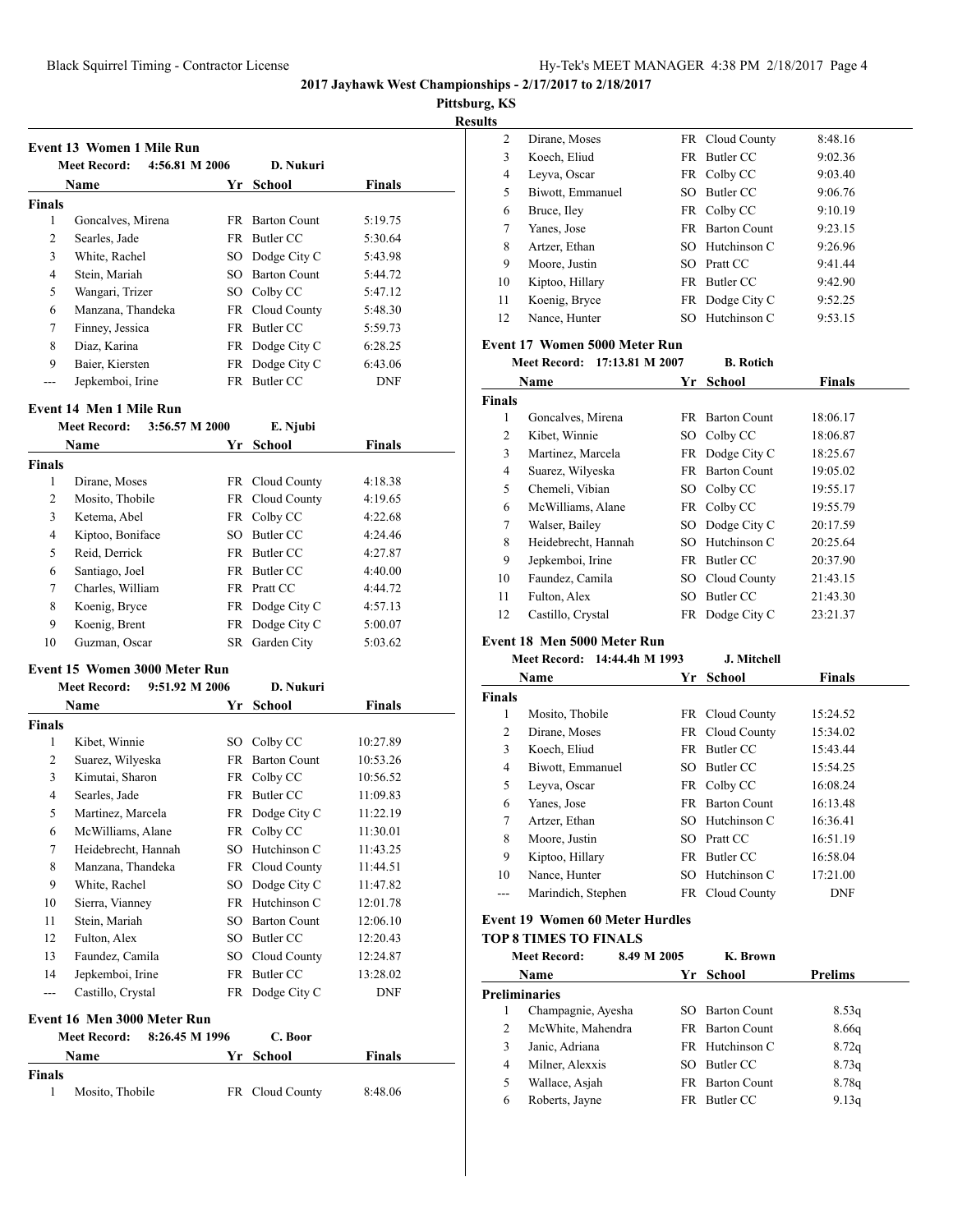**2017 Jayhawk West Championships - 2/17/2017 to 2/18/2017**

**Pittsburg, KS**

**Results**

### Event 13 Women 1 Mile Run

Meet Record: 4:56.81 M 2006 D. Nukuri

| | Name | Yr | School | Finals |
|---|---|---|---|---|
| **Finals** | | | | |
| 1 | Goncalves, Mirena | FR | Barton Count | 5:19.75 |
| 2 | Searles, Jade | FR | Butler CC | 5:30.64 |
| 3 | White, Rachel | SO | Dodge City C | 5:43.98 |
| 4 | Stein, Mariah | SO | Barton Count | 5:44.72 |
| 5 | Wangari, Trizer | SO | Colby CC | 5:47.12 |
| 6 | Manzana, Thandeka | FR | Cloud County | 5:48.30 |
| 7 | Finney, Jessica | FR | Butler CC | 5:59.73 |
| 8 | Diaz, Karina | FR | Dodge City C | 6:28.25 |
| 9 | Baier, Kiersten | FR | Dodge City C | 6:43.06 |
| --- | Jepkemboi, Irine | FR | Butler CC | DNF |

### Event 14 Men 1 Mile Run

Meet Record: 3:56.57 M 2000 E. Njubi

| | Name | Yr | School | Finals |
|---|---|---|---|---|
| **Finals** | | | | |
| 1 | Dirane, Moses | FR | Cloud County | 4:18.38 |
| 2 | Mosito, Thobile | FR | Cloud County | 4:19.65 |
| 3 | Ketema, Abel | FR | Colby CC | 4:22.68 |
| 4 | Kiptoo, Boniface | SO | Butler CC | 4:24.46 |
| 5 | Reid, Derrick | FR | Butler CC | 4:27.87 |
| 6 | Santiago, Joel | FR | Butler CC | 4:40.00 |
| 7 | Charles, William | FR | Pratt CC | 4:44.72 |
| 8 | Koenig, Bryce | FR | Dodge City C | 4:57.13 |
| 9 | Koenig, Brent | FR | Dodge City C | 5:00.07 |
| 10 | Guzman, Oscar | SR | Garden City | 5:03.62 |

### Event 15 Women 3000 Meter Run

Meet Record: 9:51.92 M 2006 D. Nukuri

| | Name | Yr | School | Finals |
|---|---|---|---|---|
| **Finals** | | | | |
| 1 | Kibet, Winnie | SO | Colby CC | 10:27.89 |
| 2 | Suarez, Wilyeska | FR | Barton Count | 10:53.26 |
| 3 | Kimutai, Sharon | FR | Colby CC | 10:56.52 |
| 4 | Searles, Jade | FR | Butler CC | 11:09.83 |
| 5 | Martinez, Marcela | FR | Dodge City C | 11:22.19 |
| 6 | McWilliams, Alane | FR | Colby CC | 11:30.01 |
| 7 | Heidebrecht, Hannah | SO | Hutchinson C | 11:43.25 |
| 8 | Manzana, Thandeka | FR | Cloud County | 11:44.51 |
| 9 | White, Rachel | SO | Dodge City C | 11:47.82 |
| 10 | Sierra, Vianney | FR | Hutchinson C | 12:01.78 |
| 11 | Stein, Mariah | SO | Barton Count | 12:06.10 |
| 12 | Fulton, Alex | SO | Butler CC | 12:20.43 |
| 13 | Faundez, Camila | SO | Cloud County | 12:24.87 |
| 14 | Jepkemboi, Irine | FR | Butler CC | 13:28.02 |
| --- | Castillo, Crystal | FR | Dodge City C | DNF |

### Event 16 Men 3000 Meter Run

Meet Record: 8:26.45 M 1996 C. Boor

| | Name | Yr | School | Finals |
|---|---|---|---|---|
| **Finals** | | | | |
| 1 | Mosito, Thobile | FR | Cloud County | 8:48.06 |
| 2 | Dirane, Moses | FR | Cloud County | 8:48.16 |
| 3 | Koech, Eliud | FR | Butler CC | 9:02.36 |
| 4 | Leyva, Oscar | FR | Colby CC | 9:03.40 |
| 5 | Biwott, Emmanuel | SO | Butler CC | 9:06.76 |
| 6 | Bruce, Iley | FR | Colby CC | 9:10.19 |
| 7 | Yanes, Jose | FR | Barton Count | 9:23.15 |
| 8 | Artzer, Ethan | SO | Hutchinson C | 9:26.96 |
| 9 | Moore, Justin | SO | Pratt CC | 9:41.44 |
| 10 | Kiptoo, Hillary | FR | Butler CC | 9:42.90 |
| 11 | Koenig, Bryce | FR | Dodge City C | 9:52.25 |
| 12 | Nance, Hunter | SO | Hutchinson C | 9:53.15 |

### Event 17 Women 5000 Meter Run

Meet Record: 17:13.81 M 2007 B. Rotich

| | Name | Yr | School | Finals |
|---|---|---|---|---|
| **Finals** | | | | |
| 1 | Goncalves, Mirena | FR | Barton Count | 18:06.17 |
| 2 | Kibet, Winnie | SO | Colby CC | 18:06.87 |
| 3 | Martinez, Marcela | FR | Dodge City C | 18:25.67 |
| 4 | Suarez, Wilyeska | FR | Barton Count | 19:05.02 |
| 5 | Chemeli, Vibian | SO | Colby CC | 19:55.17 |
| 6 | McWilliams, Alane | FR | Colby CC | 19:55.79 |
| 7 | Walser, Bailey | SO | Dodge City C | 20:17.59 |
| 8 | Heidebrecht, Hannah | SO | Hutchinson C | 20:25.64 |
| 9 | Jepkemboi, Irine | FR | Butler CC | 20:37.90 |
| 10 | Faundez, Camila | SO | Cloud County | 21:43.15 |
| 11 | Fulton, Alex | SO | Butler CC | 21:43.30 |
| 12 | Castillo, Crystal | FR | Dodge City C | 23:21.37 |

### Event 18 Men 5000 Meter Run

Meet Record: 14:44.4h M 1993 J. Mitchell

| | Name | Yr | School | Finals |
|---|---|---|---|---|
| **Finals** | | | | |
| 1 | Mosito, Thobile | FR | Cloud County | 15:24.52 |
| 2 | Dirane, Moses | FR | Cloud County | 15:34.02 |
| 3 | Koech, Eliud | FR | Butler CC | 15:43.44 |
| 4 | Biwott, Emmanuel | SO | Butler CC | 15:54.25 |
| 5 | Leyva, Oscar | FR | Colby CC | 16:08.24 |
| 6 | Yanes, Jose | FR | Barton Count | 16:13.48 |
| 7 | Artzer, Ethan | SO | Hutchinson C | 16:36.41 |
| 8 | Moore, Justin | SO | Pratt CC | 16:51.19 |
| 9 | Kiptoo, Hillary | FR | Butler CC | 16:58.04 |
| 10 | Nance, Hunter | SO | Hutchinson C | 17:21.00 |
| --- | Marindich, Stephen | FR | Cloud County | DNF |

### Event 19 Women 60 Meter Hurdles

**TOP 8 TIMES TO FINALS**

Meet Record: 8.49 M 2005 K. Brown

| | Name | Yr | School | Prelims |
|---|---|---|---|---|
| **Preliminaries** | | | | |
| 1 | Champagnie, Ayesha | SO | Barton Count | 8.53q |
| 2 | McWhite, Mahendra | FR | Barton Count | 8.66q |
| 3 | Janic, Adriana | FR | Hutchinson C | 8.72q |
| 4 | Milner, Alexxis | SO | Butler CC | 8.73q |
| 5 | Wallace, Asjah | FR | Barton Count | 8.78q |
| 6 | Roberts, Jayne | FR | Butler CC | 9.13q |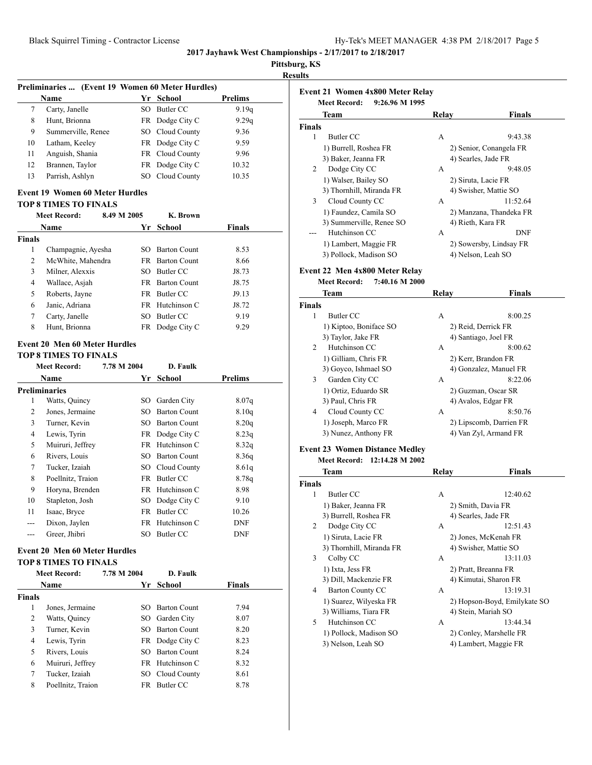**2017 Jayhawk West Championships - 2/17/2017 to 2/18/2017**

**Pittsburg, KS**

**Results**

### Preliminaries ... (Event 19 Women 60 Meter Hurdles)

| | Name | Yr | School | Prelims |
|---|---|---|---|---|
| 7 | Carty, Janelle | SO | Butler CC | 9.19q |
| 8 | Hunt, Brionna | FR | Dodge City C | 9.29q |
| 9 | Summerville, Renee | SO | Cloud County | 9.36 |
| 10 | Latham, Keeley | FR | Dodge City C | 9.59 |
| 11 | Anguish, Shania | FR | Cloud County | 9.96 |
| 12 | Brannen, Taylor | FR | Dodge City C | 10.32 |
| 13 | Parrish, Ashlyn | SO | Cloud County | 10.35 |

### Event 19 Women 60 Meter Hurdles

**TOP 8 TIMES TO FINALS**

Meet Record: 8.49 M 2005 K. Brown

| | Name | Yr | School | Finals |
|---|---|---|---|---|
| **Finals** | | | | |
| 1 | Champagnie, Ayesha | SO | Barton Count | 8.53 |
| 2 | McWhite, Mahendra | FR | Barton Count | 8.66 |
| 3 | Milner, Alexxis | SO | Butler CC | J8.73 |
| 4 | Wallace, Asjah | FR | Barton Count | J8.75 |
| 5 | Roberts, Jayne | FR | Butler CC | J9.13 |
| 6 | Janic, Adriana | FR | Hutchinson C | J8.72 |
| 7 | Carty, Janelle | SO | Butler CC | 9.19 |
| 8 | Hunt, Brionna | FR | Dodge City C | 9.29 |

### Event 20 Men 60 Meter Hurdles

**TOP 8 TIMES TO FINALS**

Meet Record: 7.78 M 2004 D. Faulk

| | Name | Yr | School | Prelims |
|---|---|---|---|---|
| **Preliminaries** | | | | |
| 1 | Watts, Quincy | SO | Garden City | 8.07q |
| 2 | Jones, Jermaine | SO | Barton Count | 8.10q |
| 3 | Turner, Kevin | SO | Barton Count | 8.20q |
| 4 | Lewis, Tyrin | FR | Dodge City C | 8.23q |
| 5 | Muiruri, Jeffrey | FR | Hutchinson C | 8.32q |
| 6 | Rivers, Louis | SO | Barton Count | 8.36q |
| 7 | Tucker, Izaiah | SO | Cloud County | 8.61q |
| 8 | Poellnitz, Traion | FR | Butler CC | 8.78q |
| 9 | Horyna, Brenden | FR | Hutchinson C | 8.98 |
| 10 | Stapleton, Josh | SO | Dodge City C | 9.10 |
| 11 | Isaac, Bryce | FR | Butler CC | 10.26 |
| --- | Dixon, Jaylen | FR | Hutchinson C | DNF |
| --- | Greer, Jhibri | SO | Butler CC | DNF |

### Event 20 Men 60 Meter Hurdles

**TOP 8 TIMES TO FINALS**

Meet Record: 7.78 M 2004 D. Faulk

| | Name | Yr | School | Finals |
|---|---|---|---|---|
| **Finals** | | | | |
| 1 | Jones, Jermaine | SO | Barton Count | 7.94 |
| 2 | Watts, Quincy | SO | Garden City | 8.07 |
| 3 | Turner, Kevin | SO | Barton Count | 8.20 |
| 4 | Lewis, Tyrin | FR | Dodge City C | 8.23 |
| 5 | Rivers, Louis | SO | Barton Count | 8.24 |
| 6 | Muiruri, Jeffrey | FR | Hutchinson C | 8.32 |
| 7 | Tucker, Izaiah | SO | Cloud County | 8.61 |
| 8 | Poellnitz, Traion | FR | Butler CC | 8.78 |

### Event 21 Women 4x800 Meter Relay

Meet Record: 9:26.96 M 1995

| | Team | Relay | Finals |
|---|---|---|---|
| **Finals** | | | |
| 1 | Butler CC | A | 9:43.38 |
| | 1) Burrell, Roshea FR | 2) Senior, Conangela FR | |
| | 3) Baker, Jeanna FR | 4) Searles, Jade FR | |
| 2 | Dodge City CC | A | 9:48.05 |
| | 1) Walser, Bailey SO | 2) Siruta, Lacie FR | |
| | 3) Thornhill, Miranda FR | 4) Swisher, Mattie SO | |
| 3 | Cloud County CC | A | 11:52.64 |
| | 1) Faundez, Camila SO | 2) Manzana, Thandeka FR | |
| | 3) Summerville, Renee SO | 4) Rieth, Kara FR | |
| --- | Hutchinson CC | A | DNF |
| | 1) Lambert, Maggie FR | 2) Sowersby, Lindsay FR | |
| | 3) Pollock, Madison SO | 4) Nelson, Leah SO | |

### Event 22 Men 4x800 Meter Relay

Meet Record: 7:40.16 M 2000

| | Team | Relay | Finals |
|---|---|---|---|
| **Finals** | | | |
| 1 | Butler CC | A | 8:00.25 |
| | 1) Kiptoo, Boniface SO | 2) Reid, Derrick FR | |
| | 3) Taylor, Jake FR | 4) Santiago, Joel FR | |
| 2 | Hutchinson CC | A | 8:00.62 |
| | 1) Gilliam, Chris FR | 2) Kerr, Brandon FR | |
| | 3) Goyco, Ishmael SO | 4) Gonzalez, Manuel FR | |
| 3 | Garden City CC | A | 8:22.06 |
| | 1) Ortiz, Eduardo SR | 2) Guzman, Oscar SR | |
| | 3) Paul, Chris FR | 4) Avalos, Edgar FR | |
| 4 | Cloud County CC | A | 8:50.76 |
| | 1) Joseph, Marco FR | 2) Lipscomb, Darrien FR | |
| | 3) Nunez, Anthony FR | 4) Van Zyl, Armand FR | |

### Event 23 Women Distance Medley

Meet Record: 12:14.28 M 2002

| | Team | Relay | Finals |
|---|---|---|---|
| **Finals** | | | |
| 1 | Butler CC | A | 12:40.62 |
| | 1) Baker, Jeanna FR | 2) Smith, Davia FR | |
| | 3) Burrell, Roshea FR | 4) Searles, Jade FR | |
| 2 | Dodge City CC | A | 12:51.43 |
| | 1) Siruta, Lacie FR | 2) Jones, McKenah FR | |
| | 3) Thornhill, Miranda FR | 4) Swisher, Mattie SO | |
| 3 | Colby CC | A | 13:11.03 |
| | 1) Ixta, Jess FR | 2) Pratt, Breanna FR | |
| | 3) Dill, Mackenzie FR | 4) Kimutai, Sharon FR | |
| 4 | Barton County CC | A | 13:19.31 |
| | 1) Suarez, Wilyeska FR | 2) Hopson-Boyd, Emilykate SO | |
| | 3) Williams, Tiara FR | 4) Stein, Mariah SO | |
| 5 | Hutchinson CC | A | 13:44.34 |
| | 1) Pollock, Madison SO | 2) Conley, Marshelle FR | |
| | 3) Nelson, Leah SO | 4) Lambert, Maggie FR | |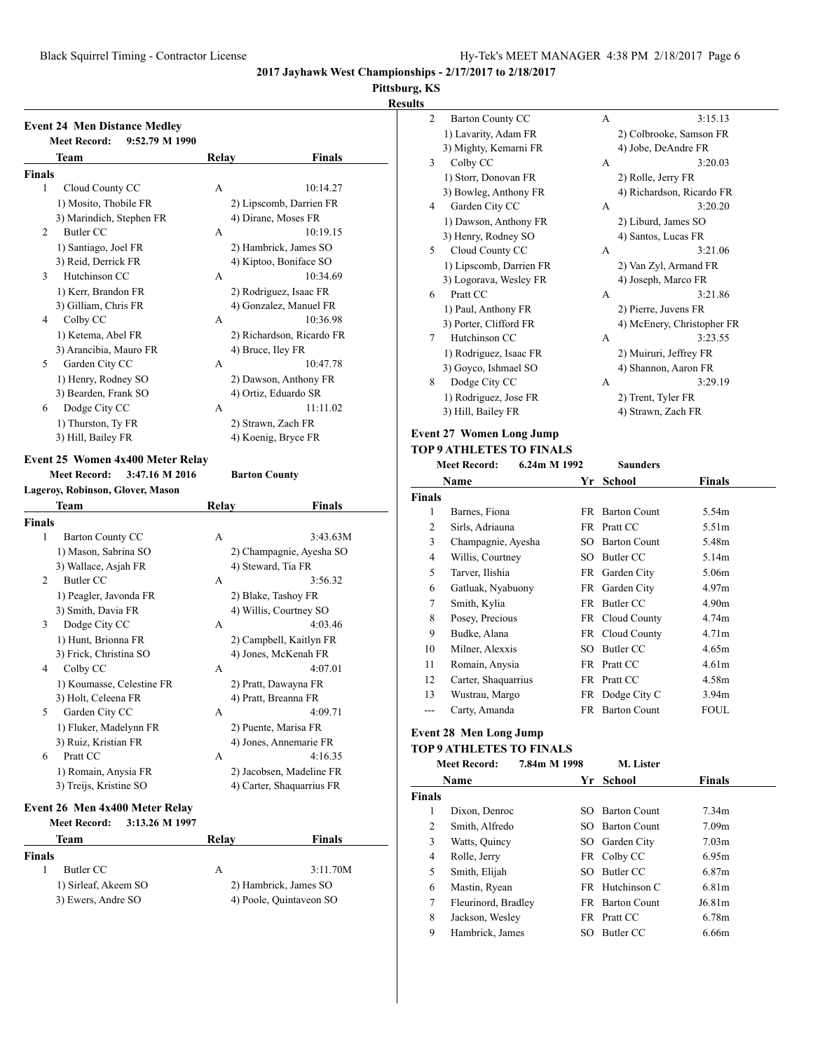**2017 Jayhawk West Championships - 2/17/2017 to 2/18/2017**

**Pittsburg, KS**

**Results**

### Event 24 Men Distance Medley

**Meet Record:** 9:52.79 M 1990

| | Team | Relay | Finals |
|---|---|---|---|
| **Finals** | | | |
| 1 | Cloud County CC | A | 10:14.27 |
| | 1) Mosito, Thobile FR; 2) Lipscomb, Darrien FR; 3) Marindich, Stephen FR; 4) Dirane, Moses FR | | |
| 2 | Butler CC | A | 10:19.15 |
| | 1) Santiago, Joel FR; 2) Hambrick, James SO; 3) Reid, Derrick FR; 4) Kiptoo, Boniface SO | | |
| 3 | Hutchinson CC | A | 10:34.69 |
| | 1) Kerr, Brandon FR; 2) Rodriguez, Isaac FR; 3) Gilliam, Chris FR; 4) Gonzalez, Manuel FR | | |
| 4 | Colby CC | A | 10:36.98 |
| | 1) Ketema, Abel FR; 2) Richardson, Ricardo FR; 3) Arancibia, Mauro FR; 4) Bruce, Iley FR | | |
| 5 | Garden City CC | A | 10:47.78 |
| | 1) Henry, Rodney SO; 2) Dawson, Anthony FR; 3) Bearden, Frank SO; 4) Ortiz, Eduardo SR | | |
| 6 | Dodge City CC | A | 11:11.02 |
| | 1) Thurston, Ty FR; 2) Strawn, Zach FR; 3) Hill, Bailey FR; 4) Koenig, Bryce FR | | |

### Event 25 Women 4x400 Meter Relay

**Meet Record:** 3:47.16 M 2016 **Barton County**

**Lageroy, Robinson, Glover, Mason**

| | Team | Relay | Finals |
|---|---|---|---|
| **Finals** | | | |
| 1 | Barton County CC | A | 3:43.63M |
| | 1) Mason, Sabrina SO; 2) Champagnie, Ayesha SO; 3) Wallace, Asjah FR; 4) Steward, Tia FR | | |
| 2 | Butler CC | A | 3:56.32 |
| | 1) Peagler, Javonda FR; 2) Blake, Tashoy FR; 3) Smith, Davia FR; 4) Willis, Courtney SO | | |
| 3 | Dodge City CC | A | 4:03.46 |
| | 1) Hunt, Brionna FR; 2) Campbell, Kaitlyn FR; 3) Frick, Christina SO; 4) Jones, McKenah FR | | |
| 4 | Colby CC | A | 4:07.01 |
| | 1) Koumasse, Celestine FR; 2) Pratt, Dawayna FR; 3) Holt, Celeena FR; 4) Pratt, Breanna FR | | |
| 5 | Garden City CC | A | 4:09.71 |
| | 1) Fluker, Madelynn FR; 2) Puente, Marisa FR; 3) Ruiz, Kristian FR; 4) Jones, Annemarie FR | | |
| 6 | Pratt CC | A | 4:16.35 |
| | 1) Romain, Anysia FR; 2) Jacobsen, Madeline FR; 3) Treijs, Kristine SO; 4) Carter, Shaquarrius FR | | |

### Event 26 Men 4x400 Meter Relay

**Meet Record:** 3:13.26 M 1997

| | Team | Relay | Finals |
|---|---|---|---|
| **Finals** | | | |
| 1 | Butler CC | A | 3:11.70M |
| | 1) Sirleaf, Akeem SO; 2) Hambrick, James SO; 3) Ewers, Andre SO; 4) Poole, Quintaveon SO | | |
| 2 | Barton County CC | A | 3:15.13 |
| | 1) Lavarity, Adam FR; 2) Colbrooke, Samson FR; 3) Mighty, Kemarni FR; 4) Jobe, DeAndre FR | | |
| 3 | Colby CC | A | 3:20.03 |
| | 1) Storr, Donovan FR; 2) Rolle, Jerry FR; 3) Bowleg, Anthony FR; 4) Richardson, Ricardo FR | | |
| 4 | Garden City CC | A | 3:20.20 |
| | 1) Dawson, Anthony FR; 2) Liburd, James SO; 3) Henry, Rodney SO; 4) Santos, Lucas FR | | |
| 5 | Cloud County CC | A | 3:21.06 |
| | 1) Lipscomb, Darrien FR; 2) Van Zyl, Armand FR; 3) Logorava, Wesley FR; 4) Joseph, Marco FR | | |
| 6 | Pratt CC | A | 3:21.86 |
| | 1) Paul, Anthony FR; 2) Pierre, Juvens FR; 3) Porter, Clifford FR; 4) McEnery, Christopher FR | | |
| 7 | Hutchinson CC | A | 3:23.55 |
| | 1) Rodriguez, Isaac FR; 2) Muiruri, Jeffrey FR; 3) Goyco, Ishmael SO; 4) Shannon, Aaron FR | | |
| 8 | Dodge City CC | A | 3:29.19 |
| | 1) Rodriguez, Jose FR; 2) Trent, Tyler FR; 3) Hill, Bailey FR; 4) Strawn, Zach FR | | |

### Event 27 Women Long Jump

**TOP 9 ATHLETES TO FINALS**

**Meet Record:** 6.24m M 1992 **Saunders**

| | Name | Yr | School | Finals |
|---|---|---|---|---|
| **Finals** | | | | |
| 1 | Barnes, Fiona | FR | Barton Count | 5.54m |
| 2 | Sirls, Adriauna | FR | Pratt CC | 5.51m |
| 3 | Champagnie, Ayesha | SO | Barton Count | 5.48m |
| 4 | Willis, Courtney | SO | Butler CC | 5.14m |
| 5 | Tarver, Ilishia | FR | Garden City | 5.06m |
| 6 | Gatluak, Nyabuony | FR | Garden City | 4.97m |
| 7 | Smith, Kylia | FR | Butler CC | 4.90m |
| 8 | Posey, Precious | FR | Cloud County | 4.74m |
| 9 | Budke, Alana | FR | Cloud County | 4.71m |
| 10 | Milner, Alexxis | SO | Butler CC | 4.65m |
| 11 | Romain, Anysia | FR | Pratt CC | 4.61m |
| 12 | Carter, Shaquarrius | FR | Pratt CC | 4.58m |
| 13 | Wustrau, Margo | FR | Dodge City C | 3.94m |
| --- | Carty, Amanda | FR | Barton Count | FOUL |

### Event 28 Men Long Jump

**TOP 9 ATHLETES TO FINALS**

**Meet Record:** 7.84m M 1998 **M. Lister**

| | Name | Yr | School | Finals |
|---|---|---|---|---|
| **Finals** | | | | |
| 1 | Dixon, Denroc | SO | Barton Count | 7.34m |
| 2 | Smith, Alfredo | SO | Barton Count | 7.09m |
| 3 | Watts, Quincy | SO | Garden City | 7.03m |
| 4 | Rolle, Jerry | FR | Colby CC | 6.95m |
| 5 | Smith, Elijah | SO | Butler CC | 6.87m |
| 6 | Mastin, Ryean | FR | Hutchinson C | 6.81m |
| 7 | Fleurinord, Bradley | FR | Barton Count | J6.81m |
| 8 | Jackson, Wesley | FR | Pratt CC | 6.78m |
| 9 | Hambrick, James | SO | Butler CC | 6.66m |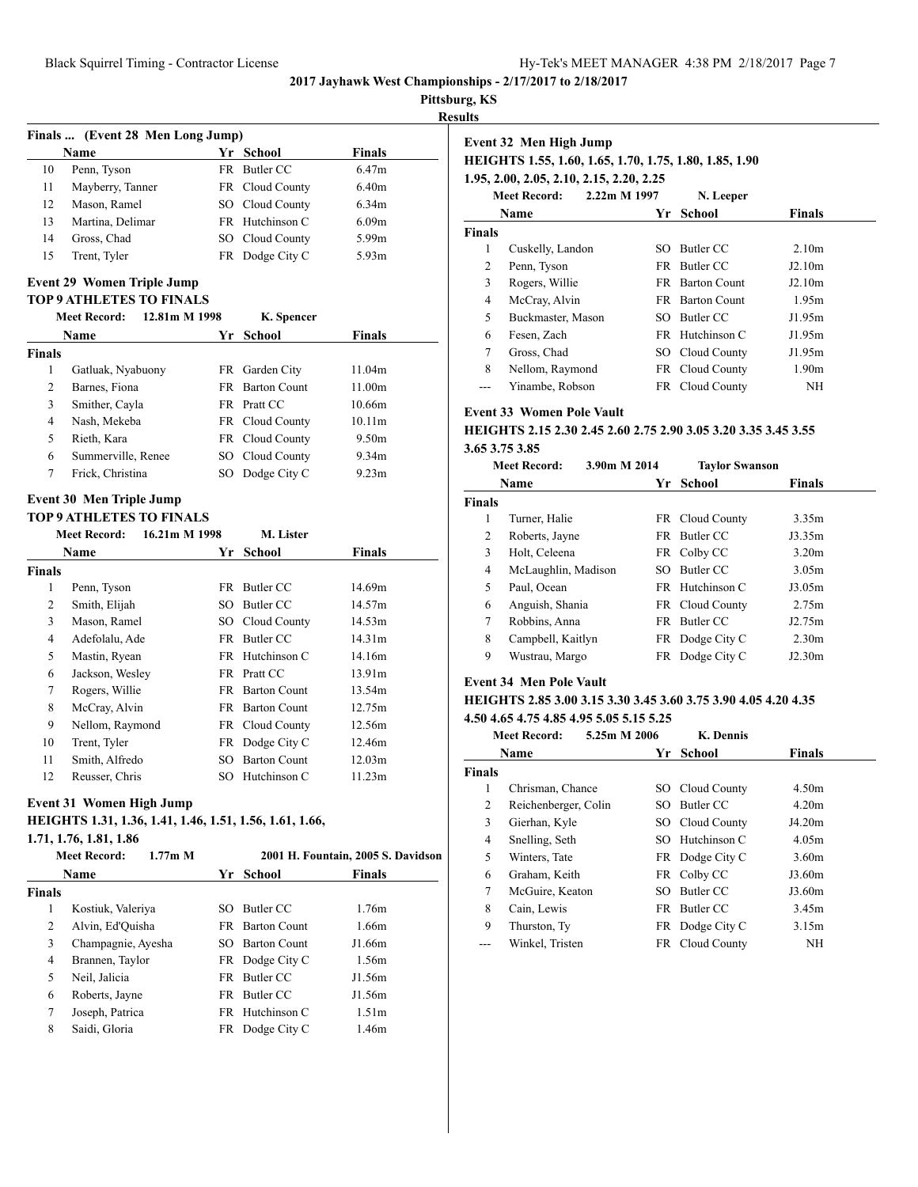2017 Jayhawk West Championships - 2/17/2017 to 2/18/2017

Pittsburg, KS

Results

**Finals ... (Event 28 Men Long Jump)**

| | Name | Yr | School | Finals |
|---|---|---|---|---|
| 10 | Penn, Tyson | FR | Butler CC | 6.47m |
| 11 | Mayberry, Tanner | FR | Cloud County | 6.40m |
| 12 | Mason, Ramel | SO | Cloud County | 6.34m |
| 13 | Martina, Delimar | FR | Hutchinson C | 6.09m |
| 14 | Gross, Chad | SO | Cloud County | 5.99m |
| 15 | Trent, Tyler | FR | Dodge City C | 5.93m |

## Event 29 Women Triple Jump

**TOP 9 ATHLETES TO FINALS**

Meet Record: 12.81m M 1998 K. Spencer

| | Name | Yr | School | Finals |
|---|---|---|---|---|
| **Finals** | | | | |
| 1 | Gatluak, Nyabuony | FR | Garden City | 11.04m |
| 2 | Barnes, Fiona | FR | Barton Count | 11.00m |
| 3 | Smither, Cayla | FR | Pratt CC | 10.66m |
| 4 | Nash, Mekeba | FR | Cloud County | 10.11m |
| 5 | Rieth, Kara | FR | Cloud County | 9.50m |
| 6 | Summerville, Renee | SO | Cloud County | 9.34m |
| 7 | Frick, Christina | SO | Dodge City C | 9.23m |

## Event 30 Men Triple Jump

**TOP 9 ATHLETES TO FINALS**

Meet Record: 16.21m M 1998 M. Lister

| | Name | Yr | School | Finals |
|---|---|---|---|---|
| **Finals** | | | | |
| 1 | Penn, Tyson | FR | Butler CC | 14.69m |
| 2 | Smith, Elijah | SO | Butler CC | 14.57m |
| 3 | Mason, Ramel | SO | Cloud County | 14.53m |
| 4 | Adefolalu, Ade | FR | Butler CC | 14.31m |
| 5 | Mastin, Ryean | FR | Hutchinson C | 14.16m |
| 6 | Jackson, Wesley | FR | Pratt CC | 13.91m |
| 7 | Rogers, Willie | FR | Barton Count | 13.54m |
| 8 | McCray, Alvin | FR | Barton Count | 12.75m |
| 9 | Nellom, Raymond | FR | Cloud County | 12.56m |
| 10 | Trent, Tyler | FR | Dodge City C | 12.46m |
| 11 | Smith, Alfredo | SO | Barton Count | 12.03m |
| 12 | Reusser, Chris | SO | Hutchinson C | 11.23m |

## Event 31 Women High Jump

**HEIGHTS 1.31, 1.36, 1.41, 1.46, 1.51, 1.56, 1.61, 1.66, 1.71, 1.76, 1.81, 1.86**

Meet Record: 1.77m M 2001 H. Fountain, 2005 S. Davidson

| | Name | Yr | School | Finals |
|---|---|---|---|---|
| **Finals** | | | | |
| 1 | Kostiuk, Valeriya | SO | Butler CC | 1.76m |
| 2 | Alvin, Ed'Quisha | FR | Barton Count | 1.66m |
| 3 | Champagnie, Ayesha | SO | Barton Count | J1.66m |
| 4 | Brannen, Taylor | FR | Dodge City C | 1.56m |
| 5 | Neil, Jalicia | FR | Butler CC | J1.56m |
| 6 | Roberts, Jayne | FR | Butler CC | J1.56m |
| 7 | Joseph, Patrica | FR | Hutchinson C | 1.51m |
| 8 | Saidi, Gloria | FR | Dodge City C | 1.46m |

## Event 32 Men High Jump

**HEIGHTS 1.55, 1.60, 1.65, 1.70, 1.75, 1.80, 1.85, 1.90 1.95, 2.00, 2.05, 2.10, 2.15, 2.20, 2.25**

Meet Record: 2.22m M 1997 N. Leeper

| | Name | Yr | School | Finals |
|---|---|---|---|---|
| **Finals** | | | | |
| 1 | Cuskelly, Landon | SO | Butler CC | 2.10m |
| 2 | Penn, Tyson | FR | Butler CC | J2.10m |
| 3 | Rogers, Willie | FR | Barton Count | J2.10m |
| 4 | McCray, Alvin | FR | Barton Count | 1.95m |
| 5 | Buckmaster, Mason | SO | Butler CC | J1.95m |
| 6 | Fesen, Zach | FR | Hutchinson C | J1.95m |
| 7 | Gross, Chad | SO | Cloud County | J1.95m |
| 8 | Nellom, Raymond | FR | Cloud County | 1.90m |
| --- | Yinambe, Robson | FR | Cloud County | NH |

## Event 33 Women Pole Vault

**HEIGHTS 2.15 2.30 2.45 2.60 2.75 2.90 3.05 3.20 3.35 3.45 3.55 3.65 3.75 3.85**

Meet Record: 3.90m M 2014 Taylor Swanson

| | Name | Yr | School | Finals |
|---|---|---|---|---|
| **Finals** | | | | |
| 1 | Turner, Halie | FR | Cloud County | 3.35m |
| 2 | Roberts, Jayne | FR | Butler CC | J3.35m |
| 3 | Holt, Celeena | FR | Colby CC | 3.20m |
| 4 | McLaughlin, Madison | SO | Butler CC | 3.05m |
| 5 | Paul, Ocean | FR | Hutchinson C | J3.05m |
| 6 | Anguish, Shania | FR | Cloud County | 2.75m |
| 7 | Robbins, Anna | FR | Butler CC | J2.75m |
| 8 | Campbell, Kaitlyn | FR | Dodge City C | 2.30m |
| 9 | Wustrau, Margo | FR | Dodge City C | J2.30m |

## Event 34 Men Pole Vault

**HEIGHTS 2.85 3.00 3.15 3.30 3.45 3.60 3.75 3.90 4.05 4.20 4.35 4.50 4.65 4.75 4.85 4.95 5.05 5.15 5.25**

Meet Record: 5.25m M 2006 K. Dennis

| | Name | Yr | School | Finals |
|---|---|---|---|---|
| **Finals** | | | | |
| 1 | Chrisman, Chance | SO | Cloud County | 4.50m |
| 2 | Reichenberger, Colin | SO | Butler CC | 4.20m |
| 3 | Gierhan, Kyle | SO | Cloud County | J4.20m |
| 4 | Snelling, Seth | SO | Hutchinson C | 4.05m |
| 5 | Winters, Tate | FR | Dodge City C | 3.60m |
| 6 | Graham, Keith | FR | Colby CC | J3.60m |
| 7 | McGuire, Keaton | SO | Butler CC | J3.60m |
| 8 | Cain, Lewis | FR | Butler CC | 3.45m |
| 9 | Thurston, Ty | FR | Dodge City C | 3.15m |
| --- | Winkel, Tristen | FR | Cloud County | NH |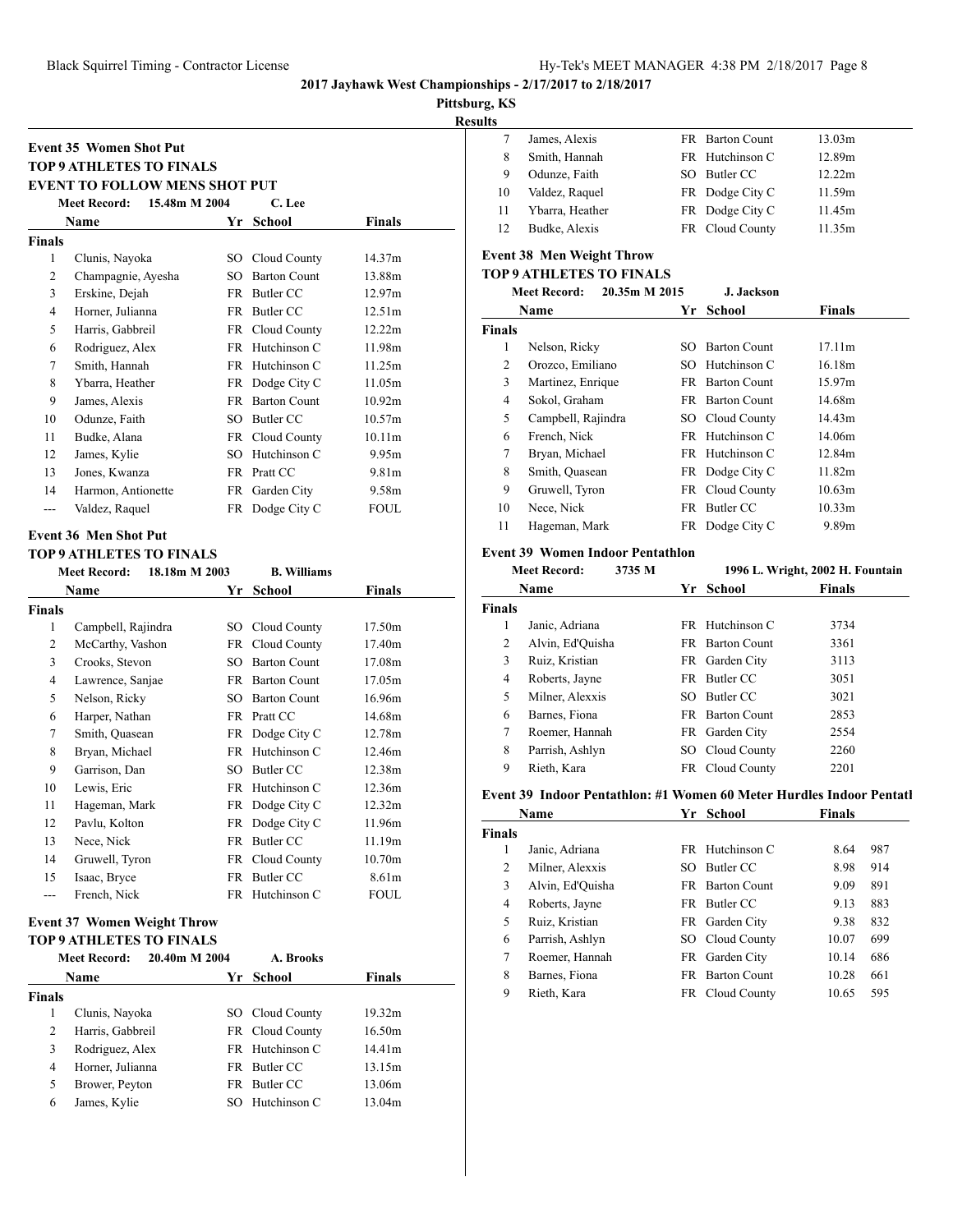**2017 Jayhawk West Championships - 2/17/2017 to 2/18/2017**

**Pittsburg, KS**

**Results**

## Event 35 Women Shot Put

**TOP 9 ATHLETES TO FINALS**

**EVENT TO FOLLOW MENS SHOT PUT**

Meet Record: 15.48m M 2004 C. Lee

| | Name | Yr | School | Finals |
|---|---|---|---|---|
| **Finals** | | | | |
| 1 | Clunis, Nayoka | SO | Cloud County | 14.37m |
| 2 | Champagnie, Ayesha | SO | Barton Count | 13.88m |
| 3 | Erskine, Dejah | FR | Butler CC | 12.97m |
| 4 | Horner, Julianna | FR | Butler CC | 12.51m |
| 5 | Harris, Gabbreil | FR | Cloud County | 12.22m |
| 6 | Rodriguez, Alex | FR | Hutchinson C | 11.98m |
| 7 | Smith, Hannah | FR | Hutchinson C | 11.25m |
| 8 | Ybarra, Heather | FR | Dodge City C | 11.05m |
| 9 | James, Alexis | FR | Barton Count | 10.92m |
| 10 | Odunze, Faith | SO | Butler CC | 10.57m |
| 11 | Budke, Alana | FR | Cloud County | 10.11m |
| 12 | James, Kylie | SO | Hutchinson C | 9.95m |
| 13 | Jones, Kwanza | FR | Pratt CC | 9.81m |
| 14 | Harmon, Antionette | FR | Garden City | 9.58m |
| --- | Valdez, Raquel | FR | Dodge City C | FOUL |

## Event 36 Men Shot Put

**TOP 9 ATHLETES TO FINALS**

Meet Record: 18.18m M 2003 B. Williams

| | Name | Yr | School | Finals |
|---|---|---|---|---|
| **Finals** | | | | |
| 1 | Campbell, Rajindra | SO | Cloud County | 17.50m |
| 2 | McCarthy, Vashon | FR | Cloud County | 17.40m |
| 3 | Crooks, Stevon | SO | Barton Count | 17.08m |
| 4 | Lawrence, Sanjae | FR | Barton Count | 17.05m |
| 5 | Nelson, Ricky | SO | Barton Count | 16.96m |
| 6 | Harper, Nathan | FR | Pratt CC | 14.68m |
| 7 | Smith, Quasean | FR | Dodge City C | 12.78m |
| 8 | Bryan, Michael | FR | Hutchinson C | 12.46m |
| 9 | Garrison, Dan | SO | Butler CC | 12.38m |
| 10 | Lewis, Eric | FR | Hutchinson C | 12.36m |
| 11 | Hageman, Mark | FR | Dodge City C | 12.32m |
| 12 | Pavlu, Kolton | FR | Dodge City C | 11.96m |
| 13 | Nece, Nick | FR | Butler CC | 11.19m |
| 14 | Gruwell, Tyron | FR | Cloud County | 10.70m |
| 15 | Isaac, Bryce | FR | Butler CC | 8.61m |
| --- | French, Nick | FR | Hutchinson C | FOUL |

## Event 37 Women Weight Throw

**TOP 9 ATHLETES TO FINALS**

Meet Record: 20.40m M 2004 A. Brooks

| | Name | Yr | School | Finals |
|---|---|---|---|---|
| **Finals** | | | | |
| 1 | Clunis, Nayoka | SO | Cloud County | 19.32m |
| 2 | Harris, Gabbreil | FR | Cloud County | 16.50m |
| 3 | Rodriguez, Alex | FR | Hutchinson C | 14.41m |
| 4 | Horner, Julianna | FR | Butler CC | 13.15m |
| 5 | Brower, Peyton | FR | Butler CC | 13.06m |
| 6 | James, Kylie | SO | Hutchinson C | 13.04m |
| 7 | James, Alexis | FR | Barton Count | 13.03m |
| 8 | Smith, Hannah | FR | Hutchinson C | 12.89m |
| 9 | Odunze, Faith | SO | Butler CC | 12.22m |
| 10 | Valdez, Raquel | FR | Dodge City C | 11.59m |
| 11 | Ybarra, Heather | FR | Dodge City C | 11.45m |
| 12 | Budke, Alexis | FR | Cloud County | 11.35m |

## Event 38 Men Weight Throw

**TOP 9 ATHLETES TO FINALS**

Meet Record: 20.35m M 2015 J. Jackson

| | Name | Yr | School | Finals |
|---|---|---|---|---|
| **Finals** | | | | |
| 1 | Nelson, Ricky | SO | Barton Count | 17.11m |
| 2 | Orozco, Emiliano | SO | Hutchinson C | 16.18m |
| 3 | Martinez, Enrique | FR | Barton Count | 15.97m |
| 4 | Sokol, Graham | FR | Barton Count | 14.68m |
| 5 | Campbell, Rajindra | SO | Cloud County | 14.43m |
| 6 | French, Nick | FR | Hutchinson C | 14.06m |
| 7 | Bryan, Michael | FR | Hutchinson C | 12.84m |
| 8 | Smith, Quasean | FR | Dodge City C | 11.82m |
| 9 | Gruwell, Tyron | FR | Cloud County | 10.63m |
| 10 | Nece, Nick | FR | Butler CC | 10.33m |
| 11 | Hageman, Mark | FR | Dodge City C | 9.89m |

## Event 39 Women Indoor Pentathlon

Meet Record: 3735 M 1996 L. Wright, 2002 H. Fountain

| | Name | Yr | School | Finals |
|---|---|---|---|---|
| **Finals** | | | | |
| 1 | Janic, Adriana | FR | Hutchinson C | 3734 |
| 2 | Alvin, Ed'Quisha | FR | Barton Count | 3361 |
| 3 | Ruiz, Kristian | FR | Garden City | 3113 |
| 4 | Roberts, Jayne | FR | Butler CC | 3051 |
| 5 | Milner, Alexxis | SO | Butler CC | 3021 |
| 6 | Barnes, Fiona | FR | Barton Count | 2853 |
| 7 | Roemer, Hannah | FR | Garden City | 2554 |
| 8 | Parrish, Ashlyn | SO | Cloud County | 2260 |
| 9 | Rieth, Kara | FR | Cloud County | 2201 |

## Event 39 Indoor Pentathlon: #1 Women 60 Meter Hurdles Indoor Pentatl

| | Name | Yr | School | Finals | |
|---|---|---|---|---|---|
| **Finals** | | | | | |
| 1 | Janic, Adriana | FR | Hutchinson C | 8.64 | 987 |
| 2 | Milner, Alexxis | SO | Butler CC | 8.98 | 914 |
| 3 | Alvin, Ed'Quisha | FR | Barton Count | 9.09 | 891 |
| 4 | Roberts, Jayne | FR | Butler CC | 9.13 | 883 |
| 5 | Ruiz, Kristian | FR | Garden City | 9.38 | 832 |
| 6 | Parrish, Ashlyn | SO | Cloud County | 10.07 | 699 |
| 7 | Roemer, Hannah | FR | Garden City | 10.14 | 686 |
| 8 | Barnes, Fiona | FR | Barton Count | 10.28 | 661 |
| 9 | Rieth, Kara | FR | Cloud County | 10.65 | 595 |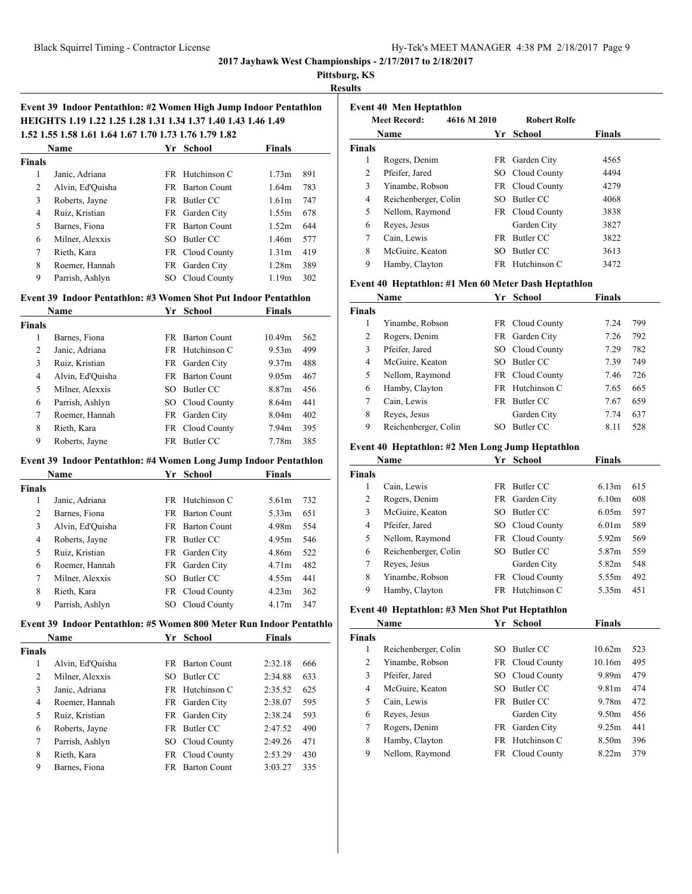**2017 Jayhawk West Championships - 2/17/2017 to 2/18/2017**

**Pittsburg, KS**

**Results**

### Event 39 Indoor Pentathlon: #2 Women High Jump Indoor Pentathlon

HEIGHTS 1.19 1.22 1.25 1.28 1.31 1.34 1.37 1.40 1.43 1.46 1.49 1.52 1.55 1.58 1.61 1.64 1.67 1.70 1.73 1.76 1.79 1.82

| | Name | Yr | School | Finals | |
|---|---|---|---|---|---|
| **Finals** | | | | | |
| 1 | Janic, Adriana | FR | Hutchinson C | 1.73m | 891 |
| 2 | Alvin, Ed'Quisha | FR | Barton Count | 1.64m | 783 |
| 3 | Roberts, Jayne | FR | Butler CC | 1.61m | 747 |
| 4 | Ruiz, Kristian | FR | Garden City | 1.55m | 678 |
| 5 | Barnes, Fiona | FR | Barton Count | 1.52m | 644 |
| 6 | Milner, Alexxis | SO | Butler CC | 1.46m | 577 |
| 7 | Rieth, Kara | FR | Cloud County | 1.31m | 419 |
| 8 | Roemer, Hannah | FR | Garden City | 1.28m | 389 |
| 9 | Parrish, Ashlyn | SO | Cloud County | 1.19m | 302 |

### Event 39 Indoor Pentathlon: #3 Women Shot Put Indoor Pentathlon

| | Name | Yr | School | Finals | |
|---|---|---|---|---|---|
| **Finals** | | | | | |
| 1 | Barnes, Fiona | FR | Barton Count | 10.49m | 562 |
| 2 | Janic, Adriana | FR | Hutchinson C | 9.53m | 499 |
| 3 | Ruiz, Kristian | FR | Garden City | 9.37m | 488 |
| 4 | Alvin, Ed'Quisha | FR | Barton Count | 9.05m | 467 |
| 5 | Milner, Alexxis | SO | Butler CC | 8.87m | 456 |
| 6 | Parrish, Ashlyn | SO | Cloud County | 8.64m | 441 |
| 7 | Roemer, Hannah | FR | Garden City | 8.04m | 402 |
| 8 | Rieth, Kara | FR | Cloud County | 7.94m | 395 |
| 9 | Roberts, Jayne | FR | Butler CC | 7.78m | 385 |

### Event 39 Indoor Pentathlon: #4 Women Long Jump Indoor Pentathlon

| | Name | Yr | School | Finals | |
|---|---|---|---|---|---|
| **Finals** | | | | | |
| 1 | Janic, Adriana | FR | Hutchinson C | 5.61m | 732 |
| 2 | Barnes, Fiona | FR | Barton Count | 5.33m | 651 |
| 3 | Alvin, Ed'Quisha | FR | Barton Count | 4.98m | 554 |
| 4 | Roberts, Jayne | FR | Butler CC | 4.95m | 546 |
| 5 | Ruiz, Kristian | FR | Garden City | 4.86m | 522 |
| 6 | Roemer, Hannah | FR | Garden City | 4.71m | 482 |
| 7 | Milner, Alexxis | SO | Butler CC | 4.55m | 441 |
| 8 | Rieth, Kara | FR | Cloud County | 4.23m | 362 |
| 9 | Parrish, Ashlyn | SO | Cloud County | 4.17m | 347 |

### Event 39 Indoor Pentathlon: #5 Women 800 Meter Run Indoor Pentathlo

| | Name | Yr | School | Finals | |
|---|---|---|---|---|---|
| **Finals** | | | | | |
| 1 | Alvin, Ed'Quisha | FR | Barton Count | 2:32.18 | 666 |
| 2 | Milner, Alexxis | SO | Butler CC | 2:34.88 | 633 |
| 3 | Janic, Adriana | FR | Hutchinson C | 2:35.52 | 625 |
| 4 | Roemer, Hannah | FR | Garden City | 2:38.07 | 595 |
| 5 | Ruiz, Kristian | FR | Garden City | 2:38.24 | 593 |
| 6 | Roberts, Jayne | FR | Butler CC | 2:47.52 | 490 |
| 7 | Parrish, Ashlyn | SO | Cloud County | 2:49.26 | 471 |
| 8 | Rieth, Kara | FR | Cloud County | 2:53.29 | 430 |
| 9 | Barnes, Fiona | FR | Barton Count | 3:03.27 | 335 |

### Event 40 Men Heptathlon

Meet Record: 4616 M 2010 Robert Rolfe

| | Name | Yr | School | Finals |
|---|---|---|---|---|
| **Finals** | | | | |
| 1 | Rogers, Denim | FR | Garden City | 4565 |
| 2 | Pfeifer, Jared | SO | Cloud County | 4494 |
| 3 | Yinambe, Robson | FR | Cloud County | 4279 |
| 4 | Reichenberger, Colin | SO | Butler CC | 4068 |
| 5 | Nellom, Raymond | FR | Cloud County | 3838 |
| 6 | Reyes, Jesus | | Garden City | 3827 |
| 7 | Cain, Lewis | FR | Butler CC | 3822 |
| 8 | McGuire, Keaton | SO | Butler CC | 3613 |
| 9 | Hamby, Clayton | FR | Hutchinson C | 3472 |

### Event 40 Heptathlon: #1 Men 60 Meter Dash Heptathlon

| | Name | Yr | School | Finals | |
|---|---|---|---|---|---|
| **Finals** | | | | | |
| 1 | Yinambe, Robson | FR | Cloud County | 7.24 | 799 |
| 2 | Rogers, Denim | FR | Garden City | 7.26 | 792 |
| 3 | Pfeifer, Jared | SO | Cloud County | 7.29 | 782 |
| 4 | McGuire, Keaton | SO | Butler CC | 7.39 | 749 |
| 5 | Nellom, Raymond | FR | Cloud County | 7.46 | 726 |
| 6 | Hamby, Clayton | FR | Hutchinson C | 7.65 | 665 |
| 7 | Cain, Lewis | FR | Butler CC | 7.67 | 659 |
| 8 | Reyes, Jesus | | Garden City | 7.74 | 637 |
| 9 | Reichenberger, Colin | SO | Butler CC | 8.11 | 528 |

### Event 40 Heptathlon: #2 Men Long Jump Heptathlon

| | Name | Yr | School | Finals | |
|---|---|---|---|---|---|
| **Finals** | | | | | |
| 1 | Cain, Lewis | FR | Butler CC | 6.13m | 615 |
| 2 | Rogers, Denim | FR | Garden City | 6.10m | 608 |
| 3 | McGuire, Keaton | SO | Butler CC | 6.05m | 597 |
| 4 | Pfeifer, Jared | SO | Cloud County | 6.01m | 589 |
| 5 | Nellom, Raymond | FR | Cloud County | 5.92m | 569 |
| 6 | Reichenberger, Colin | SO | Butler CC | 5.87m | 559 |
| 7 | Reyes, Jesus | | Garden City | 5.82m | 548 |
| 8 | Yinambe, Robson | FR | Cloud County | 5.55m | 492 |
| 9 | Hamby, Clayton | FR | Hutchinson C | 5.35m | 451 |

### Event 40 Heptathlon: #3 Men Shot Put Heptathlon

| | Name | Yr | School | Finals | |
|---|---|---|---|---|---|
| **Finals** | | | | | |
| 1 | Reichenberger, Colin | SO | Butler CC | 10.62m | 523 |
| 2 | Yinambe, Robson | FR | Cloud County | 10.16m | 495 |
| 3 | Pfeifer, Jared | SO | Cloud County | 9.89m | 479 |
| 4 | McGuire, Keaton | SO | Butler CC | 9.81m | 474 |
| 5 | Cain, Lewis | FR | Butler CC | 9.78m | 472 |
| 6 | Reyes, Jesus | | Garden City | 9.50m | 456 |
| 7 | Rogers, Denim | FR | Garden City | 9.25m | 441 |
| 8 | Hamby, Clayton | FR | Hutchinson C | 8.50m | 396 |
| 9 | Nellom, Raymond | FR | Cloud County | 8.22m | 379 |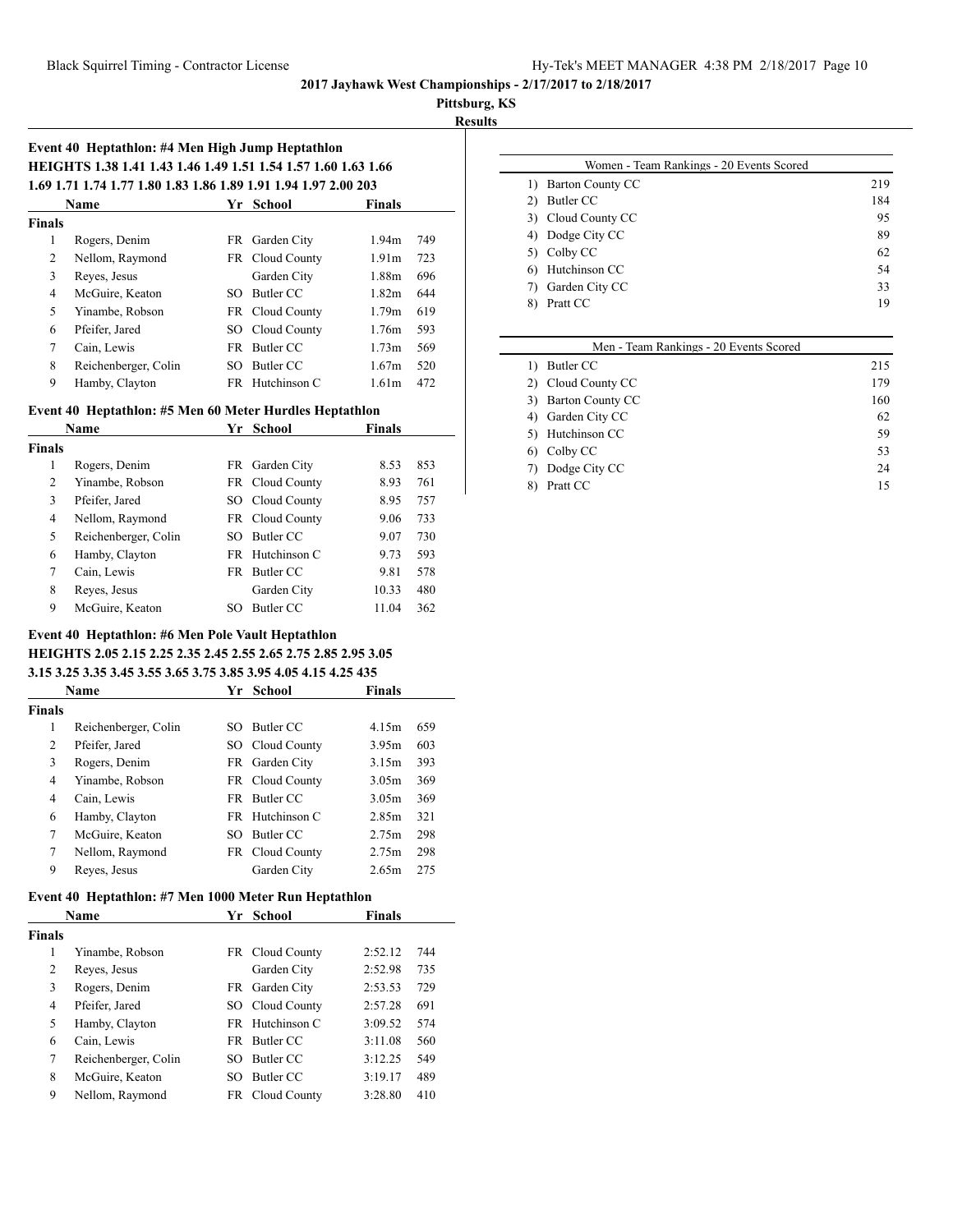### Event 40 Heptathlon: #4 Men High Jump Heptathlon

**HEIGHTS 1.38 1.41 1.43 1.46 1.49 1.51 1.54 1.57 1.60 1.63 1.66 1.69 1.71 1.74 1.77 1.80 1.83 1.86 1.89 1.91 1.94 1.97 2.00 203**

| | Name | Yr | School | Finals | |
|---|---|---|---|---|---|
| **Finals** | | | | | |
| 1 | Rogers, Denim | FR | Garden City | 1.94m | 749 |
| 2 | Nellom, Raymond | FR | Cloud County | 1.91m | 723 |
| 3 | Reyes, Jesus | | Garden City | 1.88m | 696 |
| 4 | McGuire, Keaton | SO | Butler CC | 1.82m | 644 |
| 5 | Yinambe, Robson | FR | Cloud County | 1.79m | 619 |
| 6 | Pfeifer, Jared | SO | Cloud County | 1.76m | 593 |
| 7 | Cain, Lewis | FR | Butler CC | 1.73m | 569 |
| 8 | Reichenberger, Colin | SO | Butler CC | 1.67m | 520 |
| 9 | Hamby, Clayton | FR | Hutchinson C | 1.61m | 472 |

### Event 40 Heptathlon: #5 Men 60 Meter Hurdles Heptathlon

| | Name | Yr | School | Finals | |
|---|---|---|---|---|---|
| **Finals** | | | | | |
| 1 | Rogers, Denim | FR | Garden City | 8.53 | 853 |
| 2 | Yinambe, Robson | FR | Cloud County | 8.93 | 761 |
| 3 | Pfeifer, Jared | SO | Cloud County | 8.95 | 757 |
| 4 | Nellom, Raymond | FR | Cloud County | 9.06 | 733 |
| 5 | Reichenberger, Colin | SO | Butler CC | 9.07 | 730 |
| 6 | Hamby, Clayton | FR | Hutchinson C | 9.73 | 593 |
| 7 | Cain, Lewis | FR | Butler CC | 9.81 | 578 |
| 8 | Reyes, Jesus | | Garden City | 10.33 | 480 |
| 9 | McGuire, Keaton | SO | Butler CC | 11.04 | 362 |

### Event 40 Heptathlon: #6 Men Pole Vault Heptathlon

**HEIGHTS 2.05 2.15 2.25 2.35 2.45 2.55 2.65 2.75 2.85 2.95 3.05 3.15 3.25 3.35 3.45 3.55 3.65 3.75 3.85 3.95 4.05 4.15 4.25 435**

| | Name | Yr | School | Finals | |
|---|---|---|---|---|---|
| **Finals** | | | | | |
| 1 | Reichenberger, Colin | SO | Butler CC | 4.15m | 659 |
| 2 | Pfeifer, Jared | SO | Cloud County | 3.95m | 603 |
| 3 | Rogers, Denim | FR | Garden City | 3.15m | 393 |
| 4 | Yinambe, Robson | FR | Cloud County | 3.05m | 369 |
| 4 | Cain, Lewis | FR | Butler CC | 3.05m | 369 |
| 6 | Hamby, Clayton | FR | Hutchinson C | 2.85m | 321 |
| 7 | McGuire, Keaton | SO | Butler CC | 2.75m | 298 |
| 7 | Nellom, Raymond | FR | Cloud County | 2.75m | 298 |
| 9 | Reyes, Jesus | | Garden City | 2.65m | 275 |

### Event 40 Heptathlon: #7 Men 1000 Meter Run Heptathlon

| | Name | Yr | School | Finals | |
|---|---|---|---|---|---|
| **Finals** | | | | | |
| 1 | Yinambe, Robson | FR | Cloud County | 2:52.12 | 744 |
| 2 | Reyes, Jesus | | Garden City | 2:52.98 | 735 |
| 3 | Rogers, Denim | FR | Garden City | 2:53.53 | 729 |
| 4 | Pfeifer, Jared | SO | Cloud County | 2:57.28 | 691 |
| 5 | Hamby, Clayton | FR | Hutchinson C | 3:09.52 | 574 |
| 6 | Cain, Lewis | FR | Butler CC | 3:11.08 | 560 |
| 7 | Reichenberger, Colin | SO | Butler CC | 3:12.25 | 549 |
| 8 | McGuire, Keaton | SO | Butler CC | 3:19.17 | 489 |
| 9 | Nellom, Raymond | FR | Cloud County | 3:28.80 | 410 |

| Women - Team Rankings - 20 Events Scored | | |
|---|---|---|
| 1) | Barton County CC | 219 |
| 2) | Butler CC | 184 |
| 3) | Cloud County CC | 95 |
| 4) | Dodge City CC | 89 |
| 5) | Colby CC | 62 |
| 6) | Hutchinson CC | 54 |
| 7) | Garden City CC | 33 |
| 8) | Pratt CC | 19 |

| Men - Team Rankings - 20 Events Scored | | |
|---|---|---|
| 1) | Butler CC | 215 |
| 2) | Cloud County CC | 179 |
| 3) | Barton County CC | 160 |
| 4) | Garden City CC | 62 |
| 5) | Hutchinson CC | 59 |
| 6) | Colby CC | 53 |
| 7) | Dodge City CC | 24 |
| 8) | Pratt CC | 15 |